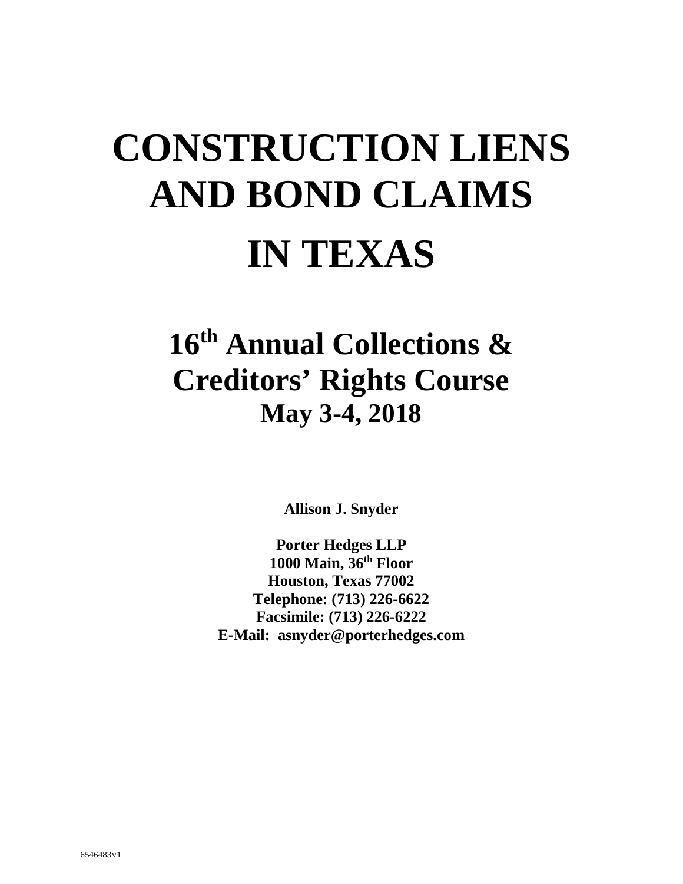# CONSTRUCTION LIENS AND BOND CLAIMS IN TEXAS

## 16th Annual Collections & Creditors' Rights Course

### May 3-4, 2018

**Allison J. Snyder**

**Porter Hedges LLP**
**1000 Main, 36th Floor**
**Houston, Texas 77002**
**Telephone: (713) 226-6622**
**Facsimile: (713) 226-6222**
**E-Mail: asnyder@porterhedges.com**

6546483v1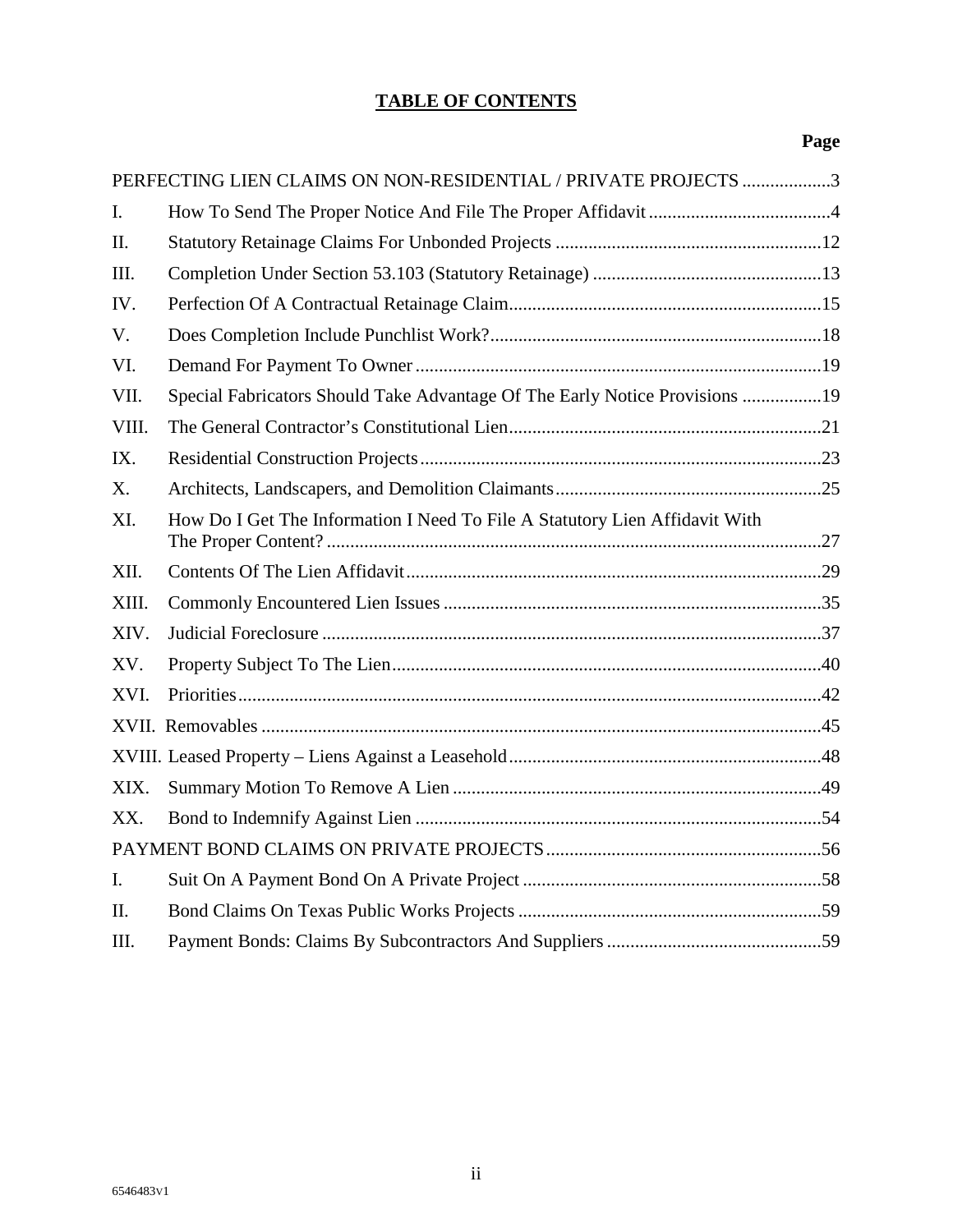# TABLE OF CONTENTS

| | | Page |
|---|---|---|
| PERFECTING LIEN CLAIMS ON NON-RESIDENTIAL / PRIVATE PROJECTS | | 3 |
| I. | How To Send The Proper Notice And File The Proper Affidavit | 4 |
| II. | Statutory Retainage Claims For Unbonded Projects | 12 |
| III. | Completion Under Section 53.103 (Statutory Retainage) | 13 |
| IV. | Perfection Of A Contractual Retainage Claim | 15 |
| V. | Does Completion Include Punchlist Work? | 18 |
| VI. | Demand For Payment To Owner | 19 |
| VII. | Special Fabricators Should Take Advantage Of The Early Notice Provisions | 19 |
| VIII. | The General Contractor's Constitutional Lien | 21 |
| IX. | Residential Construction Projects | 23 |
| X. | Architects, Landscapers, and Demolition Claimants | 25 |
| XI. | How Do I Get The Information I Need To File A Statutory Lien Affidavit With The Proper Content? | 27 |
| XII. | Contents Of The Lien Affidavit | 29 |
| XIII. | Commonly Encountered Lien Issues | 35 |
| XIV. | Judicial Foreclosure | 37 |
| XV. | Property Subject To The Lien | 40 |
| XVI. | Priorities | 42 |
| XVII. | Removables | 45 |
| XVIII. | Leased Property – Liens Against a Leasehold | 48 |
| XIX. | Summary Motion To Remove A Lien | 49 |
| XX. | Bond to Indemnify Against Lien | 54 |
| PAYMENT BOND CLAIMS ON PRIVATE PROJECTS | | 56 |
| I. | Suit On A Payment Bond On A Private Project | 58 |
| II. | Bond Claims On Texas Public Works Projects | 59 |
| III. | Payment Bonds: Claims By Subcontractors And Suppliers | 59 |

6546483v1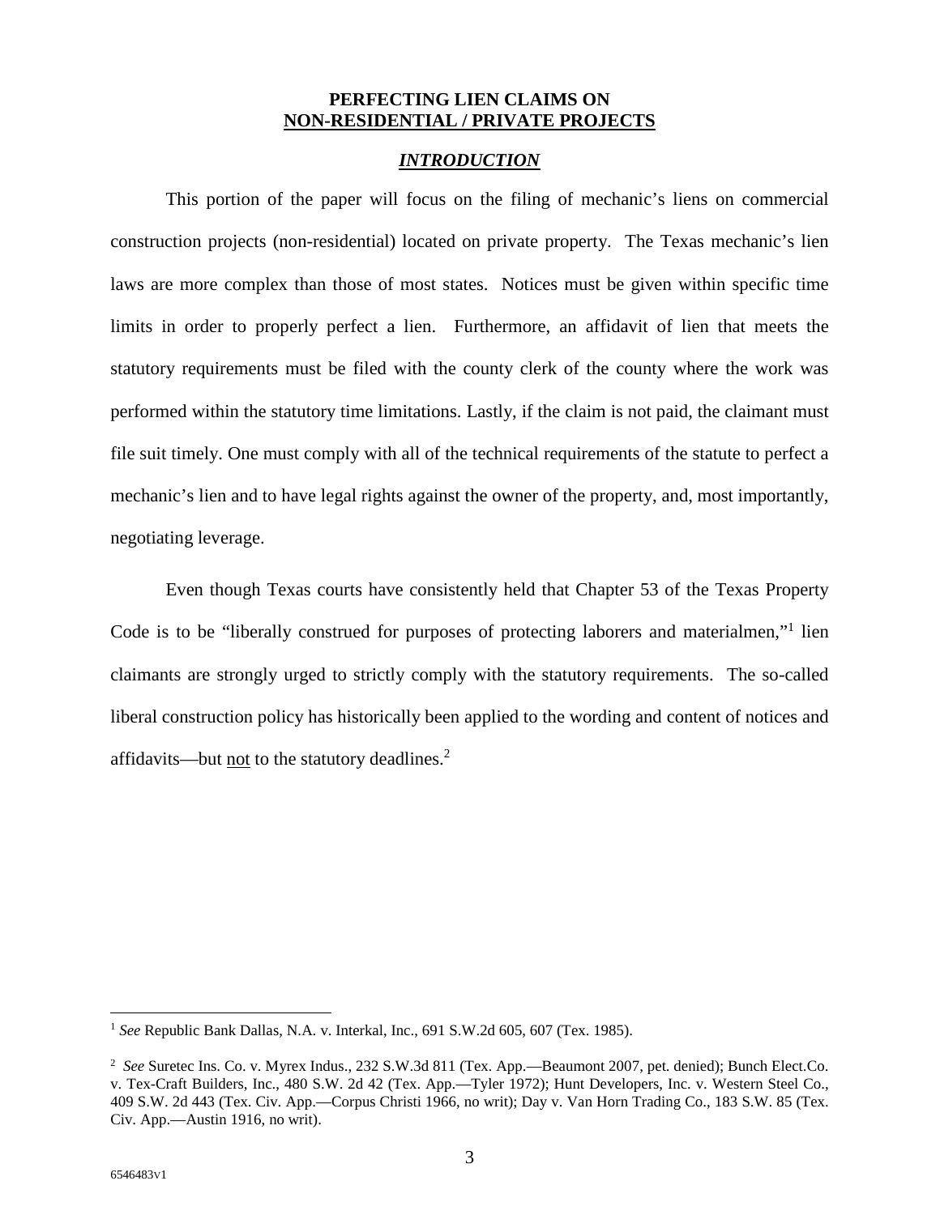# PERFECTING LIEN CLAIMS ON NON-RESIDENTIAL / PRIVATE PROJECTS

## *INTRODUCTION*

This portion of the paper will focus on the filing of mechanic's liens on commercial construction projects (non-residential) located on private property. The Texas mechanic's lien laws are more complex than those of most states. Notices must be given within specific time limits in order to properly perfect a lien. Furthermore, an affidavit of lien that meets the statutory requirements must be filed with the county clerk of the county where the work was performed within the statutory time limitations. Lastly, if the claim is not paid, the claimant must file suit timely. One must comply with all of the technical requirements of the statute to perfect a mechanic's lien and to have legal rights against the owner of the property, and, most importantly, negotiating leverage.

Even though Texas courts have consistently held that Chapter 53 of the Texas Property Code is to be "liberally construed for purposes of protecting laborers and materialmen,"[1] lien claimants are strongly urged to strictly comply with the statutory requirements. The so-called liberal construction policy has historically been applied to the wording and content of notices and affidavits—but not to the statutory deadlines.[2]

---

[1] *See* Republic Bank Dallas, N.A. v. Interkal, Inc., 691 S.W.2d 605, 607 (Tex. 1985).

[2] *See* Suretec Ins. Co. v. Myrex Indus., 232 S.W.3d 811 (Tex. App.—Beaumont 2007, pet. denied); Bunch Elect.Co. v. Tex-Craft Builders, Inc., 480 S.W. 2d 42 (Tex. App.—Tyler 1972); Hunt Developers, Inc. v. Western Steel Co., 409 S.W. 2d 443 (Tex. Civ. App.—Corpus Christi 1966, no writ); Day v. Van Horn Trading Co., 183 S.W. 85 (Tex. Civ. App.—Austin 1916, no writ).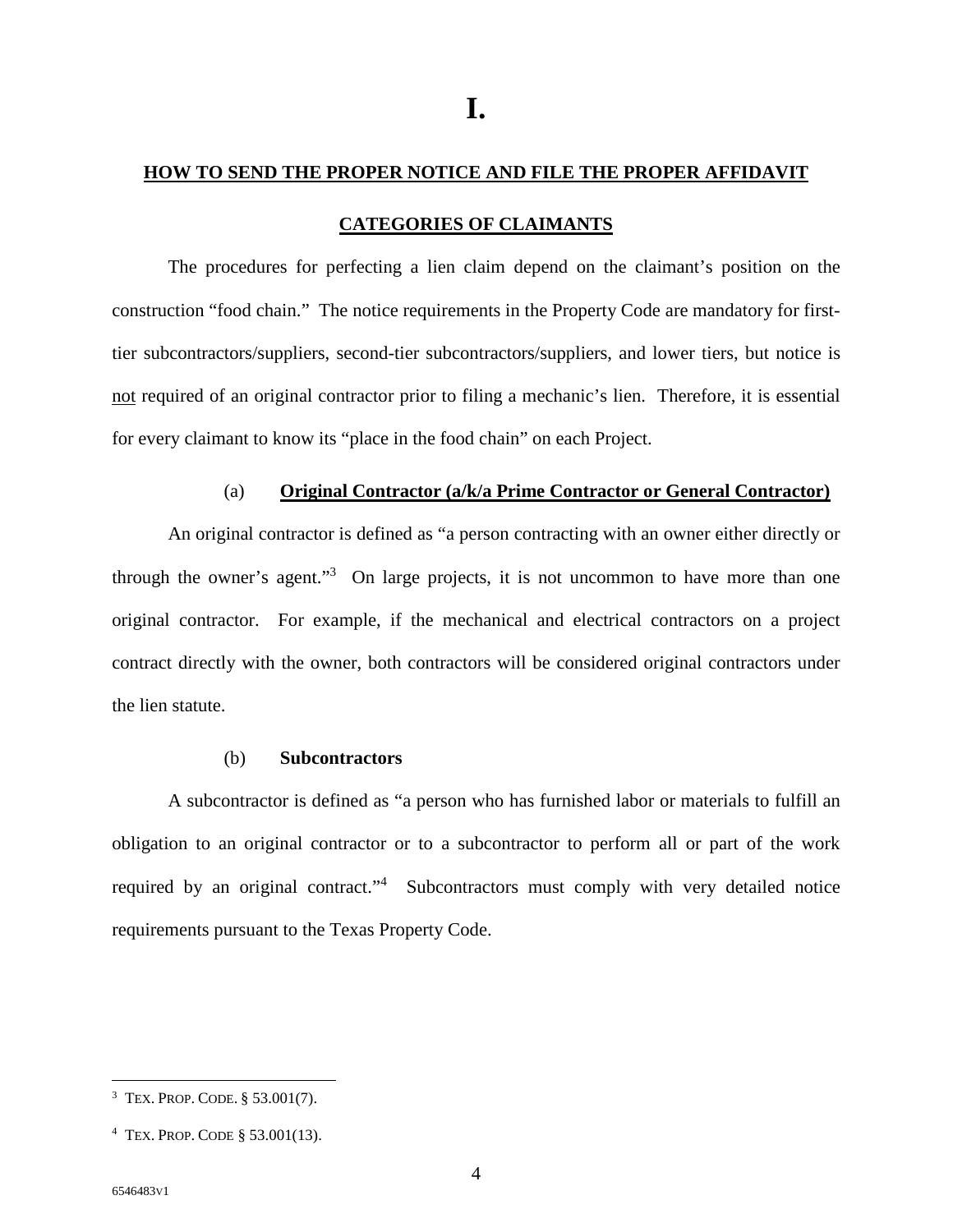# I.

## HOW TO SEND THE PROPER NOTICE AND FILE THE PROPER AFFIDAVIT

### CATEGORIES OF CLAIMANTS

The procedures for perfecting a lien claim depend on the claimant's position on the construction "food chain." The notice requirements in the Property Code are mandatory for first-tier subcontractors/suppliers, second-tier subcontractors/suppliers, and lower tiers, but notice is not required of an original contractor prior to filing a mechanic's lien. Therefore, it is essential for every claimant to know its "place in the food chain" on each Project.

#### (a) Original Contractor (a/k/a Prime Contractor or General Contractor)

An original contractor is defined as "a person contracting with an owner either directly or through the owner's agent."[3] On large projects, it is not uncommon to have more than one original contractor. For example, if the mechanical and electrical contractors on a project contract directly with the owner, both contractors will be considered original contractors under the lien statute.

#### (b) Subcontractors

A subcontractor is defined as "a person who has furnished labor or materials to fulfill an obligation to an original contractor or to a subcontractor to perform all or part of the work required by an original contract."[4] Subcontractors must comply with very detailed notice requirements pursuant to the Texas Property Code.

---

[3] TEX. PROP. CODE. § 53.001(7).

[4] TEX. PROP. CODE § 53.001(13).

6546483v1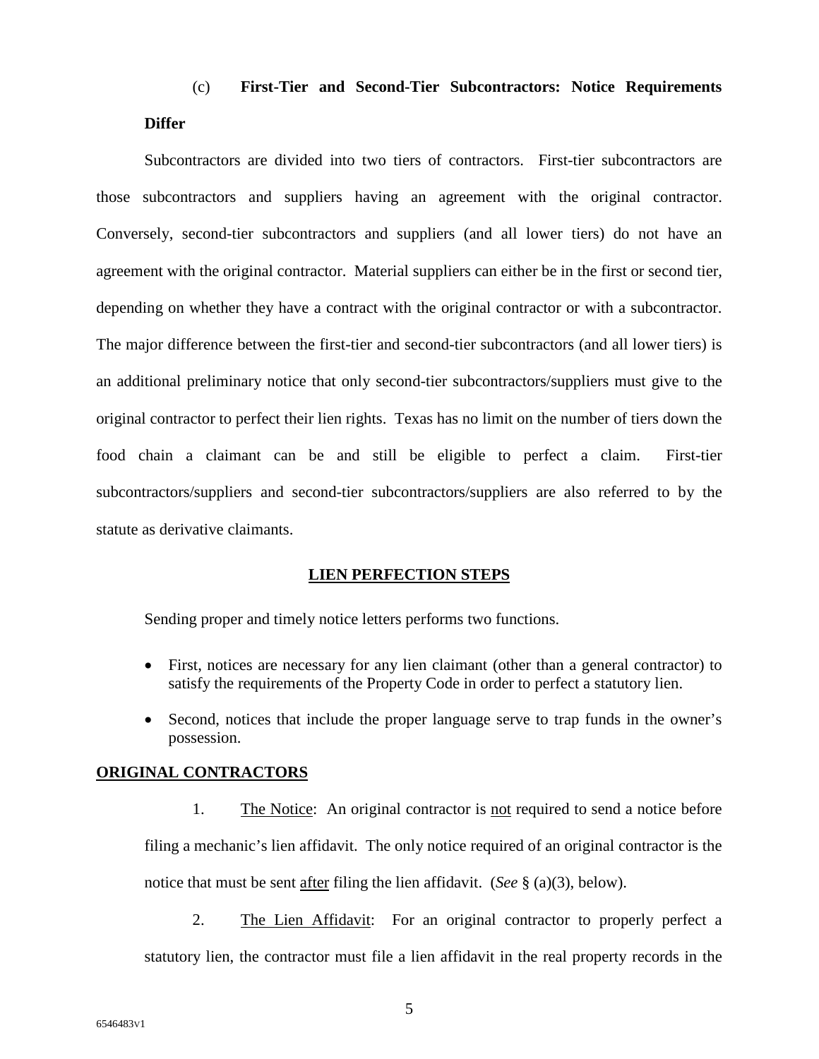(c) **First-Tier and Second-Tier Subcontractors: Notice Requirements Differ**

Subcontractors are divided into two tiers of contractors. First-tier subcontractors are those subcontractors and suppliers having an agreement with the original contractor. Conversely, second-tier subcontractors and suppliers (and all lower tiers) do not have an agreement with the original contractor. Material suppliers can either be in the first or second tier, depending on whether they have a contract with the original contractor or with a subcontractor. The major difference between the first-tier and second-tier subcontractors (and all lower tiers) is an additional preliminary notice that only second-tier subcontractors/suppliers must give to the original contractor to perfect their lien rights. Texas has no limit on the number of tiers down the food chain a claimant can be and still be eligible to perfect a claim. First-tier subcontractors/suppliers and second-tier subcontractors/suppliers are also referred to by the statute as derivative claimants.

## LIEN PERFECTION STEPS

Sending proper and timely notice letters performs two functions.

- First, notices are necessary for any lien claimant (other than a general contractor) to satisfy the requirements of the Property Code in order to perfect a statutory lien.
- Second, notices that include the proper language serve to trap funds in the owner's possession.

## ORIGINAL CONTRACTORS

1. The Notice: An original contractor is not required to send a notice before filing a mechanic's lien affidavit. The only notice required of an original contractor is the notice that must be sent after filing the lien affidavit. (*See* § (a)(3), below).

2. The Lien Affidavit: For an original contractor to properly perfect a statutory lien, the contractor must file a lien affidavit in the real property records in the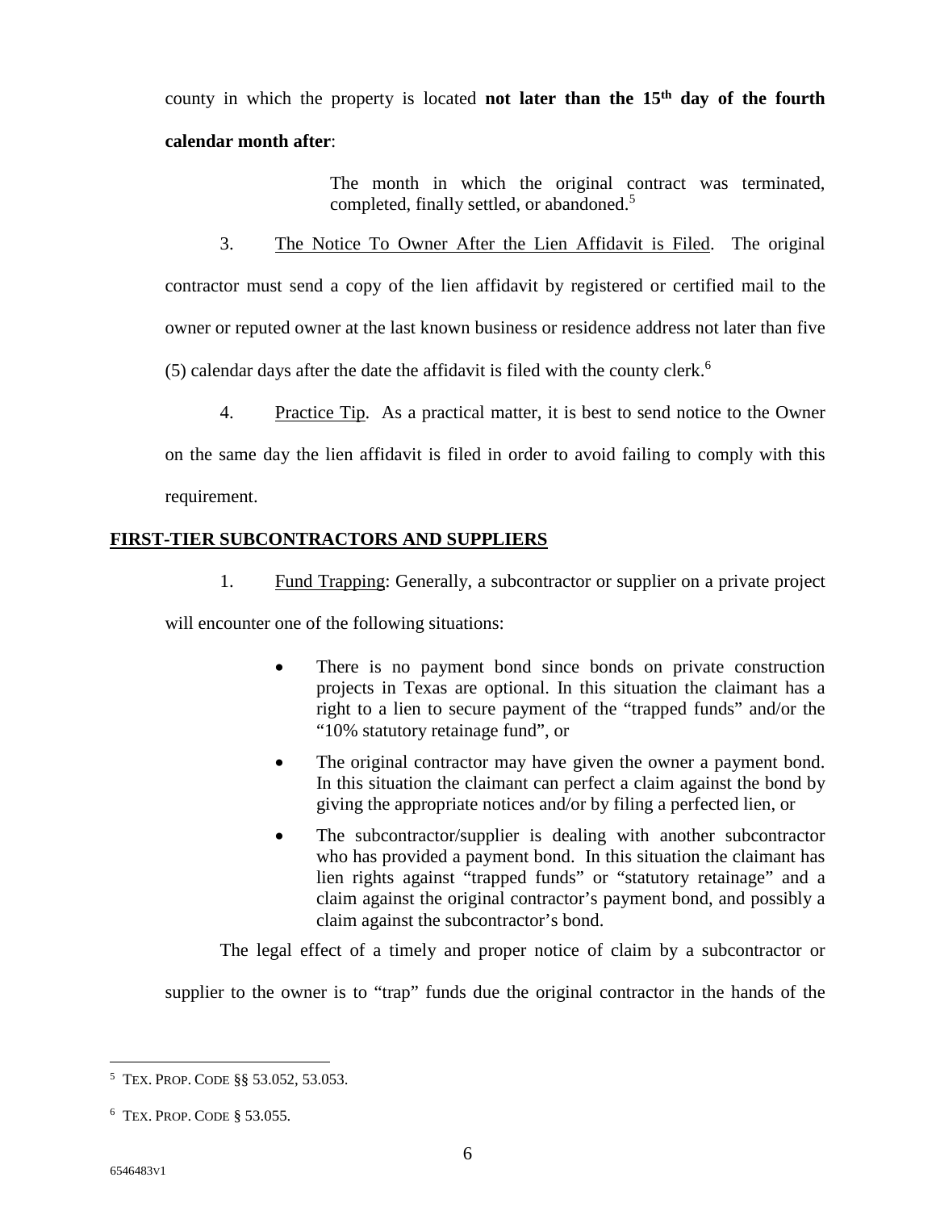county in which the property is located **not later than the 15th day of the fourth calendar month after**:

> The month in which the original contract was terminated, completed, finally settled, or abandoned.[5]

3. The Notice To Owner After the Lien Affidavit is Filed. The original contractor must send a copy of the lien affidavit by registered or certified mail to the owner or reputed owner at the last known business or residence address not later than five (5) calendar days after the date the affidavit is filed with the county clerk.[6]

4. Practice Tip. As a practical matter, it is best to send notice to the Owner on the same day the lien affidavit is filed in order to avoid failing to comply with this requirement.

**FIRST-TIER SUBCONTRACTORS AND SUPPLIERS**

1. Fund Trapping: Generally, a subcontractor or supplier on a private project will encounter one of the following situations:

- There is no payment bond since bonds on private construction projects in Texas are optional. In this situation the claimant has a right to a lien to secure payment of the "trapped funds" and/or the "10% statutory retainage fund", or
- The original contractor may have given the owner a payment bond. In this situation the claimant can perfect a claim against the bond by giving the appropriate notices and/or by filing a perfected lien, or
- The subcontractor/supplier is dealing with another subcontractor who has provided a payment bond. In this situation the claimant has lien rights against "trapped funds" or "statutory retainage" and a claim against the original contractor's payment bond, and possibly a claim against the subcontractor's bond.

The legal effect of a timely and proper notice of claim by a subcontractor or supplier to the owner is to "trap" funds due the original contractor in the hands of the

---

[5] TEX. PROP. CODE §§ 53.052, 53.053.

[6] TEX. PROP. CODE § 53.055.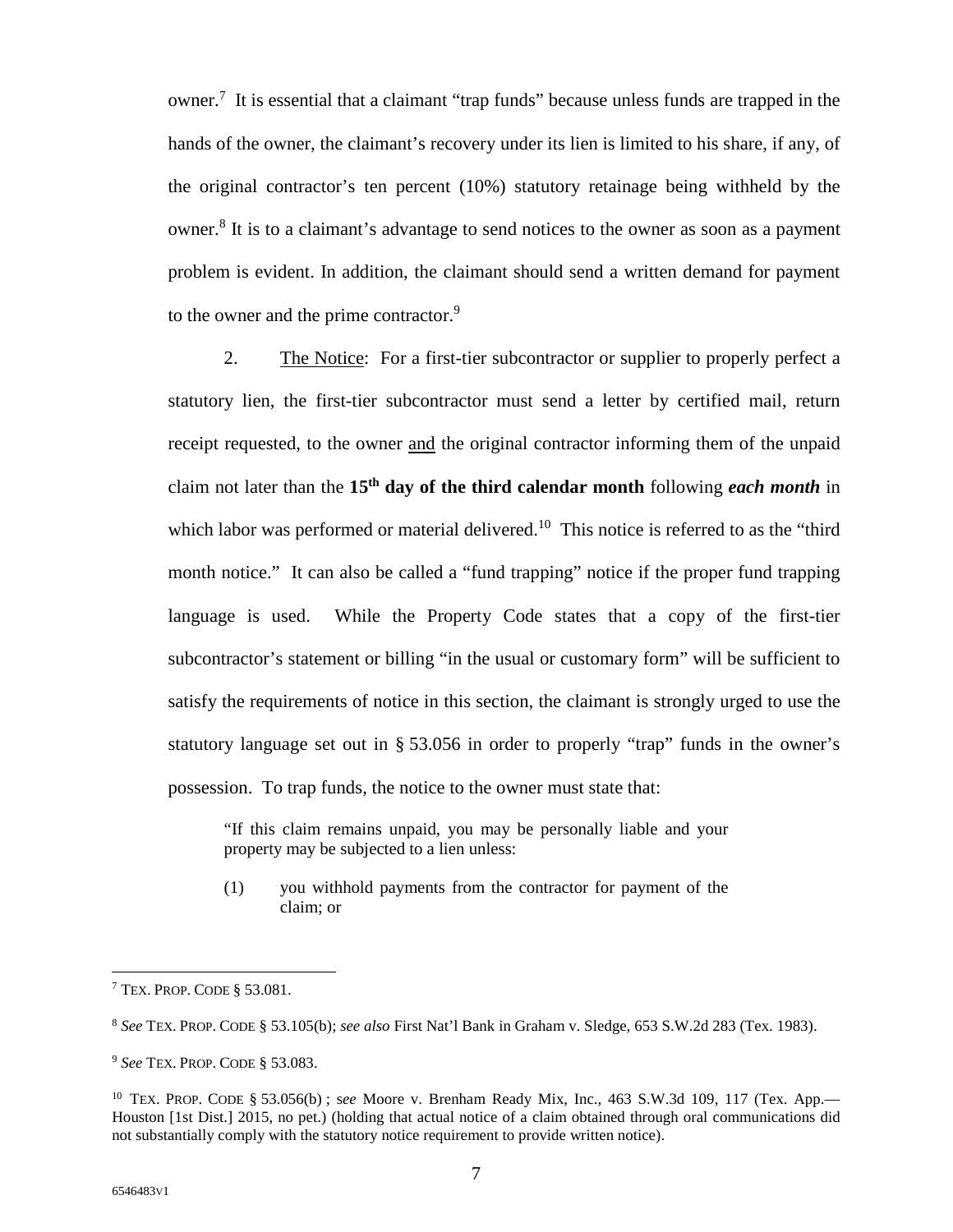owner.[7] It is essential that a claimant "trap funds" because unless funds are trapped in the hands of the owner, the claimant's recovery under its lien is limited to his share, if any, of the original contractor's ten percent (10%) statutory retainage being withheld by the owner.[8] It is to a claimant's advantage to send notices to the owner as soon as a payment problem is evident. In addition, the claimant should send a written demand for payment to the owner and the prime contractor.[9]

2. <u>The Notice</u>: For a first-tier subcontractor or supplier to properly perfect a statutory lien, the first-tier subcontractor must send a letter by certified mail, return receipt requested, to the owner <u>and</u> the original contractor informing them of the unpaid claim not later than the **15th day of the third calendar month** following ***each month*** in which labor was performed or material delivered.[10] This notice is referred to as the "third month notice." It can also be called a "fund trapping" notice if the proper fund trapping language is used. While the Property Code states that a copy of the first-tier subcontractor's statement or billing "in the usual or customary form" will be sufficient to satisfy the requirements of notice in this section, the claimant is strongly urged to use the statutory language set out in § 53.056 in order to properly "trap" funds in the owner's possession. To trap funds, the notice to the owner must state that:

> "If this claim remains unpaid, you may be personally liable and your property may be subjected to a lien unless:
>
> (1) you withhold payments from the contractor for payment of the claim; or

---

[7] TEX. PROP. CODE § 53.081.

[8] *See* TEX. PROP. CODE § 53.105(b); *see also* First Nat'l Bank in Graham v. Sledge, 653 S.W.2d 283 (Tex. 1983).

[9] *See* TEX. PROP. CODE § 53.083.

[10] TEX. PROP. CODE § 53.056(b) ; *see* Moore v. Brenham Ready Mix, Inc., 463 S.W.3d 109, 117 (Tex. App.—Houston [1st Dist.] 2015, no pet.) (holding that actual notice of a claim obtained through oral communications did not substantially comply with the statutory notice requirement to provide written notice).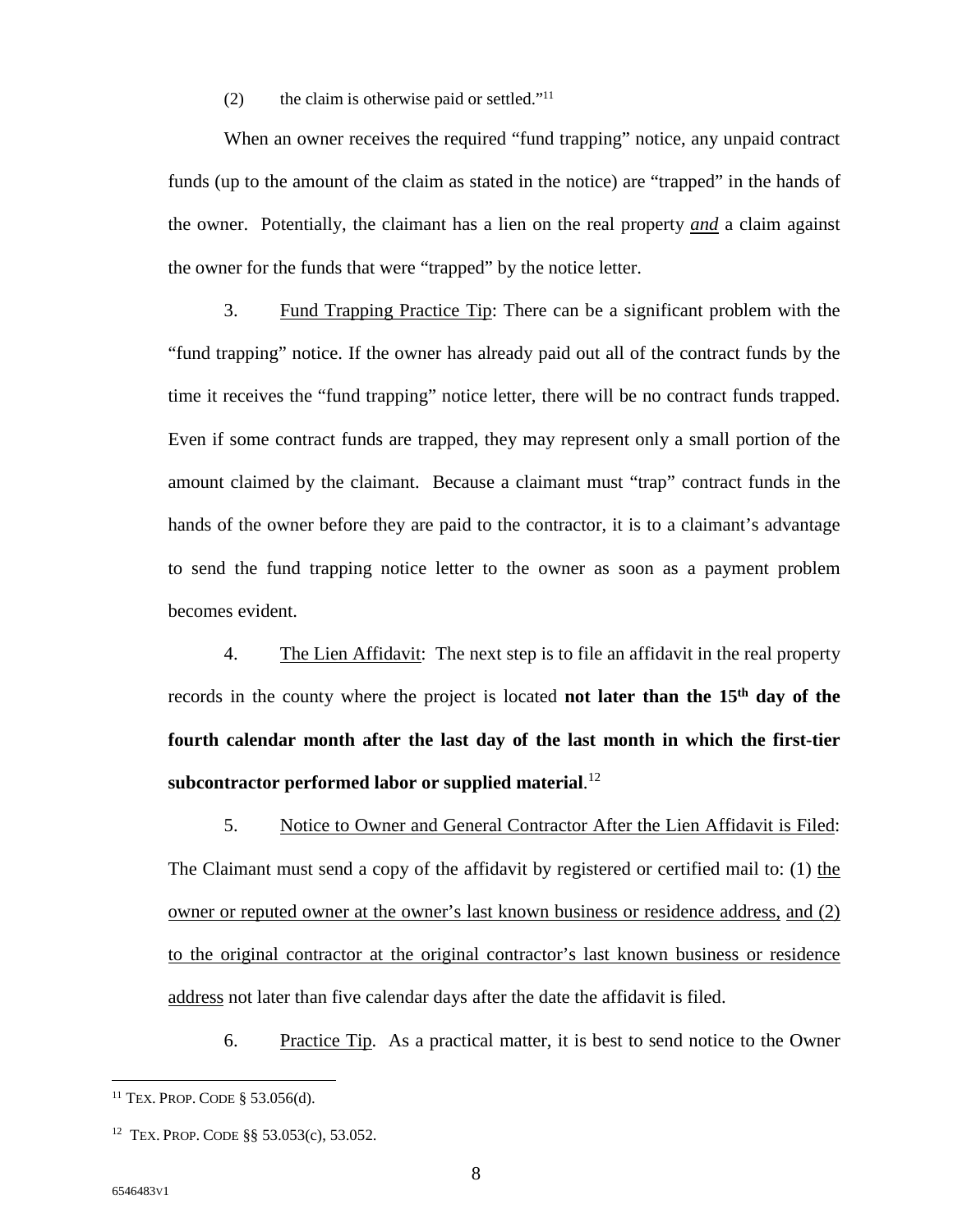(2) the claim is otherwise paid or settled."[11]

When an owner receives the required "fund trapping" notice, any unpaid contract funds (up to the amount of the claim as stated in the notice) are "trapped" in the hands of the owner. Potentially, the claimant has a lien on the real property ***and*** a claim against the owner for the funds that were "trapped" by the notice letter.

3. Fund Trapping Practice Tip: There can be a significant problem with the "fund trapping" notice. If the owner has already paid out all of the contract funds by the time it receives the "fund trapping" notice letter, there will be no contract funds trapped. Even if some contract funds are trapped, they may represent only a small portion of the amount claimed by the claimant. Because a claimant must "trap" contract funds in the hands of the owner before they are paid to the contractor, it is to a claimant's advantage to send the fund trapping notice letter to the owner as soon as a payment problem becomes evident.

4. The Lien Affidavit: The next step is to file an affidavit in the real property records in the county where the project is located **not later than the 15th day of the fourth calendar month after the last day of the last month in which the first-tier subcontractor performed labor or supplied material**.[12]

5. Notice to Owner and General Contractor After the Lien Affidavit is Filed: The Claimant must send a copy of the affidavit by registered or certified mail to: (1) the owner or reputed owner at the owner's last known business or residence address, and (2) to the original contractor at the original contractor's last known business or residence address not later than five calendar days after the date the affidavit is filed.

6. Practice Tip. As a practical matter, it is best to send notice to the Owner

---

[11] TEX. PROP. CODE § 53.056(d).

[12] TEX. PROP. CODE §§ 53.053(c), 53.052.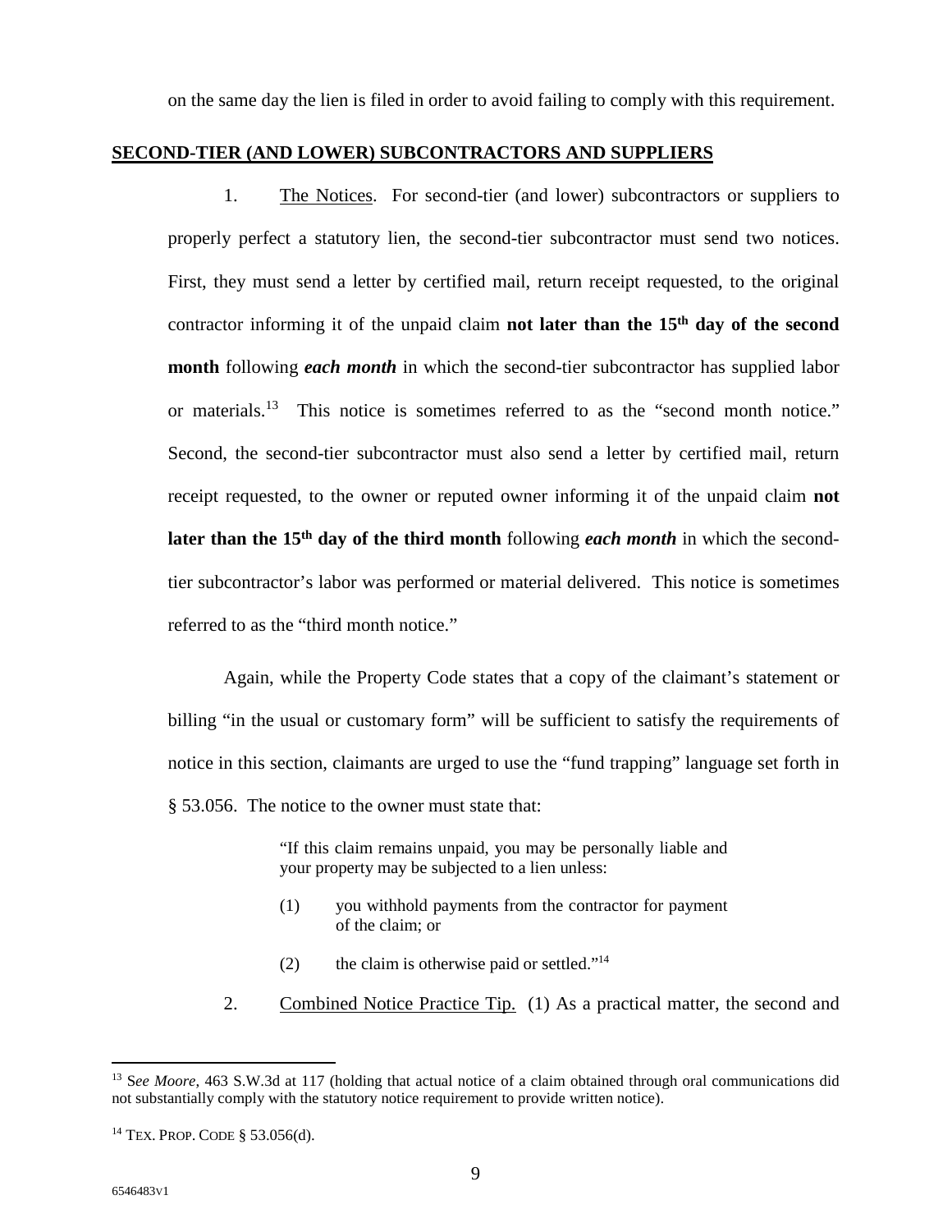on the same day the lien is filed in order to avoid failing to comply with this requirement.

## SECOND-TIER (AND LOWER) SUBCONTRACTORS AND SUPPLIERS

1. The Notices. For second-tier (and lower) subcontractors or suppliers to properly perfect a statutory lien, the second-tier subcontractor must send two notices. First, they must send a letter by certified mail, return receipt requested, to the original contractor informing it of the unpaid claim **not later than the 15th day of the second month** following ***each month*** in which the second-tier subcontractor has supplied labor or materials.[13] This notice is sometimes referred to as the "second month notice." Second, the second-tier subcontractor must also send a letter by certified mail, return receipt requested, to the owner or reputed owner informing it of the unpaid claim **not later than the 15th day of the third month** following ***each month*** in which the second-tier subcontractor's labor was performed or material delivered. This notice is sometimes referred to as the "third month notice."

Again, while the Property Code states that a copy of the claimant's statement or billing "in the usual or customary form" will be sufficient to satisfy the requirements of notice in this section, claimants are urged to use the "fund trapping" language set forth in § 53.056. The notice to the owner must state that:

> "If this claim remains unpaid, you may be personally liable and your property may be subjected to a lien unless:
>
> (1) you withhold payments from the contractor for payment of the claim; or
>
> (2) the claim is otherwise paid or settled."[14]

2. Combined Notice Practice Tip. (1) As a practical matter, the second and

---

[13] S*ee Moore*, 463 S.W.3d at 117 (holding that actual notice of a claim obtained through oral communications did not substantially comply with the statutory notice requirement to provide written notice).

[14] TEX. PROP. CODE § 53.056(d).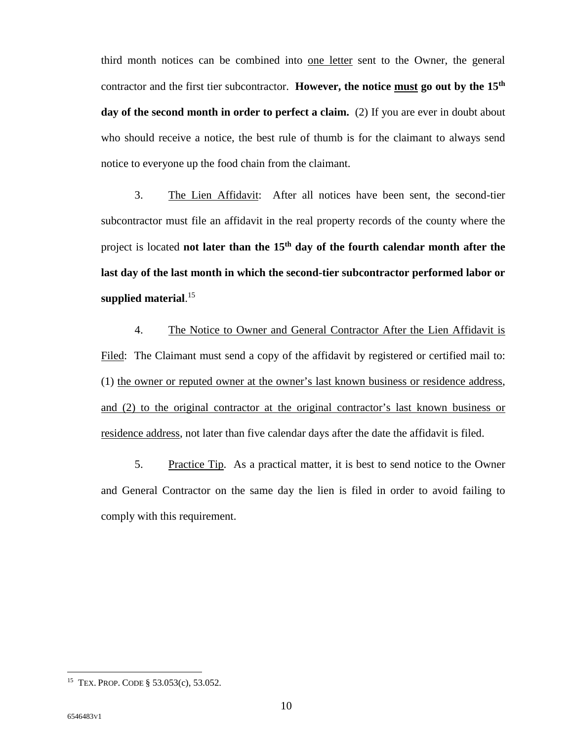third month notices can be combined into <u>one letter</u> sent to the Owner, the general contractor and the first tier subcontractor. **However, the notice <u>must</u> go out by the 15th day of the second month in order to perfect a claim.** (2) If you are ever in doubt about who should receive a notice, the best rule of thumb is for the claimant to always send notice to everyone up the food chain from the claimant.

3. <u>The Lien Affidavit</u>: After all notices have been sent, the second-tier subcontractor must file an affidavit in the real property records of the county where the project is located **not later than the 15th day of the fourth calendar month after the last day of the last month in which the second-tier subcontractor performed labor or supplied material**.[15]

4. <u>The Notice to Owner and General Contractor After the Lien Affidavit is Filed</u>: The Claimant must send a copy of the affidavit by registered or certified mail to: (1) <u>the owner or reputed owner at the owner's last known business or residence address</u>, <u>and (2) to the original contractor at the original contractor's last known business or residence address</u>, not later than five calendar days after the date the affidavit is filed.

5. <u>Practice Tip</u>. As a practical matter, it is best to send notice to the Owner and General Contractor on the same day the lien is filed in order to avoid failing to comply with this requirement.

---

[15] TEX. PROP. CODE § 53.053(c), 53.052.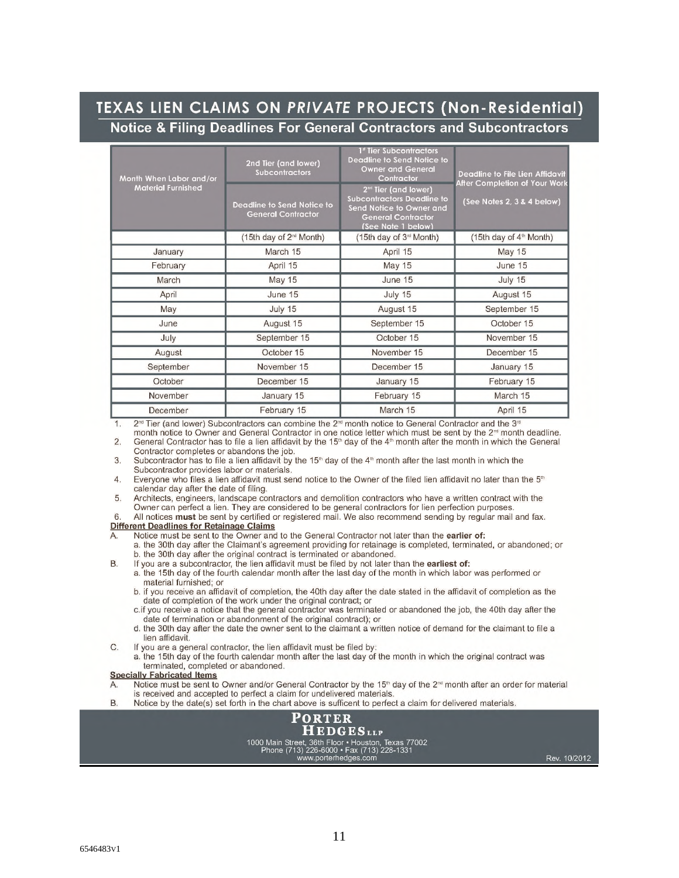# TEXAS LIEN CLAIMS ON *PRIVATE* PROJECTS (Non-Residential)

## Notice & Filing Deadlines For General Contractors and Subcontractors

| Month When Labor and/or Material Furnished | 2nd Tier (and lower) Subcontractors | 1st Tier Subcontractors Deadline to Send Notice to Owner and General Contractor | Deadline to File Lien Affidavit After Completion of Your Work (See Notes 2, 3 & 4 below) |
|---|---|---|---|
| | Deadline to Send Notice to General Contractor | 2nd Tier (and lower) Subcontractors Deadline to Send Notice to Owner and General Contractor (See Note 1 below) | |
| | (15th day of 2nd Month) | (15th day of 3rd Month) | (15th day of 4th Month) |
| January | March 15 | April 15 | May 15 |
| February | April 15 | May 15 | June 15 |
| March | May 15 | June 15 | July 15 |
| April | June 15 | July 15 | August 15 |
| May | July 15 | August 15 | September 15 |
| June | August 15 | September 15 | October 15 |
| July | September 15 | October 15 | November 15 |
| August | October 15 | November 15 | December 15 |
| September | November 15 | December 15 | January 15 |
| October | December 15 | January 15 | February 15 |
| November | January 15 | February 15 | March 15 |
| December | February 15 | March 15 | April 15 |

1. 2nd Tier (and lower) Subcontractors can combine the 2nd month notice to General Contractor and the 3rd month notice to Owner and General Contractor in one notice letter which must be sent by the 2nd month deadline.
2. General Contractor has to file a lien affidavit by the 15th day of the 4th month after the month in which the General Contractor completes or abandons the job.
3. Subcontractor has to file a lien affidavit by the 15th day of the 4th month after the last month in which the Subcontractor provides labor or materials.
4. Everyone who files a lien affidavit must send notice to the Owner of the filed lien affidavit no later than the 5th calendar day after the date of filing.
5. Architects, engineers, landscape contractors and demolition contractors who have a written contract with the Owner can perfect a lien. They are considered to be general contractors for lien perfection purposes.
6. All notices **must** be sent by certified or registered mail. We also recommend sending by regular mail and fax.

**Different Deadlines for Retainage Claims**

A. Notice must be sent to the Owner and to the General Contractor not later than the **earlier of:**
   a. the 30th day after the Claimant's agreement providing for retainage is completed, terminated, or abandoned; or
   b. the 30th day after the original contract is terminated or abandoned.

B. If you are a subcontractor, the lien affidavit must be filed by not later than the **earliest of:**
   a. the 15th day of the fourth calendar month after the last day of the month in which labor was performed or material furnished; or
   b. if you receive an affidavit of completion, the 40th day after the date stated in the affidavit of completion as the date of completion of the work under the original contract; or
   c. if you receive a notice that the general contractor was terminated or abandoned the job, the 40th day after the date of termination or abandonment of the original contract); or
   d. the 30th day after the date the owner sent to the claimant a written notice of demand for the claimant to file a lien affidavit.

C. If you are a general contractor, the lien affidavit must be filed by:
   a. the 15th day of the fourth calendar month after the last day of the month in which the original contract was terminated, completed or abandoned.

**Specially Fabricated Items**

A. Notice must be sent to Owner and/or General Contractor by the 15th day of the 2nd month after an order for material is received and accepted to perfect a claim for undelivered materials.

B. Notice by the date(s) set forth in the chart above is sufficent to perfect a claim for delivered materials.

**PORTER HEDGES LLP**
1000 Main Street, 36th Floor • Houston, Texas 77002
Phone (713) 226-6000 • Fax (713) 228-1331
www.porterhedges.com

Rev. 10/2012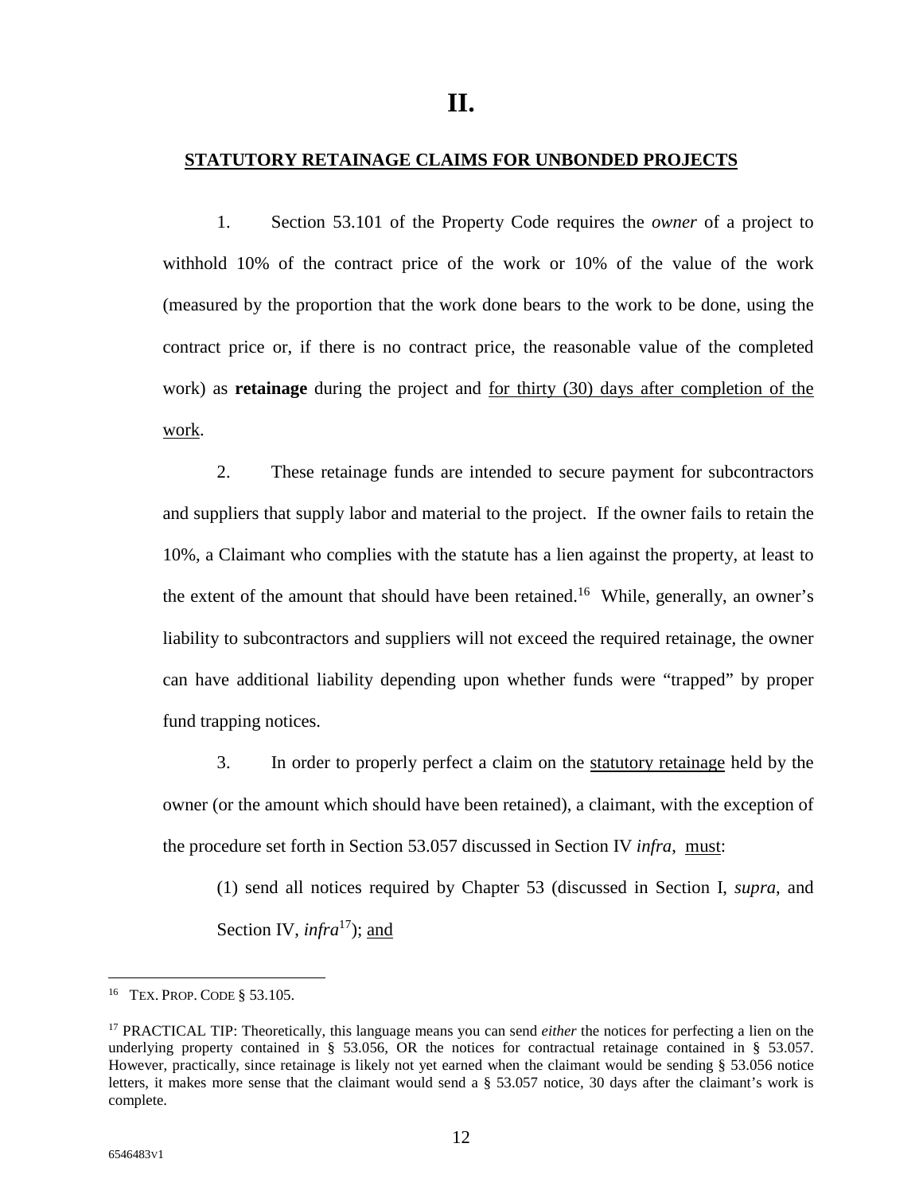# II.

## STATUTORY RETAINAGE CLAIMS FOR UNBONDED PROJECTS

1. Section 53.101 of the Property Code requires the *owner* of a project to withhold 10% of the contract price of the work or 10% of the value of the work (measured by the proportion that the work done bears to the work to be done, using the contract price or, if there is no contract price, the reasonable value of the completed work) as **retainage** during the project and for thirty (30) days after completion of the work.

2. These retainage funds are intended to secure payment for subcontractors and suppliers that supply labor and material to the project. If the owner fails to retain the 10%, a Claimant who complies with the statute has a lien against the property, at least to the extent of the amount that should have been retained.[16] While, generally, an owner's liability to subcontractors and suppliers will not exceed the required retainage, the owner can have additional liability depending upon whether funds were "trapped" by proper fund trapping notices.

3. In order to properly perfect a claim on the statutory retainage held by the owner (or the amount which should have been retained), a claimant, with the exception of the procedure set forth in Section 53.057 discussed in Section IV *infra*, must:

(1) send all notices required by Chapter 53 (discussed in Section I, *supra*, and Section IV, *infra*[17]); and

---

[16] TEX. PROP. CODE § 53.105.

[17] PRACTICAL TIP: Theoretically, this language means you can send *either* the notices for perfecting a lien on the underlying property contained in § 53.056, OR the notices for contractual retainage contained in § 53.057. However, practically, since retainage is likely not yet earned when the claimant would be sending § 53.056 notice letters, it makes more sense that the claimant would send a § 53.057 notice, 30 days after the claimant's work is complete.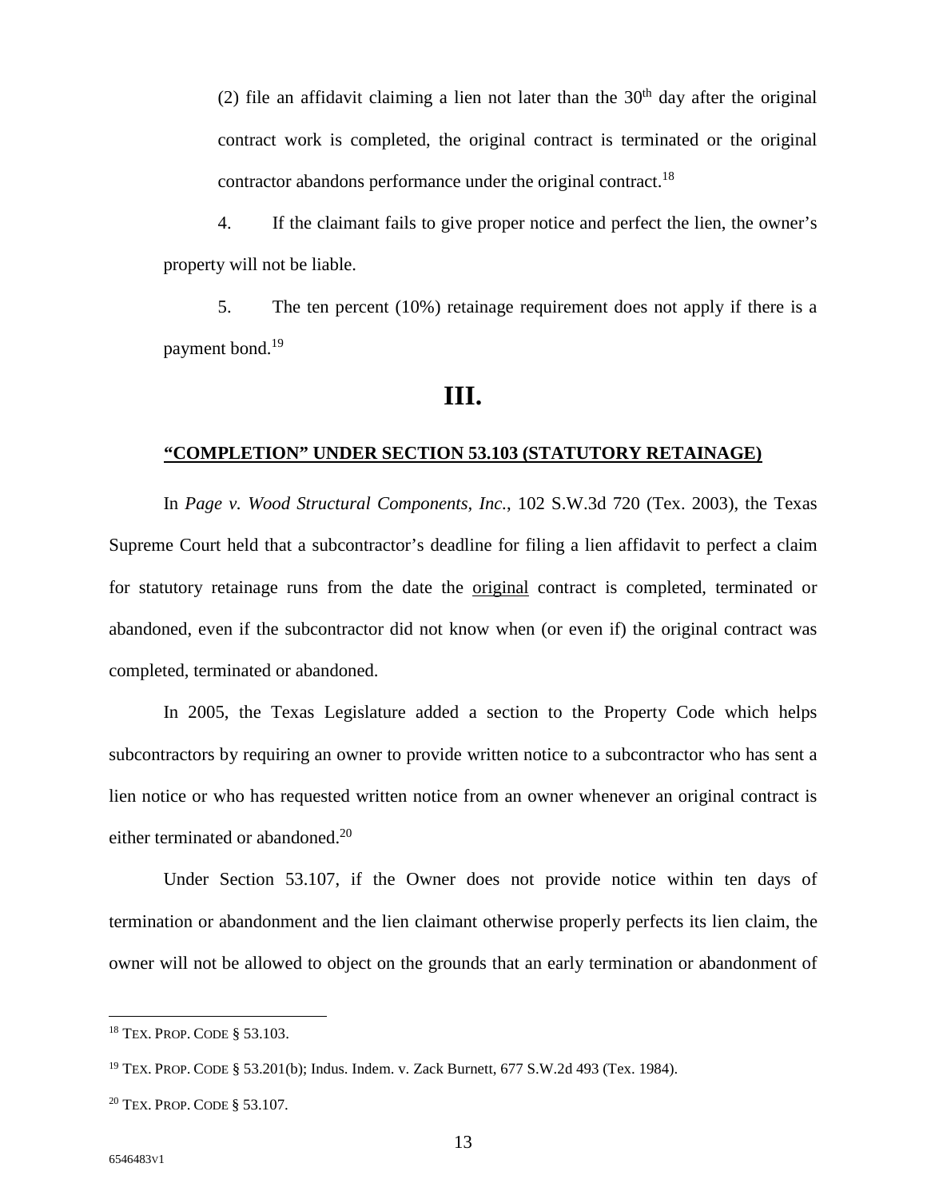(2) file an affidavit claiming a lien not later than the 30th day after the original contract work is completed, the original contract is terminated or the original contractor abandons performance under the original contract.[18]

4. If the claimant fails to give proper notice and perfect the lien, the owner's property will not be liable.

5. The ten percent (10%) retainage requirement does not apply if there is a payment bond.[19]

## III.

### <u>"COMPLETION" UNDER SECTION 53.103 (STATUTORY RETAINAGE)</u>

In *Page v. Wood Structural Components, Inc.*, 102 S.W.3d 720 (Tex. 2003), the Texas Supreme Court held that a subcontractor's deadline for filing a lien affidavit to perfect a claim for statutory retainage runs from the date the <u>original</u> contract is completed, terminated or abandoned, even if the subcontractor did not know when (or even if) the original contract was completed, terminated or abandoned.

In 2005, the Texas Legislature added a section to the Property Code which helps subcontractors by requiring an owner to provide written notice to a subcontractor who has sent a lien notice or who has requested written notice from an owner whenever an original contract is either terminated or abandoned.[20]

Under Section 53.107, if the Owner does not provide notice within ten days of termination or abandonment and the lien claimant otherwise properly perfects its lien claim, the owner will not be allowed to object on the grounds that an early termination or abandonment of

---

[18] TEX. PROP. CODE § 53.103.

[19] TEX. PROP. CODE § 53.201(b); Indus. Indem. v. Zack Burnett, 677 S.W.2d 493 (Tex. 1984).

[20] TEX. PROP. CODE § 53.107.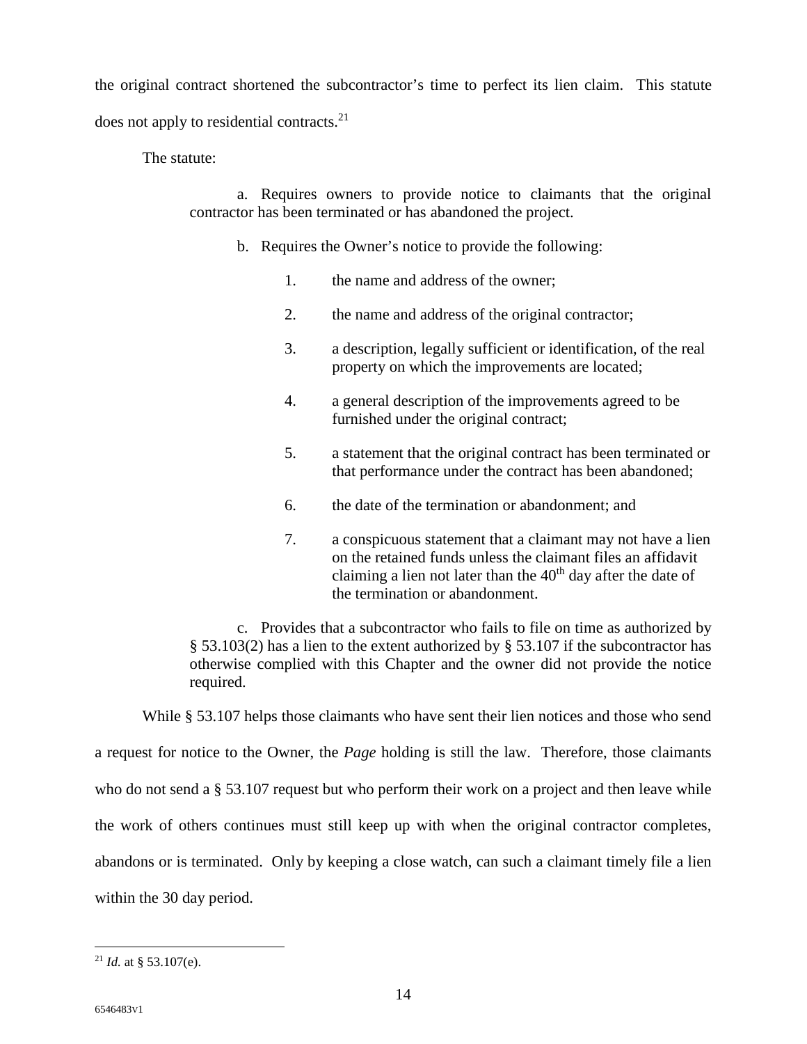the original contract shortened the subcontractor's time to perfect its lien claim. This statute does not apply to residential contracts.[21]

The statute:

> a. Requires owners to provide notice to claimants that the original contractor has been terminated or has abandoned the project.
>
> b. Requires the Owner's notice to provide the following:
>
> 1. the name and address of the owner;
> 2. the name and address of the original contractor;
> 3. a description, legally sufficient or identification, of the real property on which the improvements are located;
> 4. a general description of the improvements agreed to be furnished under the original contract;
> 5. a statement that the original contract has been terminated or that performance under the contract has been abandoned;
> 6. the date of the termination or abandonment; and
> 7. a conspicuous statement that a claimant may not have a lien on the retained funds unless the claimant files an affidavit claiming a lien not later than the 40th day after the date of the termination or abandonment.
>
> c. Provides that a subcontractor who fails to file on time as authorized by § 53.103(2) has a lien to the extent authorized by § 53.107 if the subcontractor has otherwise complied with this Chapter and the owner did not provide the notice required.

While § 53.107 helps those claimants who have sent their lien notices and those who send a request for notice to the Owner, the *Page* holding is still the law. Therefore, those claimants who do not send a § 53.107 request but who perform their work on a project and then leave while the work of others continues must still keep up with when the original contractor completes, abandons or is terminated. Only by keeping a close watch, can such a claimant timely file a lien within the 30 day period.

---

[21] *Id.* at § 53.107(e).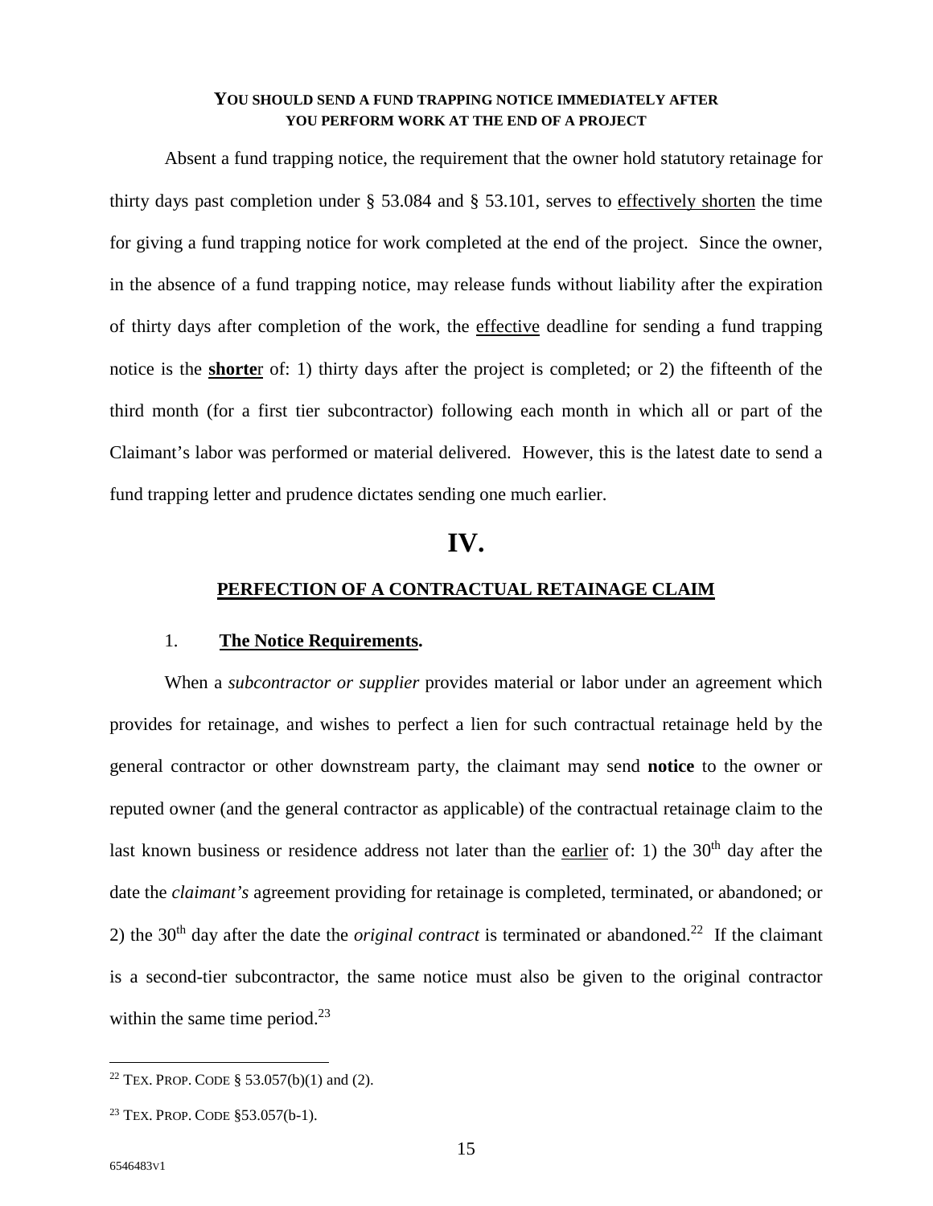**YOU SHOULD SEND A FUND TRAPPING NOTICE IMMEDIATELY AFTER YOU PERFORM WORK AT THE END OF A PROJECT**

Absent a fund trapping notice, the requirement that the owner hold statutory retainage for thirty days past completion under § 53.084 and § 53.101, serves to effectively shorten the time for giving a fund trapping notice for work completed at the end of the project. Since the owner, in the absence of a fund trapping notice, may release funds without liability after the expiration of thirty days after completion of the work, the effective deadline for sending a fund trapping notice is the **shorte**r of: 1) thirty days after the project is completed; or 2) the fifteenth of the third month (for a first tier subcontractor) following each month in which all or part of the Claimant's labor was performed or material delivered. However, this is the latest date to send a fund trapping letter and prudence dictates sending one much earlier.

# IV.

## PERFECTION OF A CONTRACTUAL RETAINAGE CLAIM

### 1. The Notice Requirements.

When a *subcontractor or supplier* provides material or labor under an agreement which provides for retainage, and wishes to perfect a lien for such contractual retainage held by the general contractor or other downstream party, the claimant may send **notice** to the owner or reputed owner (and the general contractor as applicable) of the contractual retainage claim to the last known business or residence address not later than the earlier of: 1) the 30th day after the date the *claimant's* agreement providing for retainage is completed, terminated, or abandoned; or 2) the 30th day after the date the *original contract* is terminated or abandoned.[22] If the claimant is a second-tier subcontractor, the same notice must also be given to the original contractor within the same time period.[23]

---

[22] TEX. PROP. CODE § 53.057(b)(1) and (2).

[23] TEX. PROP. CODE §53.057(b-1).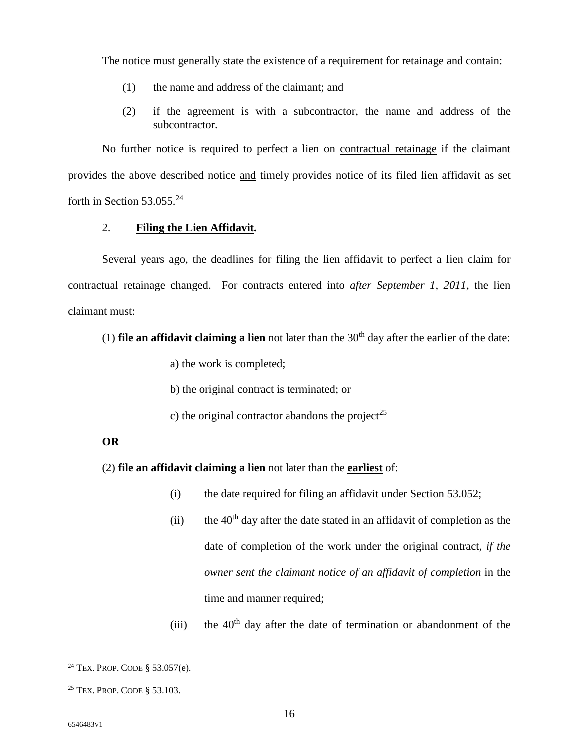The notice must generally state the existence of a requirement for retainage and contain:

(1) the name and address of the claimant; and

(2) if the agreement is with a subcontractor, the name and address of the subcontractor.

No further notice is required to perfect a lien on <u>contractual retainage</u> if the claimant provides the above described notice <u>and</u> timely provides notice of its filed lien affidavit as set forth in Section 53.055.[24]

2. **<u>Filing the Lien Affidavit</u>.**

Several years ago, the deadlines for filing the lien affidavit to perfect a lien claim for contractual retainage changed. For contracts entered into *after September 1, 2011*, the lien claimant must:

(1) **file an affidavit claiming a lien** not later than the 30th day after the <u>earlier</u> of the date:

a) the work is completed;

b) the original contract is terminated; or

c) the original contractor abandons the project[25]

**OR**

(2) **file an affidavit claiming a lien** not later than the **<u>earliest</u>** of:

(i) the date required for filing an affidavit under Section 53.052;

(ii) the 40th day after the date stated in an affidavit of completion as the date of completion of the work under the original contract, *if the owner sent the claimant notice of an affidavit of completion* in the time and manner required;

(iii) the 40th day after the date of termination or abandonment of the

---

[24] TEX. PROP. CODE § 53.057(e).

[25] TEX. PROP. CODE § 53.103.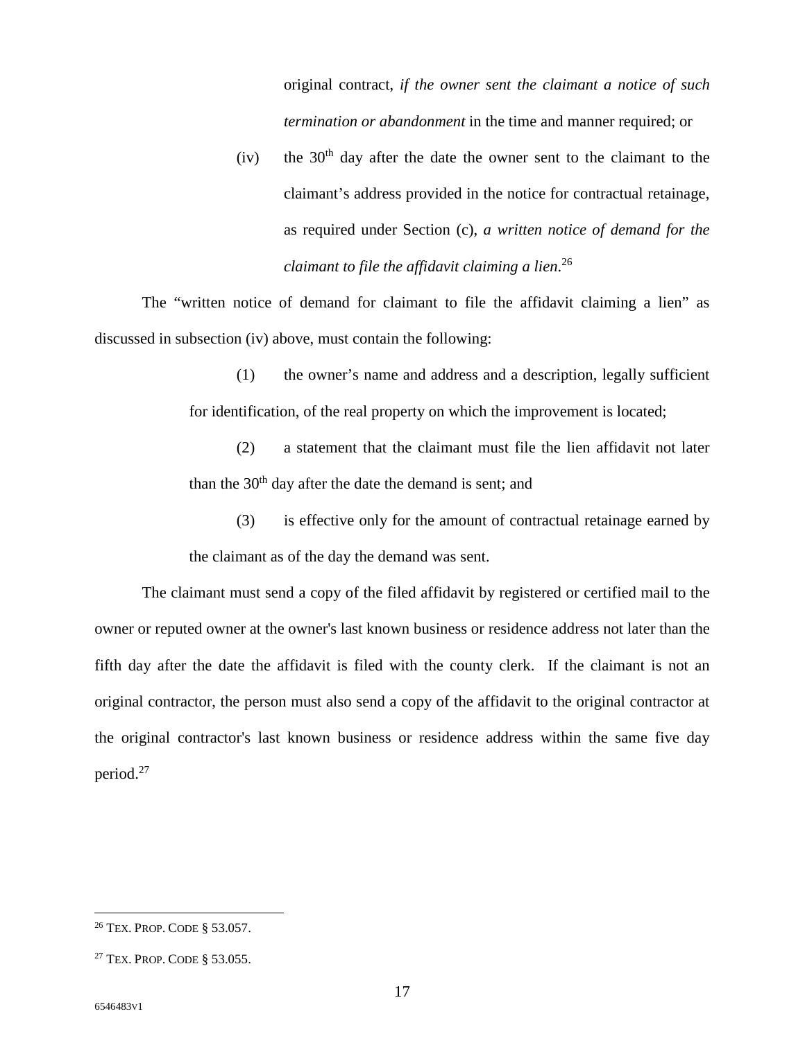original contract, *if the owner sent the claimant a notice of such termination or abandonment* in the time and manner required; or

(iv) the 30th day after the date the owner sent to the claimant to the claimant's address provided in the notice for contractual retainage, as required under Section (c), *a written notice of demand for the claimant to file the affidavit claiming a lien*.[26]

The "written notice of demand for claimant to file the affidavit claiming a lien" as discussed in subsection (iv) above, must contain the following:

(1) the owner's name and address and a description, legally sufficient for identification, of the real property on which the improvement is located;

(2) a statement that the claimant must file the lien affidavit not later than the 30th day after the date the demand is sent; and

(3) is effective only for the amount of contractual retainage earned by the claimant as of the day the demand was sent.

The claimant must send a copy of the filed affidavit by registered or certified mail to the owner or reputed owner at the owner's last known business or residence address not later than the fifth day after the date the affidavit is filed with the county clerk. If the claimant is not an original contractor, the person must also send a copy of the affidavit to the original contractor at the original contractor's last known business or residence address within the same five day period.[27]

---

[26] TEX. PROP. CODE § 53.057.

[27] TEX. PROP. CODE § 53.055.

6546483v1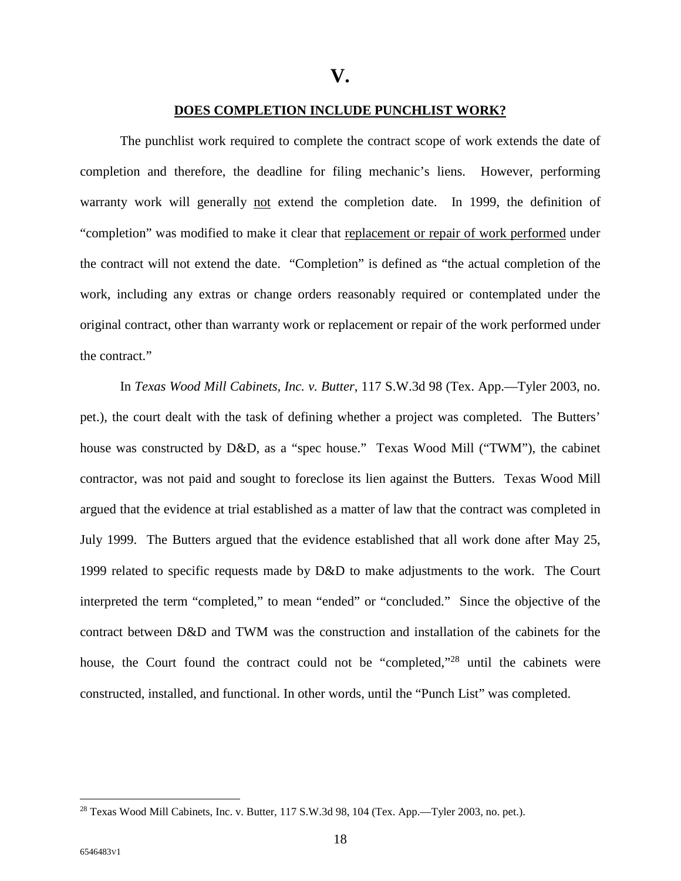# V.

## DOES COMPLETION INCLUDE PUNCHLIST WORK?

The punchlist work required to complete the contract scope of work extends the date of completion and therefore, the deadline for filing mechanic's liens. However, performing warranty work will generally <u>not</u> extend the completion date. In 1999, the definition of "completion" was modified to make it clear that <u>replacement or repair of work performed</u> under the contract will not extend the date. "Completion" is defined as "the actual completion of the work, including any extras or change orders reasonably required or contemplated under the original contract, other than warranty work or replacement or repair of the work performed under the contract."

In *Texas Wood Mill Cabinets, Inc. v. Butter*, 117 S.W.3d 98 (Tex. App.—Tyler 2003, no. pet.), the court dealt with the task of defining whether a project was completed. The Butters' house was constructed by D&D, as a "spec house." Texas Wood Mill ("TWM"), the cabinet contractor, was not paid and sought to foreclose its lien against the Butters. Texas Wood Mill argued that the evidence at trial established as a matter of law that the contract was completed in July 1999. The Butters argued that the evidence established that all work done after May 25, 1999 related to specific requests made by D&D to make adjustments to the work. The Court interpreted the term "completed," to mean "ended" or "concluded." Since the objective of the contract between D&D and TWM was the construction and installation of the cabinets for the house, the Court found the contract could not be "completed,"[28] until the cabinets were constructed, installed, and functional. In other words, until the "Punch List" was completed.

---

[28] Texas Wood Mill Cabinets, Inc. v. Butter, 117 S.W.3d 98, 104 (Tex. App.—Tyler 2003, no. pet.).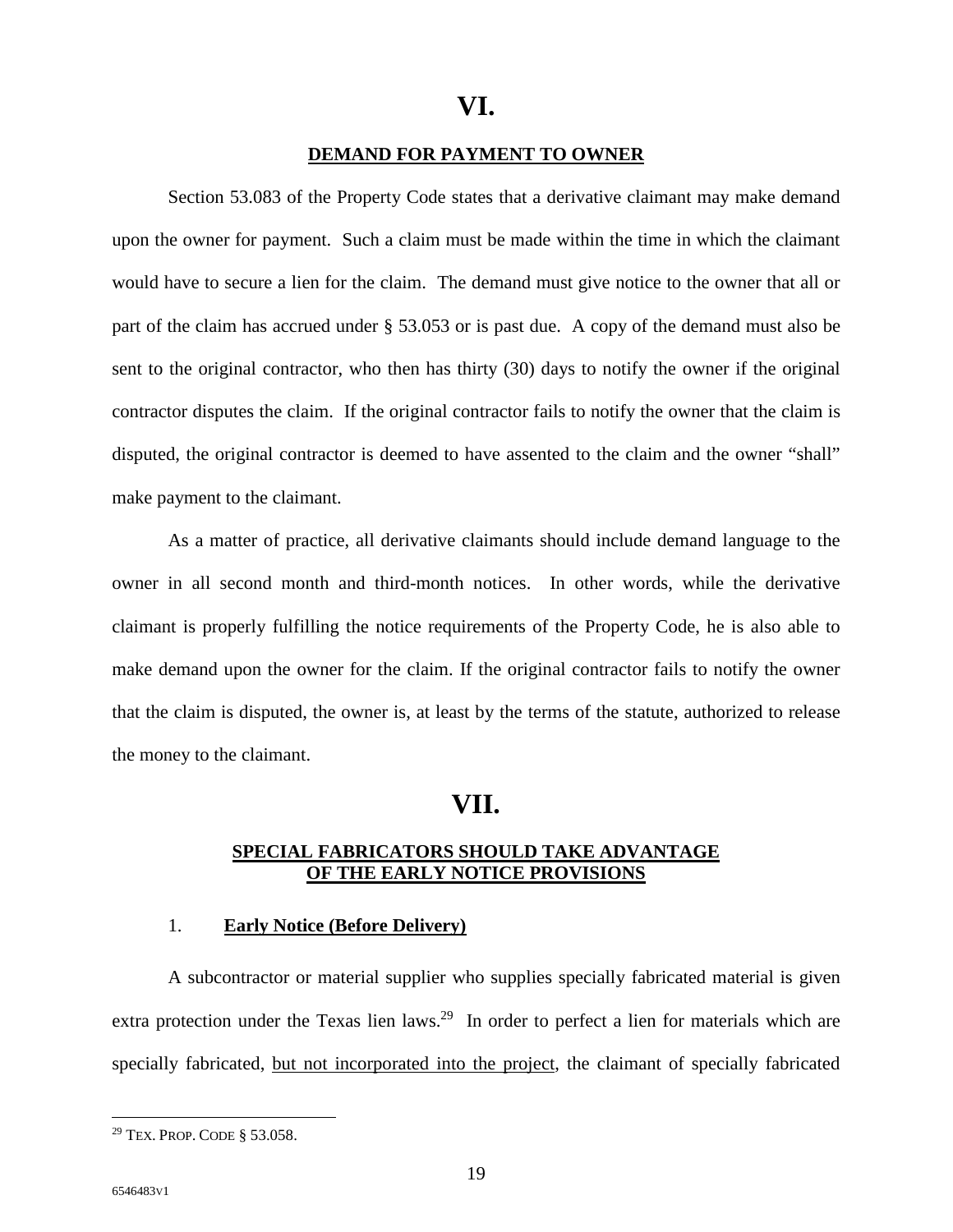# VI.

## DEMAND FOR PAYMENT TO OWNER

Section 53.083 of the Property Code states that a derivative claimant may make demand upon the owner for payment. Such a claim must be made within the time in which the claimant would have to secure a lien for the claim. The demand must give notice to the owner that all or part of the claim has accrued under § 53.053 or is past due. A copy of the demand must also be sent to the original contractor, who then has thirty (30) days to notify the owner if the original contractor disputes the claim. If the original contractor fails to notify the owner that the claim is disputed, the original contractor is deemed to have assented to the claim and the owner "shall" make payment to the claimant.

As a matter of practice, all derivative claimants should include demand language to the owner in all second month and third-month notices. In other words, while the derivative claimant is properly fulfilling the notice requirements of the Property Code, he is also able to make demand upon the owner for the claim. If the original contractor fails to notify the owner that the claim is disputed, the owner is, at least by the terms of the statute, authorized to release the money to the claimant.

# VII.

## SPECIAL FABRICATORS SHOULD TAKE ADVANTAGE OF THE EARLY NOTICE PROVISIONS

### 1. Early Notice (Before Delivery)

A subcontractor or material supplier who supplies specially fabricated material is given extra protection under the Texas lien laws.[29] In order to perfect a lien for materials which are specially fabricated, <u>but not incorporated into the project</u>, the claimant of specially fabricated

---

[29] TEX. PROP. CODE § 53.058.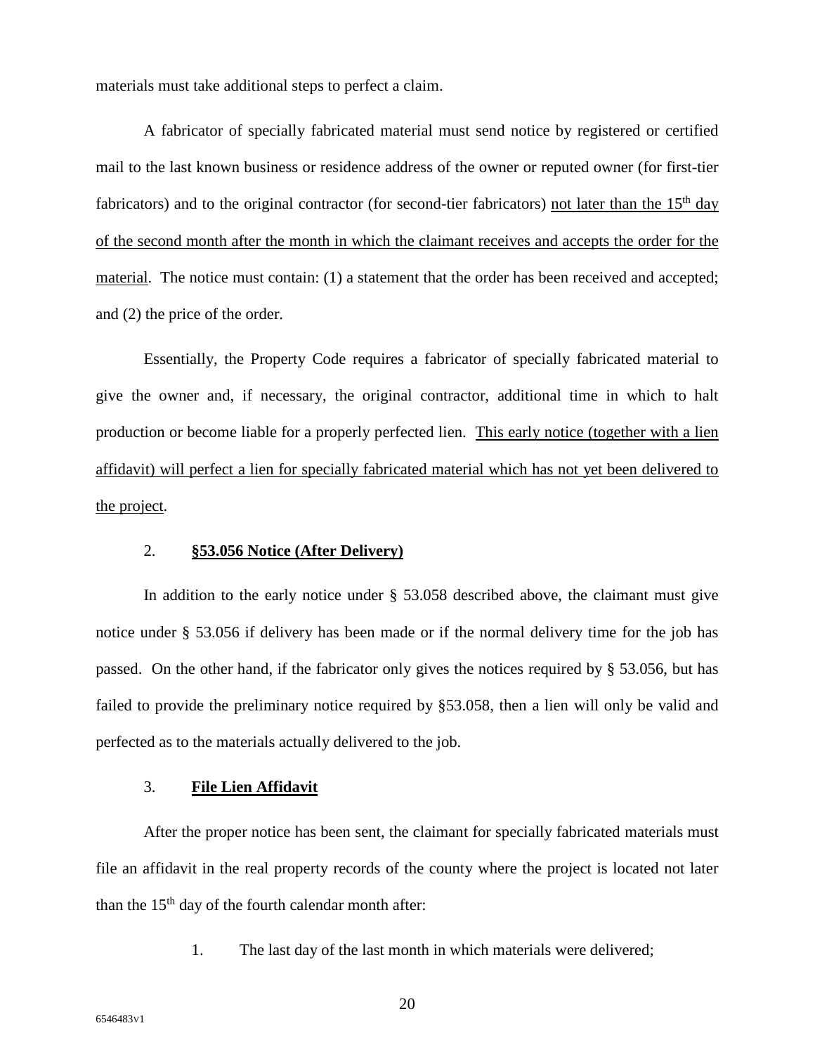materials must take additional steps to perfect a claim.

A fabricator of specially fabricated material must send notice by registered or certified mail to the last known business or residence address of the owner or reputed owner (for first-tier fabricators) and to the original contractor (for second-tier fabricators) <u>not later than the 15th day of the second month after the month in which the claimant receives and accepts the order for the material</u>. The notice must contain: (1) a statement that the order has been received and accepted; and (2) the price of the order.

Essentially, the Property Code requires a fabricator of specially fabricated material to give the owner and, if necessary, the original contractor, additional time in which to halt production or become liable for a properly perfected lien. <u>This early notice (together with a lien affidavit) will perfect a lien for specially fabricated material which has not yet been delivered to the project</u>.

### 2. **§53.056 Notice (After Delivery)**

In addition to the early notice under § 53.058 described above, the claimant must give notice under § 53.056 if delivery has been made or if the normal delivery time for the job has passed. On the other hand, if the fabricator only gives the notices required by § 53.056, but has failed to provide the preliminary notice required by §53.058, then a lien will only be valid and perfected as to the materials actually delivered to the job.

### 3. **File Lien Affidavit**

After the proper notice has been sent, the claimant for specially fabricated materials must file an affidavit in the real property records of the county where the project is located not later than the 15th day of the fourth calendar month after:

1. The last day of the last month in which materials were delivered;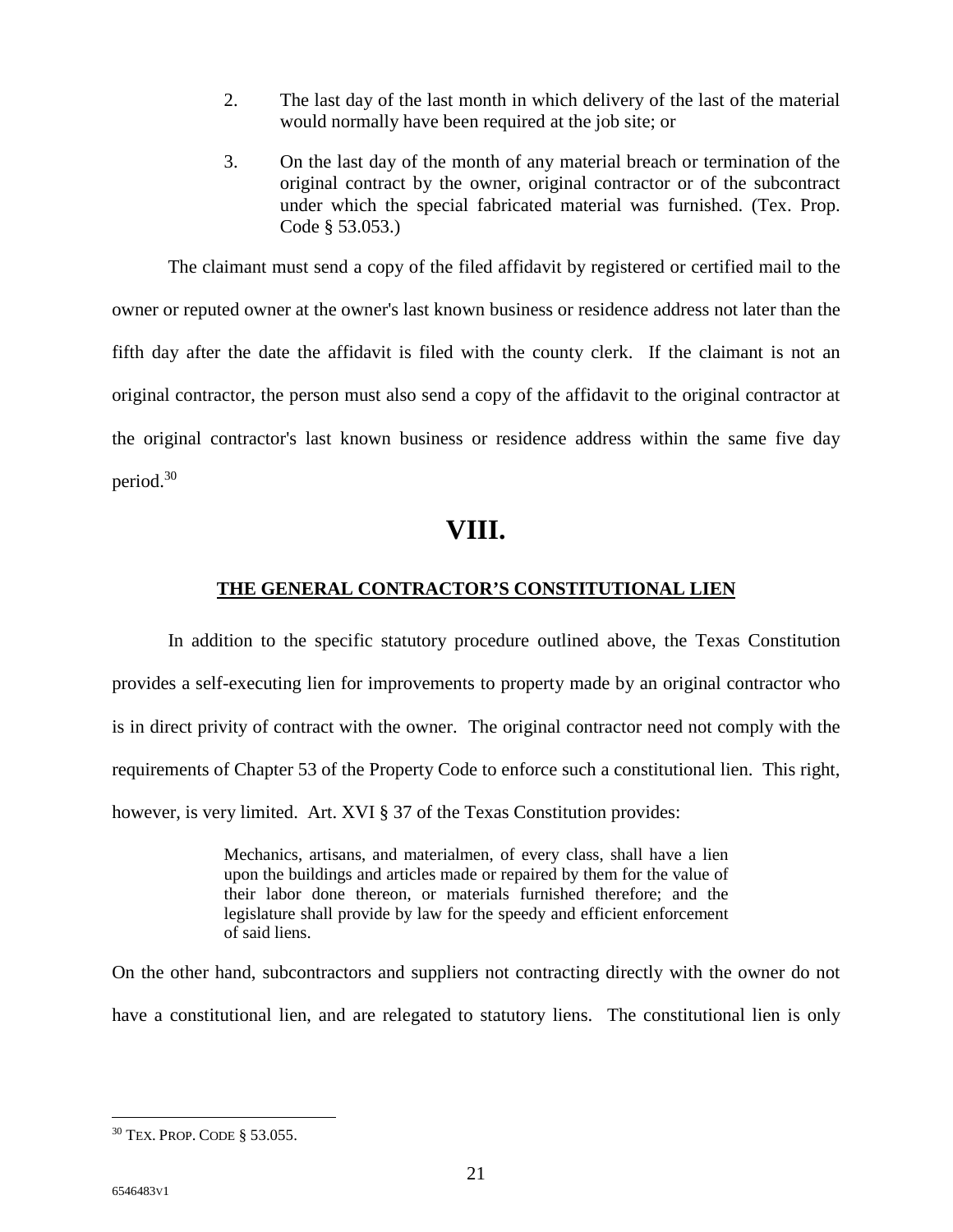2. The last day of the last month in which delivery of the last of the material would normally have been required at the job site; or

3. On the last day of the month of any material breach or termination of the original contract by the owner, original contractor or of the subcontract under which the special fabricated material was furnished. (Tex. Prop. Code § 53.053.)

The claimant must send a copy of the filed affidavit by registered or certified mail to the owner or reputed owner at the owner's last known business or residence address not later than the fifth day after the date the affidavit is filed with the county clerk. If the claimant is not an original contractor, the person must also send a copy of the affidavit to the original contractor at the original contractor's last known business or residence address within the same five day period.[30]

# VIII.

## THE GENERAL CONTRACTOR'S CONSTITUTIONAL LIEN

In addition to the specific statutory procedure outlined above, the Texas Constitution provides a self-executing lien for improvements to property made by an original contractor who is in direct privity of contract with the owner. The original contractor need not comply with the requirements of Chapter 53 of the Property Code to enforce such a constitutional lien. This right, however, is very limited. Art. XVI § 37 of the Texas Constitution provides:

> Mechanics, artisans, and materialmen, of every class, shall have a lien upon the buildings and articles made or repaired by them for the value of their labor done thereon, or materials furnished therefore; and the legislature shall provide by law for the speedy and efficient enforcement of said liens.

On the other hand, subcontractors and suppliers not contracting directly with the owner do not have a constitutional lien, and are relegated to statutory liens. The constitutional lien is only

[30] TEX. PROP. CODE § 53.055.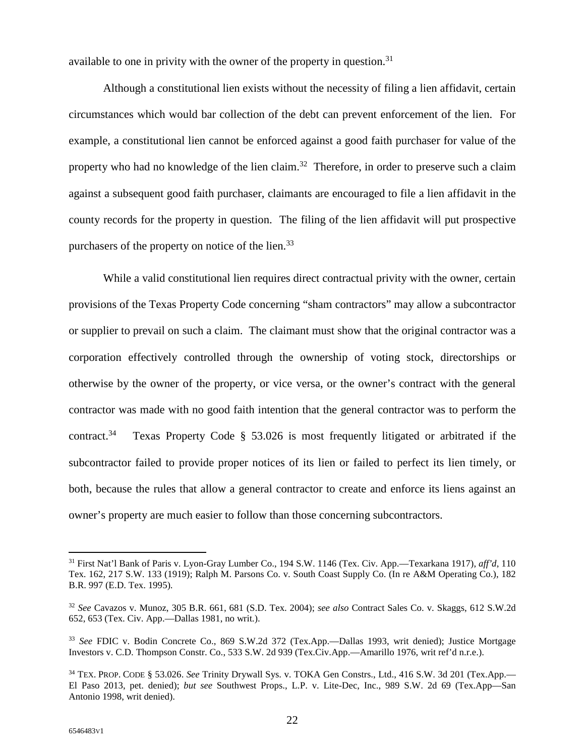available to one in privity with the owner of the property in question.[31]

Although a constitutional lien exists without the necessity of filing a lien affidavit, certain circumstances which would bar collection of the debt can prevent enforcement of the lien. For example, a constitutional lien cannot be enforced against a good faith purchaser for value of the property who had no knowledge of the lien claim.[32] Therefore, in order to preserve such a claim against a subsequent good faith purchaser, claimants are encouraged to file a lien affidavit in the county records for the property in question. The filing of the lien affidavit will put prospective purchasers of the property on notice of the lien.[33]

While a valid constitutional lien requires direct contractual privity with the owner, certain provisions of the Texas Property Code concerning "sham contractors" may allow a subcontractor or supplier to prevail on such a claim. The claimant must show that the original contractor was a corporation effectively controlled through the ownership of voting stock, directorships or otherwise by the owner of the property, or vice versa, or the owner's contract with the general contractor was made with no good faith intention that the general contractor was to perform the contract.[34] Texas Property Code § 53.026 is most frequently litigated or arbitrated if the subcontractor failed to provide proper notices of its lien or failed to perfect its lien timely, or both, because the rules that allow a general contractor to create and enforce its liens against an owner's property are much easier to follow than those concerning subcontractors.

---

[31] First Nat'l Bank of Paris v. Lyon-Gray Lumber Co., 194 S.W. 1146 (Tex. Civ. App.—Texarkana 1917), *aff'd*, 110 Tex. 162, 217 S.W. 133 (1919); Ralph M. Parsons Co. v. South Coast Supply Co. (In re A&M Operating Co.), 182 B.R. 997 (E.D. Tex. 1995).

[32] *See* Cavazos v. Munoz, 305 B.R. 661, 681 (S.D. Tex. 2004); *see also* Contract Sales Co. v. Skaggs, 612 S.W.2d 652, 653 (Tex. Civ. App.—Dallas 1981, no writ.).

[33] *See* FDIC v. Bodin Concrete Co., 869 S.W.2d 372 (Tex.App.—Dallas 1993, writ denied); Justice Mortgage Investors v. C.D. Thompson Constr. Co., 533 S.W. 2d 939 (Tex.Civ.App.—Amarillo 1976, writ ref'd n.r.e.).

[34] TEX. PROP. CODE § 53.026. *See* Trinity Drywall Sys. v. TOKA Gen Constrs., Ltd., 416 S.W. 3d 201 (Tex.App.—El Paso 2013, pet. denied); *but see* Southwest Props., L.P. v. Lite-Dec, Inc., 989 S.W. 2d 69 (Tex.App—San Antonio 1998, writ denied).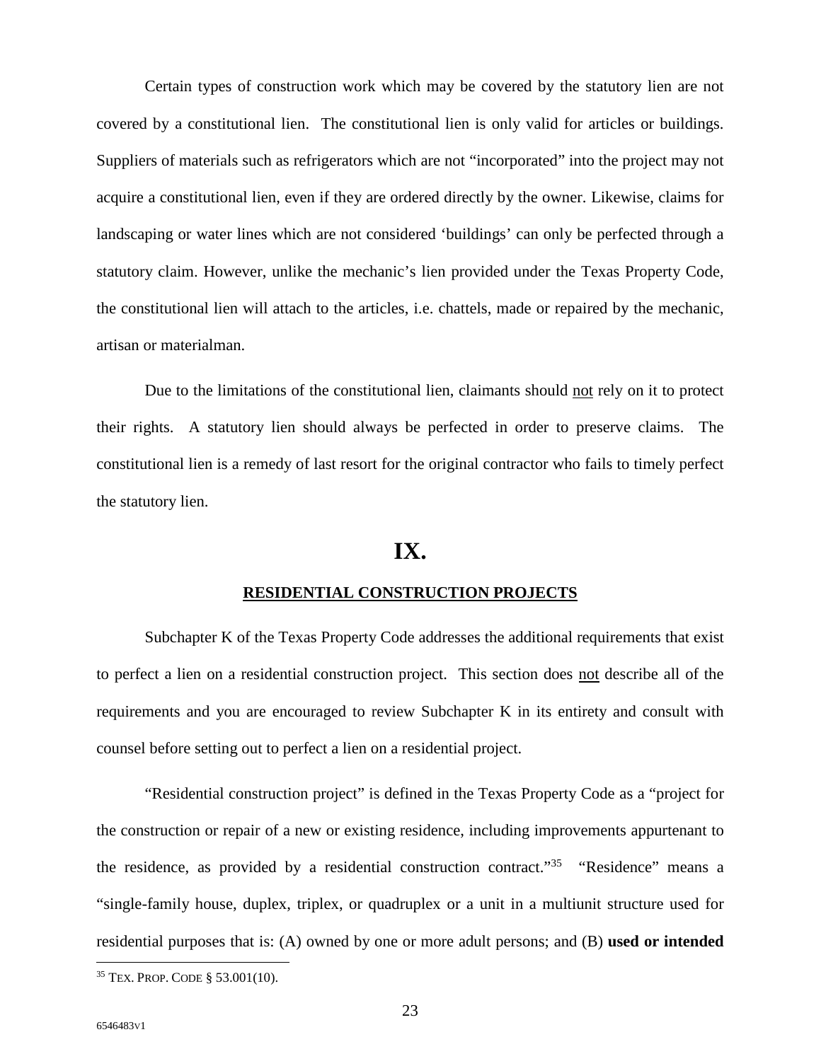Certain types of construction work which may be covered by the statutory lien are not covered by a constitutional lien. The constitutional lien is only valid for articles or buildings. Suppliers of materials such as refrigerators which are not "incorporated" into the project may not acquire a constitutional lien, even if they are ordered directly by the owner. Likewise, claims for landscaping or water lines which are not considered 'buildings' can only be perfected through a statutory claim. However, unlike the mechanic's lien provided under the Texas Property Code, the constitutional lien will attach to the articles, i.e. chattels, made or repaired by the mechanic, artisan or materialman.

Due to the limitations of the constitutional lien, claimants should <u>not</u> rely on it to protect their rights. A statutory lien should always be perfected in order to preserve claims. The constitutional lien is a remedy of last resort for the original contractor who fails to timely perfect the statutory lien.

# IX.

## RESIDENTIAL CONSTRUCTION PROJECTS

Subchapter K of the Texas Property Code addresses the additional requirements that exist to perfect a lien on a residential construction project. This section does <u>not</u> describe all of the requirements and you are encouraged to review Subchapter K in its entirety and consult with counsel before setting out to perfect a lien on a residential project.

"Residential construction project" is defined in the Texas Property Code as a "project for the construction or repair of a new or existing residence, including improvements appurtenant to the residence, as provided by a residential construction contract."[35] "Residence" means a "single-family house, duplex, triplex, or quadruplex or a unit in a multiunit structure used for residential purposes that is: (A) owned by one or more adult persons; and (B) **used or intended**

[35] TEX. PROP. CODE § 53.001(10).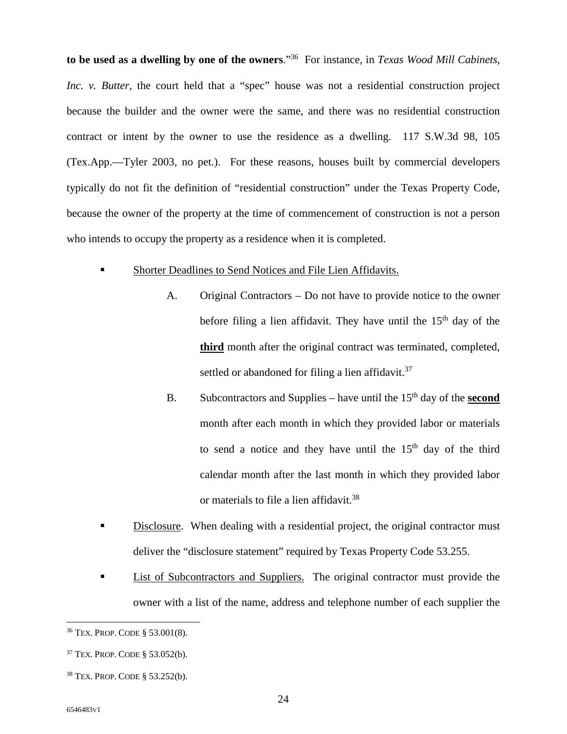**to be used as a dwelling by one of the owners**."[36] For instance, in *Texas Wood Mill Cabinets, Inc. v. Butter*, the court held that a "spec" house was not a residential construction project because the builder and the owner were the same, and there was no residential construction contract or intent by the owner to use the residence as a dwelling. 117 S.W.3d 98, 105 (Tex.App.—Tyler 2003, no pet.). For these reasons, houses built by commercial developers typically do not fit the definition of "residential construction" under the Texas Property Code, because the owner of the property at the time of commencement of construction is not a person who intends to occupy the property as a residence when it is completed.

- <u>Shorter Deadlines to Send Notices and File Lien Affidavits.</u>

  A. Original Contractors – Do not have to provide notice to the owner before filing a lien affidavit. They have until the 15th day of the <u>**third**</u> month after the original contract was terminated, completed, settled or abandoned for filing a lien affidavit.[37]

  B. Subcontractors and Supplies – have until the 15th day of the <u>**second**</u> month after each month in which they provided labor or materials to send a notice and they have until the 15th day of the third calendar month after the last month in which they provided labor or materials to file a lien affidavit.[38]

- <u>Disclosure</u>. When dealing with a residential project, the original contractor must deliver the "disclosure statement" required by Texas Property Code 53.255.

- <u>List of Subcontractors and Suppliers.</u> The original contractor must provide the owner with a list of the name, address and telephone number of each supplier the

---

[36] TEX. PROP. CODE § 53.001(8).

[37] TEX. PROP. CODE § 53.052(b).

[38] TEX. PROP. CODE § 53.252(b).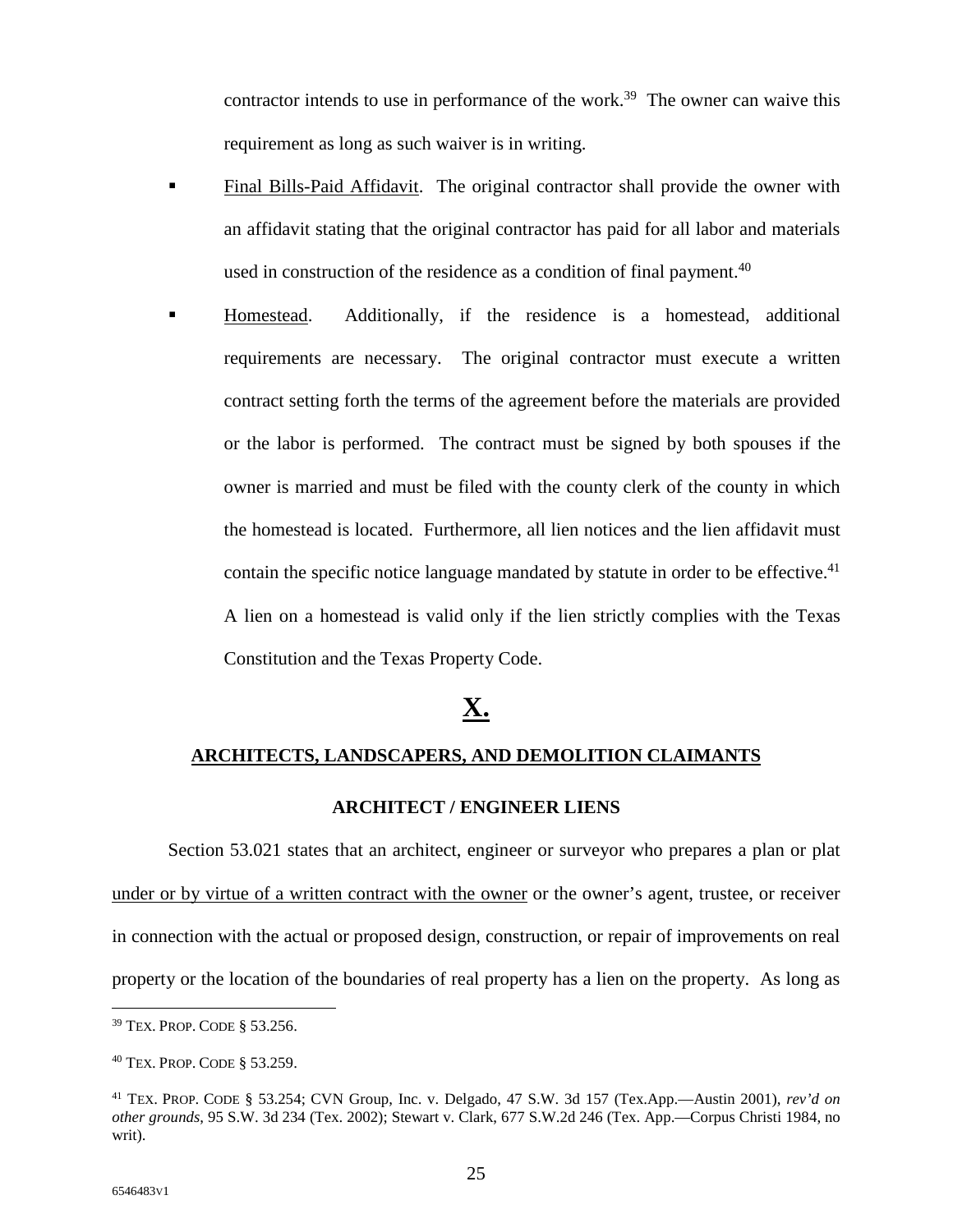contractor intends to use in performance of the work.[39] The owner can waive this requirement as long as such waiver is in writing.

- <u>Final Bills-Paid Affidavit</u>. The original contractor shall provide the owner with an affidavit stating that the original contractor has paid for all labor and materials used in construction of the residence as a condition of final payment.[40]

- <u>Homestead</u>. Additionally, if the residence is a homestead, additional requirements are necessary. The original contractor must execute a written contract setting forth the terms of the agreement before the materials are provided or the labor is performed. The contract must be signed by both spouses if the owner is married and must be filed with the county clerk of the county in which the homestead is located. Furthermore, all lien notices and the lien affidavit must contain the specific notice language mandated by statute in order to be effective.[41] A lien on a homestead is valid only if the lien strictly complies with the Texas Constitution and the Texas Property Code.

## X.

## ARCHITECTS, LANDSCAPERS, AND DEMOLITION CLAIMANTS

### ARCHITECT / ENGINEER LIENS

Section 53.021 states that an architect, engineer or surveyor who prepares a plan or plat <u>under or by virtue of a written contract with the owner</u> or the owner's agent, trustee, or receiver in connection with the actual or proposed design, construction, or repair of improvements on real property or the location of the boundaries of real property has a lien on the property. As long as

---

[39] TEX. PROP. CODE § 53.256.

[40] TEX. PROP. CODE § 53.259.

[41] TEX. PROP. CODE § 53.254; CVN Group, Inc. v. Delgado, 47 S.W. 3d 157 (Tex.App.—Austin 2001), *rev'd on other grounds*, 95 S.W. 3d 234 (Tex. 2002); Stewart v. Clark, 677 S.W.2d 246 (Tex. App.—Corpus Christi 1984, no writ).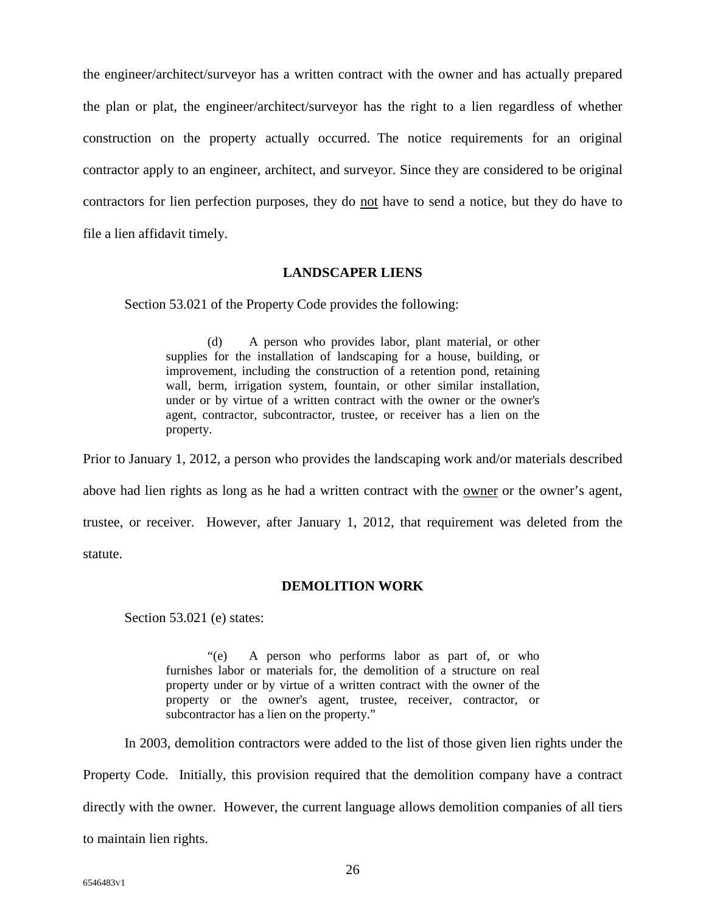the engineer/architect/surveyor has a written contract with the owner and has actually prepared the plan or plat, the engineer/architect/surveyor has the right to a lien regardless of whether construction on the property actually occurred. The notice requirements for an original contractor apply to an engineer, architect, and surveyor. Since they are considered to be original contractors for lien perfection purposes, they do <u>not</u> have to send a notice, but they do have to file a lien affidavit timely.

## LANDSCAPER LIENS

Section 53.021 of the Property Code provides the following:

> (d) A person who provides labor, plant material, or other supplies for the installation of landscaping for a house, building, or improvement, including the construction of a retention pond, retaining wall, berm, irrigation system, fountain, or other similar installation, under or by virtue of a written contract with the owner or the owner's agent, contractor, subcontractor, trustee, or receiver has a lien on the property.

Prior to January 1, 2012, a person who provides the landscaping work and/or materials described above had lien rights as long as he had a written contract with the <u>owner</u> or the owner's agent, trustee, or receiver. However, after January 1, 2012, that requirement was deleted from the statute.

## DEMOLITION WORK

Section 53.021 (e) states:

> "(e) A person who performs labor as part of, or who furnishes labor or materials for, the demolition of a structure on real property under or by virtue of a written contract with the owner of the property or the owner's agent, trustee, receiver, contractor, or subcontractor has a lien on the property."

In 2003, demolition contractors were added to the list of those given lien rights under the Property Code. Initially, this provision required that the demolition company have a contract directly with the owner. However, the current language allows demolition companies of all tiers to maintain lien rights.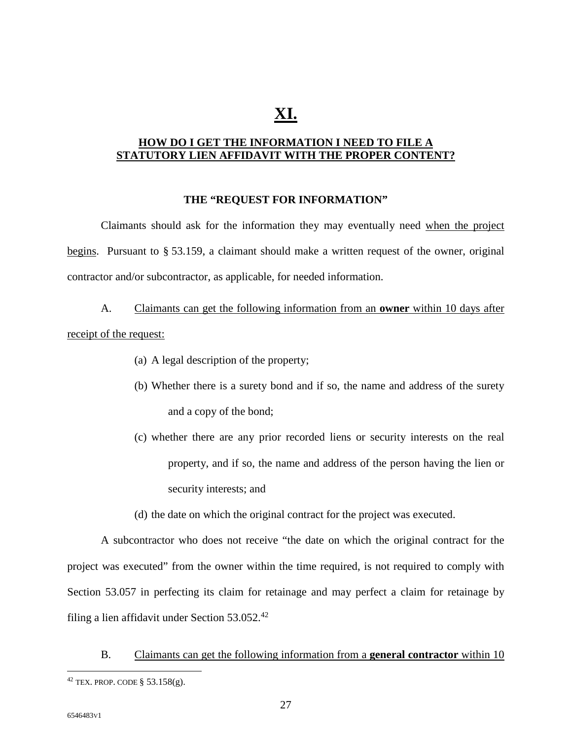# XI.

## HOW DO I GET THE INFORMATION I NEED TO FILE A STATUTORY LIEN AFFIDAVIT WITH THE PROPER CONTENT?

### THE "REQUEST FOR INFORMATION"

Claimants should ask for the information they may eventually need when the project begins. Pursuant to § 53.159, a claimant should make a written request of the owner, original contractor and/or subcontractor, as applicable, for needed information.

A. Claimants can get the following information from an **owner** within 10 days after receipt of the request:

- (a) A legal description of the property;
- (b) Whether there is a surety bond and if so, the name and address of the surety and a copy of the bond;
- (c) whether there are any prior recorded liens or security interests on the real property, and if so, the name and address of the person having the lien or security interests; and
- (d) the date on which the original contract for the project was executed.

A subcontractor who does not receive "the date on which the original contract for the project was executed" from the owner within the time required, is not required to comply with Section 53.057 in perfecting its claim for retainage and may perfect a claim for retainage by filing a lien affidavit under Section 53.052.[42]

B. Claimants can get the following information from a **general contractor** within 10

[42] TEX. PROP. CODE § 53.158(g).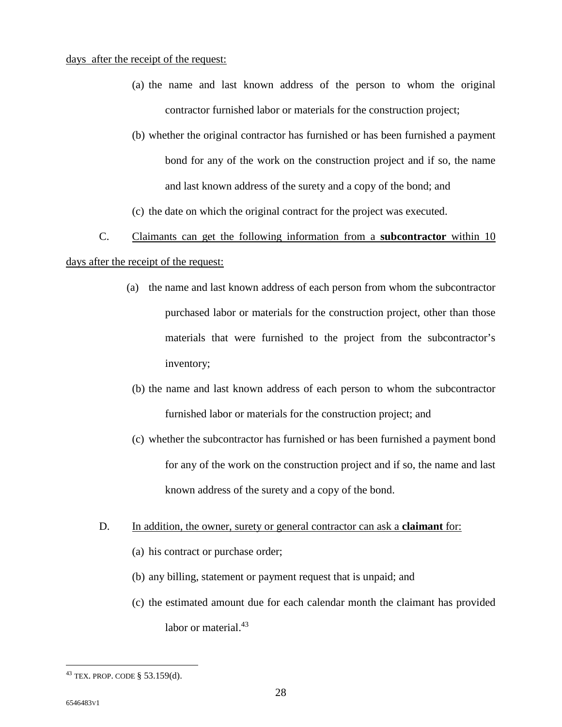days after the receipt of the request:

(a) the name and last known address of the person to whom the original contractor furnished labor or materials for the construction project;

(b) whether the original contractor has furnished or has been furnished a payment bond for any of the work on the construction project and if so, the name and last known address of the surety and a copy of the bond; and

(c) the date on which the original contract for the project was executed.

C. Claimants can get the following information from a **subcontractor** within 10 days after the receipt of the request:

(a) the name and last known address of each person from whom the subcontractor purchased labor or materials for the construction project, other than those materials that were furnished to the project from the subcontractor's inventory;

(b) the name and last known address of each person to whom the subcontractor furnished labor or materials for the construction project; and

(c) whether the subcontractor has furnished or has been furnished a payment bond for any of the work on the construction project and if so, the name and last known address of the surety and a copy of the bond.

D. In addition, the owner, surety or general contractor can ask a **claimant** for:

(a) his contract or purchase order;

(b) any billing, statement or payment request that is unpaid; and

(c) the estimated amount due for each calendar month the claimant has provided labor or material.[43]

---

[43] TEX. PROP. CODE § 53.159(d).

6546483v1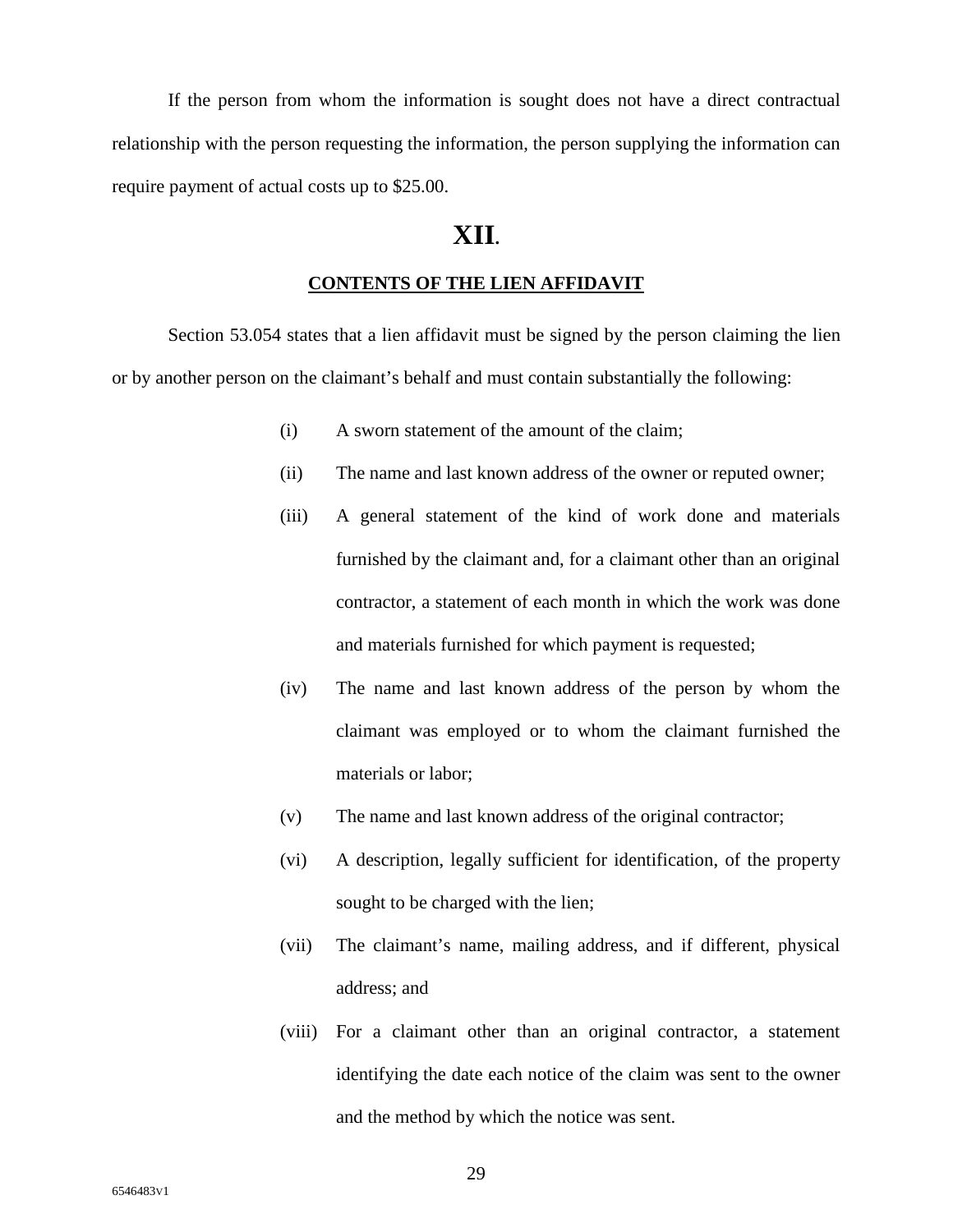If the person from whom the information is sought does not have a direct contractual relationship with the person requesting the information, the person supplying the information can require payment of actual costs up to $25.00.

# XII.

## CONTENTS OF THE LIEN AFFIDAVIT

Section 53.054 states that a lien affidavit must be signed by the person claiming the lien or by another person on the claimant's behalf and must contain substantially the following:

(i) A sworn statement of the amount of the claim;

(ii) The name and last known address of the owner or reputed owner;

(iii) A general statement of the kind of work done and materials furnished by the claimant and, for a claimant other than an original contractor, a statement of each month in which the work was done and materials furnished for which payment is requested;

(iv) The name and last known address of the person by whom the claimant was employed or to whom the claimant furnished the materials or labor;

(v) The name and last known address of the original contractor;

(vi) A description, legally sufficient for identification, of the property sought to be charged with the lien;

(vii) The claimant's name, mailing address, and if different, physical address; and

(viii) For a claimant other than an original contractor, a statement identifying the date each notice of the claim was sent to the owner and the method by which the notice was sent.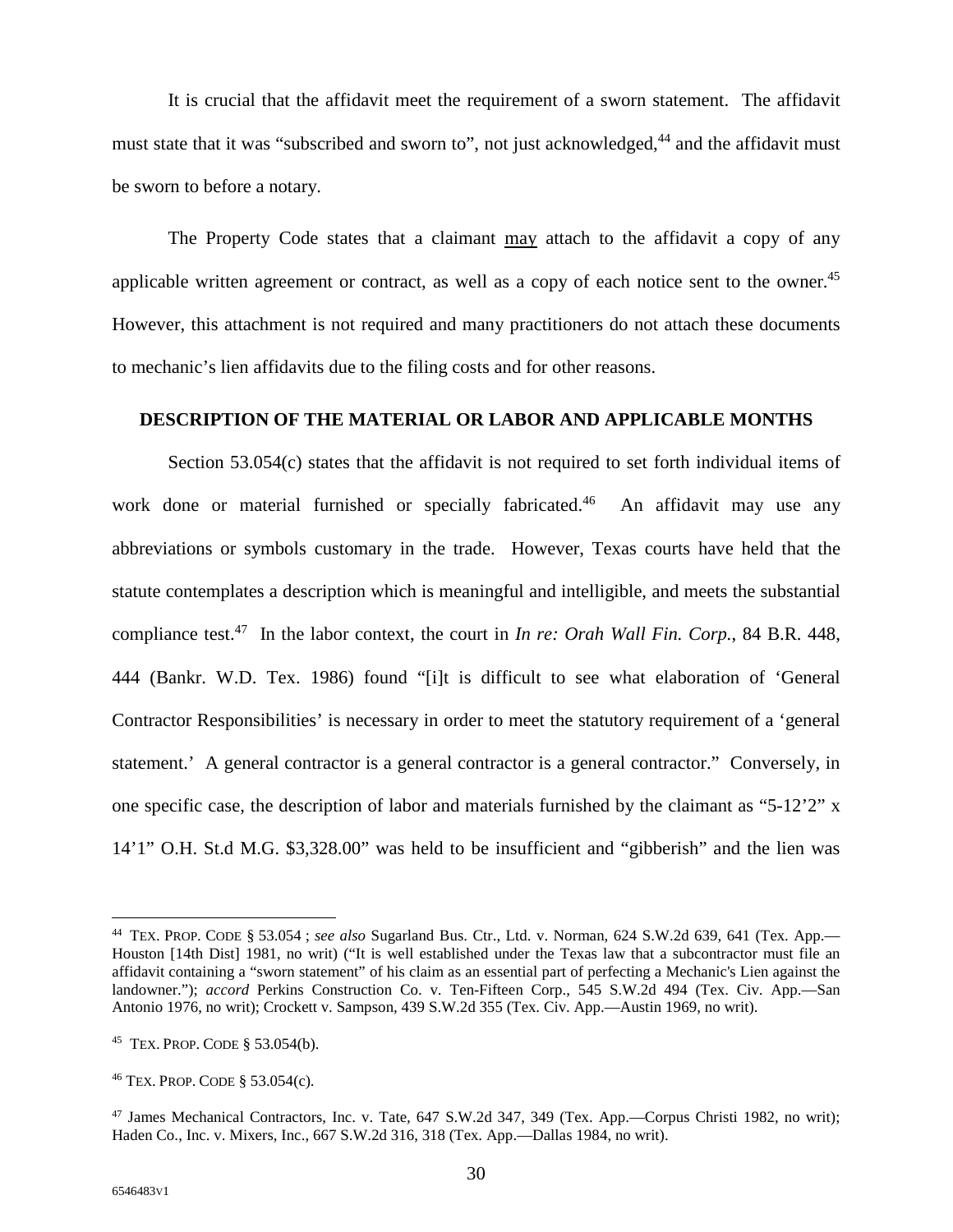It is crucial that the affidavit meet the requirement of a sworn statement. The affidavit must state that it was "subscribed and sworn to", not just acknowledged,[44] and the affidavit must be sworn to before a notary.

The Property Code states that a claimant <u>may</u> attach to the affidavit a copy of any applicable written agreement or contract, as well as a copy of each notice sent to the owner.[45] However, this attachment is not required and many practitioners do not attach these documents to mechanic's lien affidavits due to the filing costs and for other reasons.

**DESCRIPTION OF THE MATERIAL OR LABOR AND APPLICABLE MONTHS**

Section 53.054(c) states that the affidavit is not required to set forth individual items of work done or material furnished or specially fabricated.[46] An affidavit may use any abbreviations or symbols customary in the trade. However, Texas courts have held that the statute contemplates a description which is meaningful and intelligible, and meets the substantial compliance test.[47] In the labor context, the court in *In re: Orah Wall Fin. Corp.*, 84 B.R. 448, 444 (Bankr. W.D. Tex. 1986) found "[i]t is difficult to see what elaboration of 'General Contractor Responsibilities' is necessary in order to meet the statutory requirement of a 'general statement.' A general contractor is a general contractor is a general contractor." Conversely, in one specific case, the description of labor and materials furnished by the claimant as "5-12'2" x 14'1" O.H. St.d M.G. $3,328.00" was held to be insufficient and "gibberish" and the lien was

---

[44] TEX. PROP. CODE § 53.054 ; *see also* Sugarland Bus. Ctr., Ltd. v. Norman, 624 S.W.2d 639, 641 (Tex. App.—Houston [14th Dist] 1981, no writ) ("It is well established under the Texas law that a subcontractor must file an affidavit containing a "sworn statement" of his claim as an essential part of perfecting a Mechanic's Lien against the landowner."); *accord* Perkins Construction Co. v. Ten-Fifteen Corp., 545 S.W.2d 494 (Tex. Civ. App.—San Antonio 1976, no writ); Crockett v. Sampson, 439 S.W.2d 355 (Tex. Civ. App.—Austin 1969, no writ).

[45] TEX. PROP. CODE § 53.054(b).

[46] TEX. PROP. CODE § 53.054(c).

[47] James Mechanical Contractors, Inc. v. Tate, 647 S.W.2d 347, 349 (Tex. App.—Corpus Christi 1982, no writ); Haden Co., Inc. v. Mixers, Inc., 667 S.W.2d 316, 318 (Tex. App.—Dallas 1984, no writ).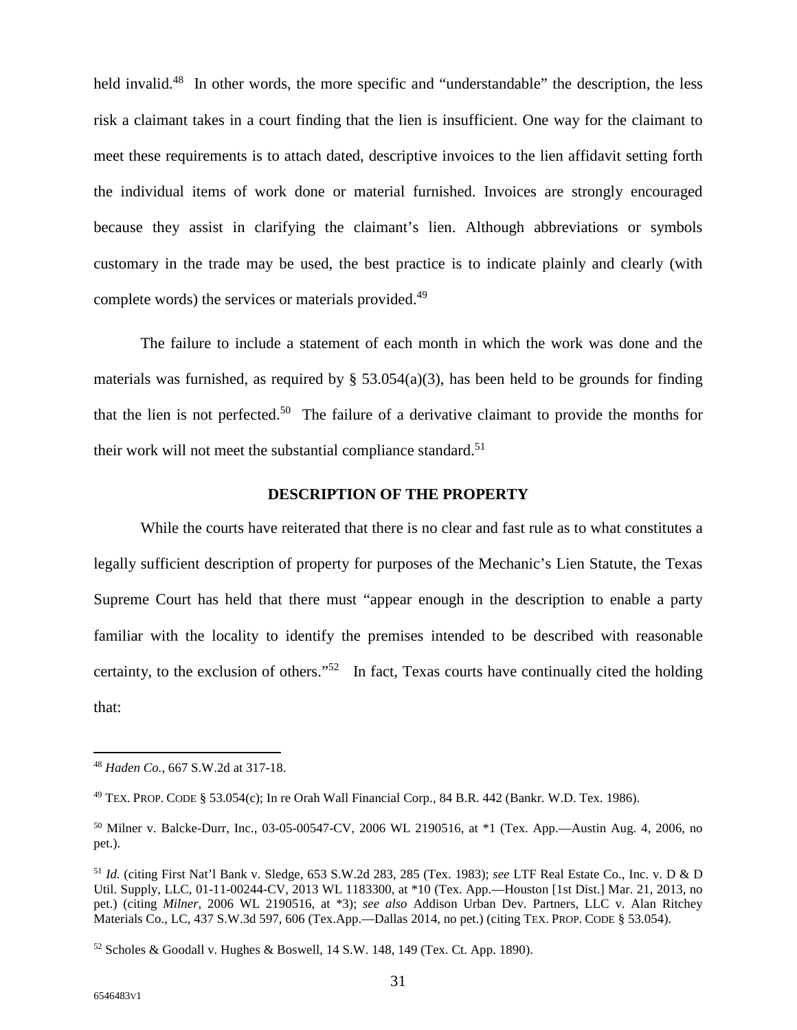held invalid.[48] In other words, the more specific and "understandable" the description, the less risk a claimant takes in a court finding that the lien is insufficient. One way for the claimant to meet these requirements is to attach dated, descriptive invoices to the lien affidavit setting forth the individual items of work done or material furnished. Invoices are strongly encouraged because they assist in clarifying the claimant's lien. Although abbreviations or symbols customary in the trade may be used, the best practice is to indicate plainly and clearly (with complete words) the services or materials provided.[49]

The failure to include a statement of each month in which the work was done and the materials was furnished, as required by § 53.054(a)(3), has been held to be grounds for finding that the lien is not perfected.[50] The failure of a derivative claimant to provide the months for their work will not meet the substantial compliance standard.[51]

## DESCRIPTION OF THE PROPERTY

While the courts have reiterated that there is no clear and fast rule as to what constitutes a legally sufficient description of property for purposes of the Mechanic's Lien Statute, the Texas Supreme Court has held that there must "appear enough in the description to enable a party familiar with the locality to identify the premises intended to be described with reasonable certainty, to the exclusion of others."[52] In fact, Texas courts have continually cited the holding that:

---

[48] *Haden Co.*, 667 S.W.2d at 317-18.

[49] TEX. PROP. CODE § 53.054(c); In re Orah Wall Financial Corp., 84 B.R. 442 (Bankr. W.D. Tex. 1986).

[50] Milner v. Balcke-Durr, Inc., 03-05-00547-CV, 2006 WL 2190516, at *1 (Tex. App.—Austin Aug. 4, 2006, no pet.).

[51] *Id.* (citing First Nat'l Bank v. Sledge, 653 S.W.2d 283, 285 (Tex. 1983); *see* LTF Real Estate Co., Inc. v. D & D Util. Supply, LLC, 01-11-00244-CV, 2013 WL 1183300, at *10 (Tex. App.—Houston [1st Dist.] Mar. 21, 2013, no pet.) (citing *Milner*, 2006 WL 2190516, at *3); *see also* Addison Urban Dev. Partners, LLC v. Alan Ritchey Materials Co., LC, 437 S.W.3d 597, 606 (Tex.App.—Dallas 2014, no pet.) (citing TEX. PROP. CODE § 53.054).

[52] Scholes & Goodall v. Hughes & Boswell, 14 S.W. 148, 149 (Tex. Ct. App. 1890).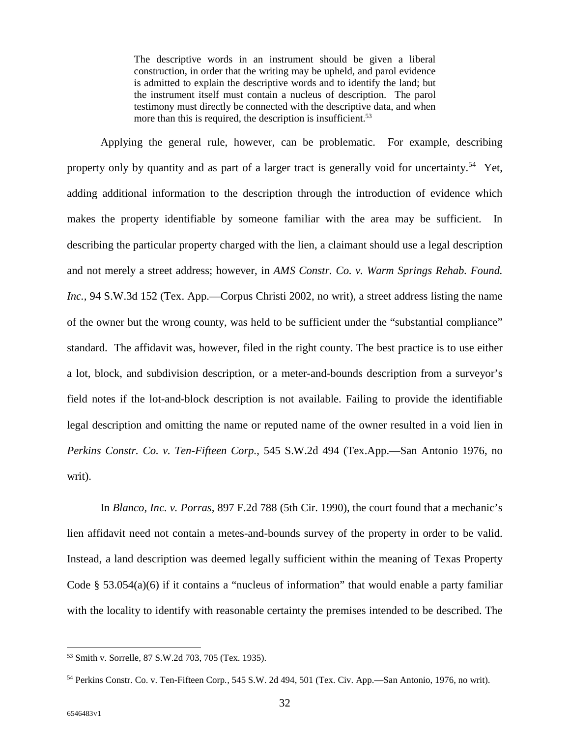> The descriptive words in an instrument should be given a liberal construction, in order that the writing may be upheld, and parol evidence is admitted to explain the descriptive words and to identify the land; but the instrument itself must contain a nucleus of description. The parol testimony must directly be connected with the descriptive data, and when more than this is required, the description is insufficient.[53]

Applying the general rule, however, can be problematic. For example, describing property only by quantity and as part of a larger tract is generally void for uncertainty.[54] Yet, adding additional information to the description through the introduction of evidence which makes the property identifiable by someone familiar with the area may be sufficient. In describing the particular property charged with the lien, a claimant should use a legal description and not merely a street address; however, in *AMS Constr. Co. v. Warm Springs Rehab. Found. Inc.*, 94 S.W.3d 152 (Tex. App.—Corpus Christi 2002, no writ), a street address listing the name of the owner but the wrong county, was held to be sufficient under the "substantial compliance" standard. The affidavit was, however, filed in the right county. The best practice is to use either a lot, block, and subdivision description, or a meter-and-bounds description from a surveyor's field notes if the lot-and-block description is not available. Failing to provide the identifiable legal description and omitting the name or reputed name of the owner resulted in a void lien in *Perkins Constr. Co. v. Ten-Fifteen Corp.*, 545 S.W.2d 494 (Tex.App.—San Antonio 1976, no writ).

In *Blanco, Inc. v. Porras*, 897 F.2d 788 (5th Cir. 1990), the court found that a mechanic's lien affidavit need not contain a metes-and-bounds survey of the property in order to be valid. Instead, a land description was deemed legally sufficient within the meaning of Texas Property Code § 53.054(a)(6) if it contains a "nucleus of information" that would enable a party familiar with the locality to identify with reasonable certainty the premises intended to be described. The

---

[53] Smith v. Sorrelle, 87 S.W.2d 703, 705 (Tex. 1935).

[54] Perkins Constr. Co. v. Ten-Fifteen Corp., 545 S.W. 2d 494, 501 (Tex. Civ. App.—San Antonio, 1976, no writ).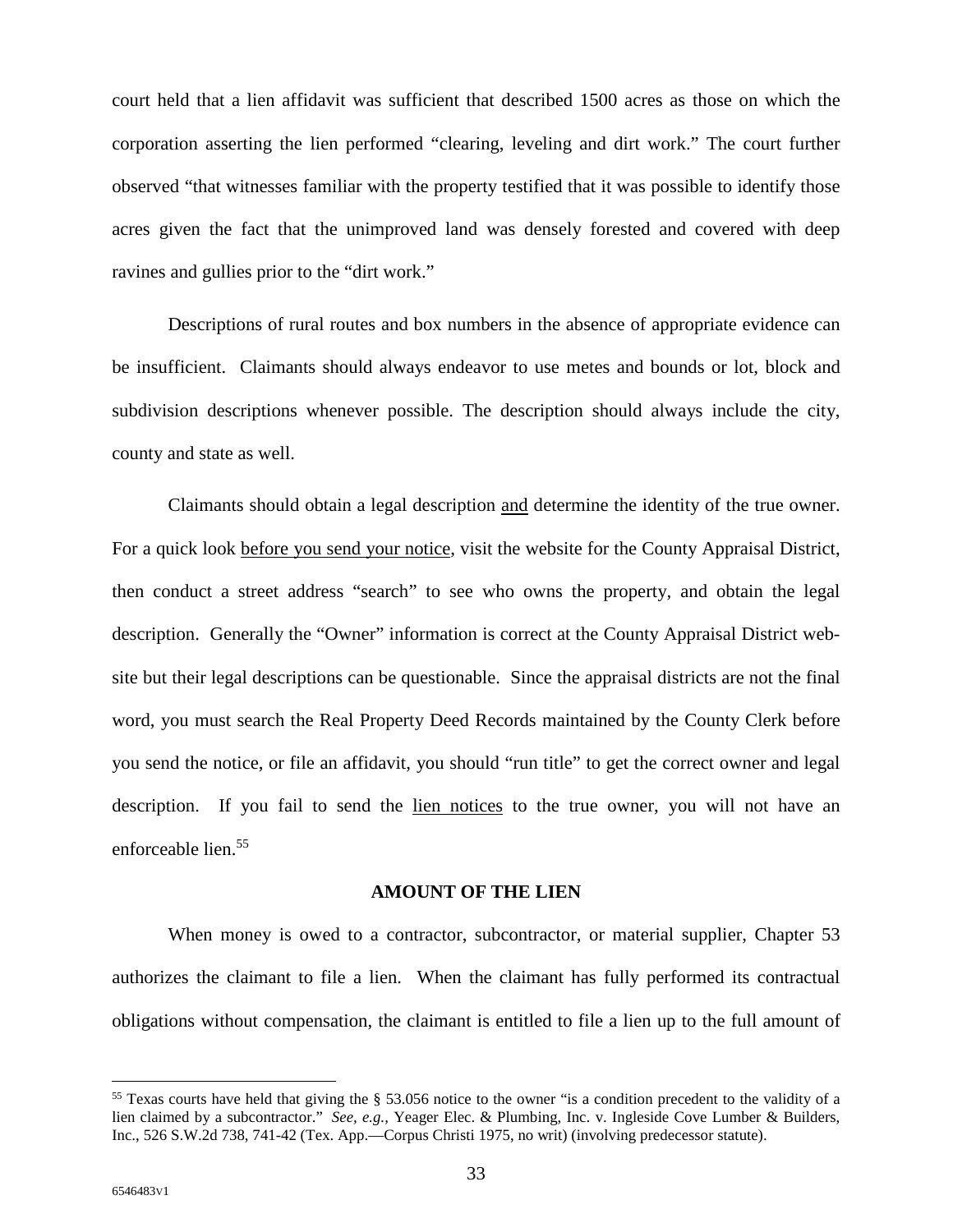court held that a lien affidavit was sufficient that described 1500 acres as those on which the corporation asserting the lien performed "clearing, leveling and dirt work." The court further observed "that witnesses familiar with the property testified that it was possible to identify those acres given the fact that the unimproved land was densely forested and covered with deep ravines and gullies prior to the "dirt work."

Descriptions of rural routes and box numbers in the absence of appropriate evidence can be insufficient. Claimants should always endeavor to use metes and bounds or lot, block and subdivision descriptions whenever possible. The description should always include the city, county and state as well.

Claimants should obtain a legal description and determine the identity of the true owner. For a quick look before you send your notice, visit the website for the County Appraisal District, then conduct a street address "search" to see who owns the property, and obtain the legal description. Generally the "Owner" information is correct at the County Appraisal District website but their legal descriptions can be questionable. Since the appraisal districts are not the final word, you must search the Real Property Deed Records maintained by the County Clerk before you send the notice, or file an affidavit, you should "run title" to get the correct owner and legal description. If you fail to send the lien notices to the true owner, you will not have an enforceable lien.[55]

## AMOUNT OF THE LIEN

When money is owed to a contractor, subcontractor, or material supplier, Chapter 53 authorizes the claimant to file a lien. When the claimant has fully performed its contractual obligations without compensation, the claimant is entitled to file a lien up to the full amount of

---

[55] Texas courts have held that giving the § 53.056 notice to the owner "is a condition precedent to the validity of a lien claimed by a subcontractor." *See, e.g.,* Yeager Elec. & Plumbing, Inc. v. Ingleside Cove Lumber & Builders, Inc., 526 S.W.2d 738, 741-42 (Tex. App.—Corpus Christi 1975, no writ) (involving predecessor statute).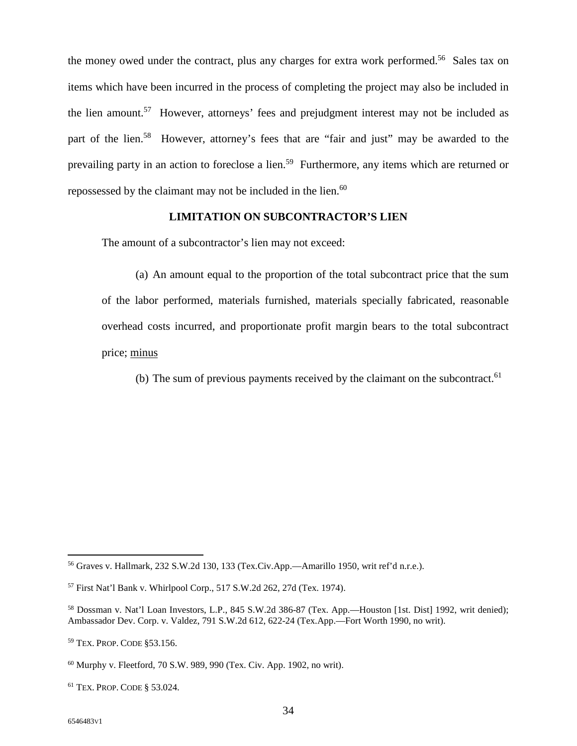the money owed under the contract, plus any charges for extra work performed.[56] Sales tax on items which have been incurred in the process of completing the project may also be included in the lien amount.[57] However, attorneys' fees and prejudgment interest may not be included as part of the lien.[58] However, attorney's fees that are "fair and just" may be awarded to the prevailing party in an action to foreclose a lien.[59] Furthermore, any items which are returned or repossessed by the claimant may not be included in the lien.[60]

## LIMITATION ON SUBCONTRACTOR'S LIEN

The amount of a subcontractor's lien may not exceed:

(a) An amount equal to the proportion of the total subcontract price that the sum of the labor performed, materials furnished, materials specially fabricated, reasonable overhead costs incurred, and proportionate profit margin bears to the total subcontract price; <u>minus</u>

(b) The sum of previous payments received by the claimant on the subcontract.[61]

---

[56] Graves v. Hallmark, 232 S.W.2d 130, 133 (Tex.Civ.App.—Amarillo 1950, writ ref'd n.r.e.).

[57] First Nat'l Bank v. Whirlpool Corp., 517 S.W.2d 262, 27d (Tex. 1974).

[58] Dossman v. Nat'l Loan Investors, L.P., 845 S.W.2d 386-87 (Tex. App.—Houston [1st. Dist] 1992, writ denied); Ambassador Dev. Corp. v. Valdez, 791 S.W.2d 612, 622-24 (Tex.App.—Fort Worth 1990, no writ).

[59] TEX. PROP. CODE §53.156.

[60] Murphy v. Fleetford, 70 S.W. 989, 990 (Tex. Civ. App. 1902, no writ).

[61] TEX. PROP. CODE § 53.024.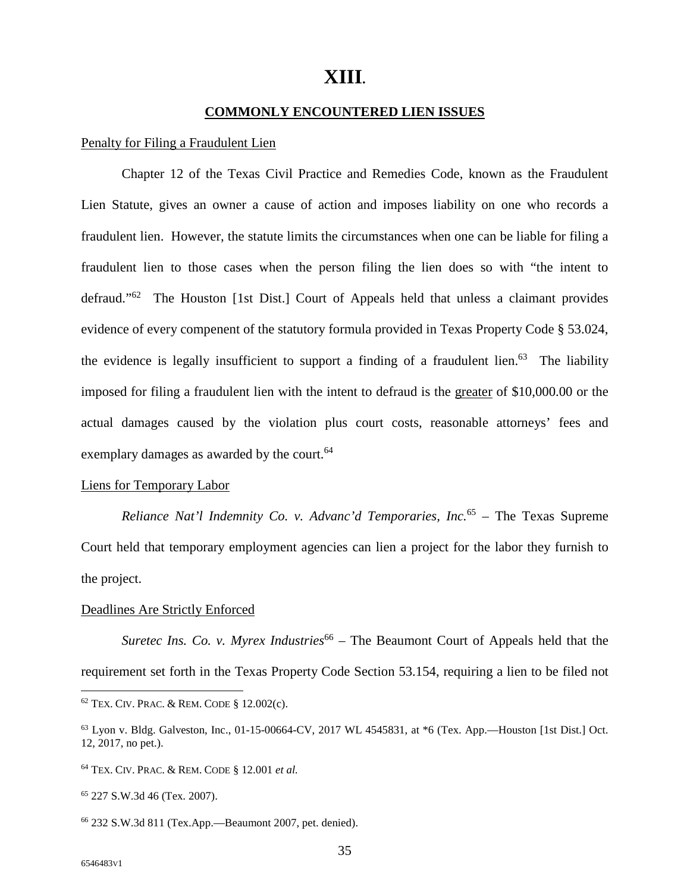# XIII.

## COMMONLY ENCOUNTERED LIEN ISSUES

Penalty for Filing a Fraudulent Lien

Chapter 12 of the Texas Civil Practice and Remedies Code, known as the Fraudulent Lien Statute, gives an owner a cause of action and imposes liability on one who records a fraudulent lien. However, the statute limits the circumstances when one can be liable for filing a fraudulent lien to those cases when the person filing the lien does so with "the intent to defraud."[62] The Houston [1st Dist.] Court of Appeals held that unless a claimant provides evidence of every compenent of the statutory formula provided in Texas Property Code § 53.024, the evidence is legally insufficient to support a finding of a fraudulent lien.[63] The liability imposed for filing a fraudulent lien with the intent to defraud is the greater of $10,000.00 or the actual damages caused by the violation plus court costs, reasonable attorneys' fees and exemplary damages as awarded by the court.[64]

Liens for Temporary Labor

*Reliance Nat'l Indemnity Co. v. Advanc'd Temporaries, Inc.*[65] – The Texas Supreme Court held that temporary employment agencies can lien a project for the labor they furnish to the project.

Deadlines Are Strictly Enforced

*Suretec Ins. Co. v. Myrex Industries*[66] – The Beaumont Court of Appeals held that the requirement set forth in the Texas Property Code Section 53.154, requiring a lien to be filed not

---

[62] TEX. CIV. PRAC. & REM. CODE § 12.002(c).

[63] Lyon v. Bldg. Galveston, Inc., 01-15-00664-CV, 2017 WL 4545831, at *6 (Tex. App.—Houston [1st Dist.] Oct. 12, 2017, no pet.).

[64] TEX. CIV. PRAC. & REM. CODE § 12.001 *et al.*

[65] 227 S.W.3d 46 (Tex. 2007).

[66] 232 S.W.3d 811 (Tex.App.—Beaumont 2007, pet. denied).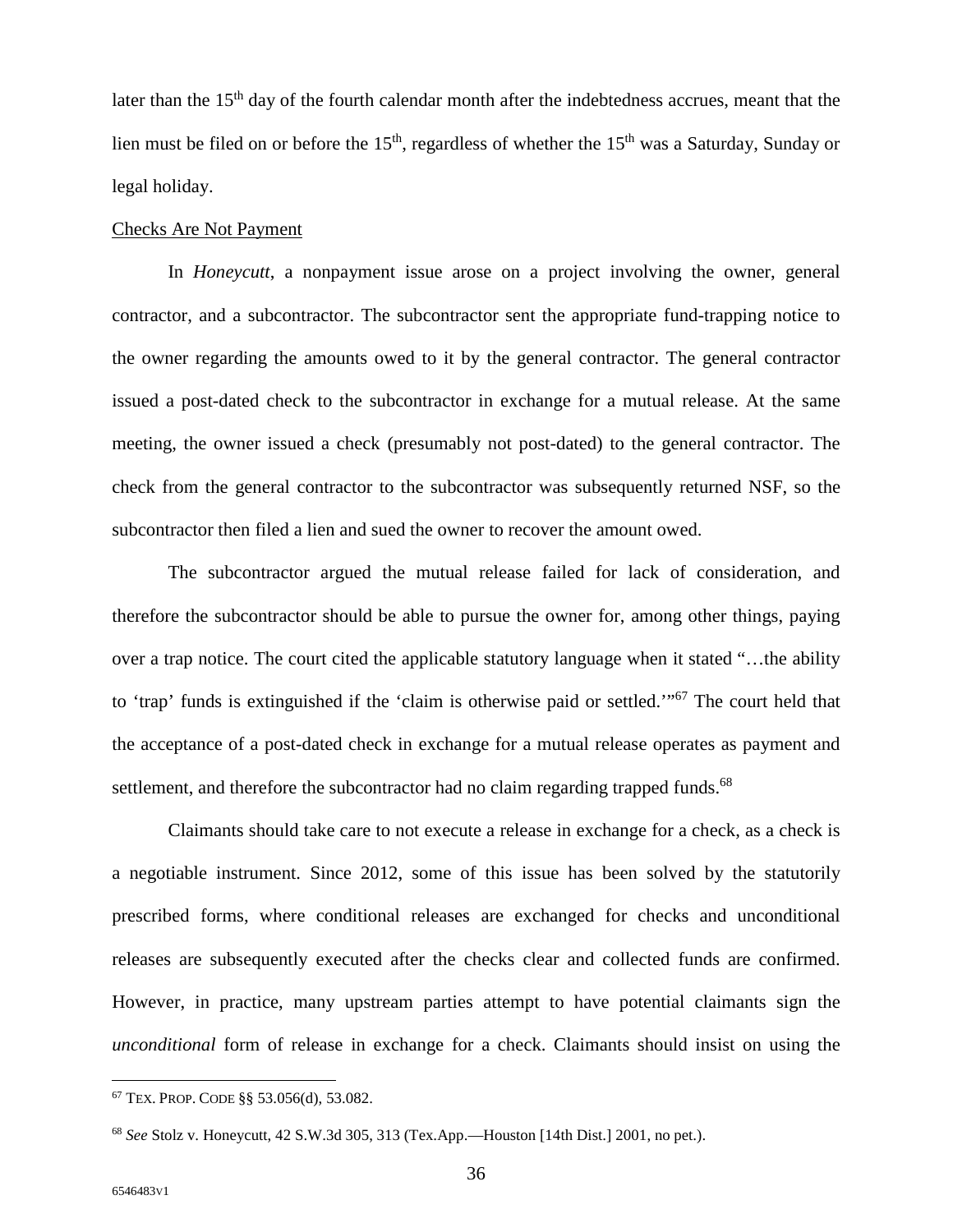later than the 15th day of the fourth calendar month after the indebtedness accrues, meant that the lien must be filed on or before the 15th, regardless of whether the 15th was a Saturday, Sunday or legal holiday.

<u>Checks Are Not Payment</u>

In *Honeycutt*, a nonpayment issue arose on a project involving the owner, general contractor, and a subcontractor. The subcontractor sent the appropriate fund-trapping notice to the owner regarding the amounts owed to it by the general contractor. The general contractor issued a post-dated check to the subcontractor in exchange for a mutual release. At the same meeting, the owner issued a check (presumably not post-dated) to the general contractor. The check from the general contractor to the subcontractor was subsequently returned NSF, so the subcontractor then filed a lien and sued the owner to recover the amount owed.

The subcontractor argued the mutual release failed for lack of consideration, and therefore the subcontractor should be able to pursue the owner for, among other things, paying over a trap notice. The court cited the applicable statutory language when it stated "…the ability to 'trap' funds is extinguished if the 'claim is otherwise paid or settled.'"[67] The court held that the acceptance of a post-dated check in exchange for a mutual release operates as payment and settlement, and therefore the subcontractor had no claim regarding trapped funds.[68]

Claimants should take care to not execute a release in exchange for a check, as a check is a negotiable instrument. Since 2012, some of this issue has been solved by the statutorily prescribed forms, where conditional releases are exchanged for checks and unconditional releases are subsequently executed after the checks clear and collected funds are confirmed. However, in practice, many upstream parties attempt to have potential claimants sign the *unconditional* form of release in exchange for a check. Claimants should insist on using the

---

[67] TEX. PROP. CODE §§ 53.056(d), 53.082.

[68] *See* Stolz v. Honeycutt, 42 S.W.3d 305, 313 (Tex.App.—Houston [14th Dist.] 2001, no pet.).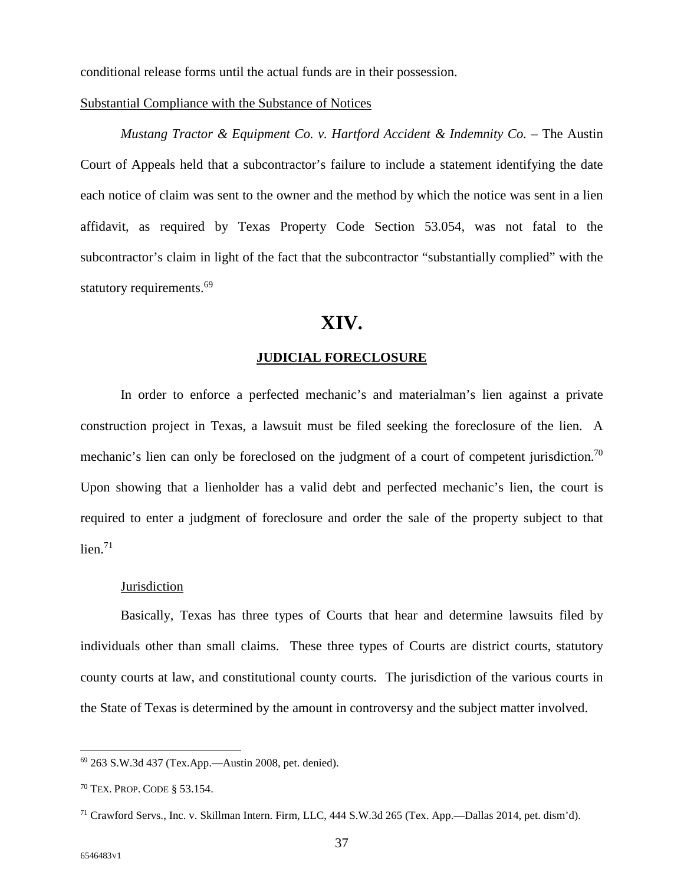conditional release forms until the actual funds are in their possession.

Substantial Compliance with the Substance of Notices

*Mustang Tractor & Equipment Co. v. Hartford Accident & Indemnity Co.* – The Austin Court of Appeals held that a subcontractor's failure to include a statement identifying the date each notice of claim was sent to the owner and the method by which the notice was sent in a lien affidavit, as required by Texas Property Code Section 53.054, was not fatal to the subcontractor's claim in light of the fact that the subcontractor "substantially complied" with the statutory requirements.[69]

# XIV.

## JUDICIAL FORECLOSURE

In order to enforce a perfected mechanic's and materialman's lien against a private construction project in Texas, a lawsuit must be filed seeking the foreclosure of the lien. A mechanic's lien can only be foreclosed on the judgment of a court of competent jurisdiction.[70] Upon showing that a lienholder has a valid debt and perfected mechanic's lien, the court is required to enter a judgment of foreclosure and order the sale of the property subject to that lien.[71]

Jurisdiction

Basically, Texas has three types of Courts that hear and determine lawsuits filed by individuals other than small claims. These three types of Courts are district courts, statutory county courts at law, and constitutional county courts. The jurisdiction of the various courts in the State of Texas is determined by the amount in controversy and the subject matter involved.

---

[69] 263 S.W.3d 437 (Tex.App.—Austin 2008, pet. denied).

[70] TEX. PROP. CODE § 53.154.

[71] Crawford Servs., Inc. v. Skillman Intern. Firm, LLC, 444 S.W.3d 265 (Tex. App.—Dallas 2014, pet. dism'd).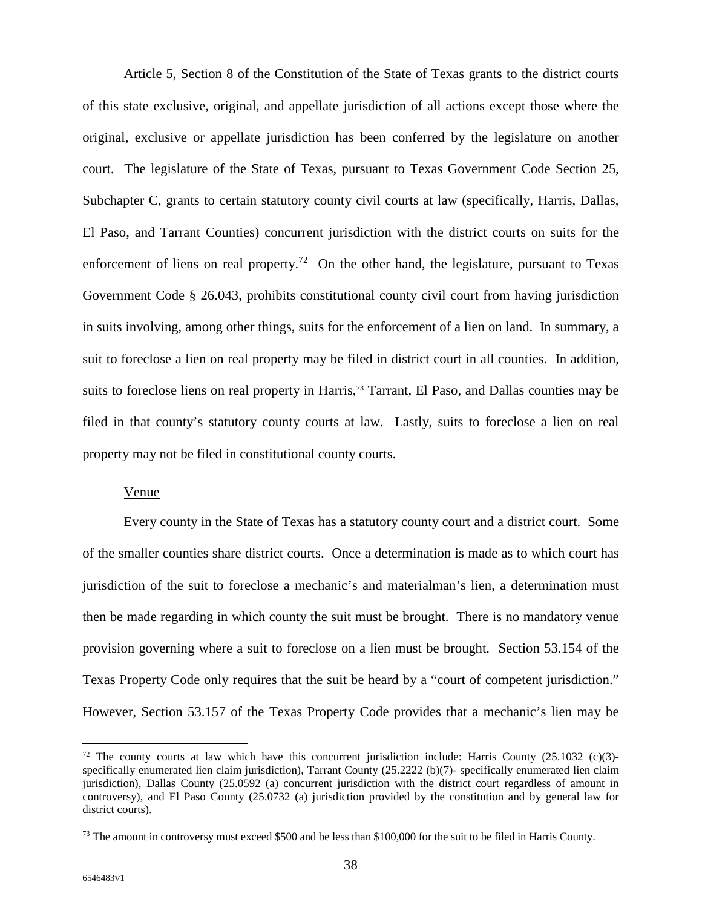Article 5, Section 8 of the Constitution of the State of Texas grants to the district courts of this state exclusive, original, and appellate jurisdiction of all actions except those where the original, exclusive or appellate jurisdiction has been conferred by the legislature on another court. The legislature of the State of Texas, pursuant to Texas Government Code Section 25, Subchapter C, grants to certain statutory county civil courts at law (specifically, Harris, Dallas, El Paso, and Tarrant Counties) concurrent jurisdiction with the district courts on suits for the enforcement of liens on real property.[72] On the other hand, the legislature, pursuant to Texas Government Code § 26.043, prohibits constitutional county civil court from having jurisdiction in suits involving, among other things, suits for the enforcement of a lien on land. In summary, a suit to foreclose a lien on real property may be filed in district court in all counties. In addition, suits to foreclose liens on real property in Harris,[73] Tarrant, El Paso, and Dallas counties may be filed in that county's statutory county courts at law. Lastly, suits to foreclose a lien on real property may not be filed in constitutional county courts.

Venue

Every county in the State of Texas has a statutory county court and a district court. Some of the smaller counties share district courts. Once a determination is made as to which court has jurisdiction of the suit to foreclose a mechanic's and materialman's lien, a determination must then be made regarding in which county the suit must be brought. There is no mandatory venue provision governing where a suit to foreclose on a lien must be brought. Section 53.154 of the Texas Property Code only requires that the suit be heard by a "court of competent jurisdiction." However, Section 53.157 of the Texas Property Code provides that a mechanic's lien may be

---

[72] The county courts at law which have this concurrent jurisdiction include: Harris County (25.1032 (c)(3)- specifically enumerated lien claim jurisdiction), Tarrant County (25.2222 (b)(7)- specifically enumerated lien claim jurisdiction), Dallas County (25.0592 (a) concurrent jurisdiction with the district court regardless of amount in controversy), and El Paso County (25.0732 (a) jurisdiction provided by the constitution and by general law for district courts).

[73] The amount in controversy must exceed $500 and be less than $100,000 for the suit to be filed in Harris County.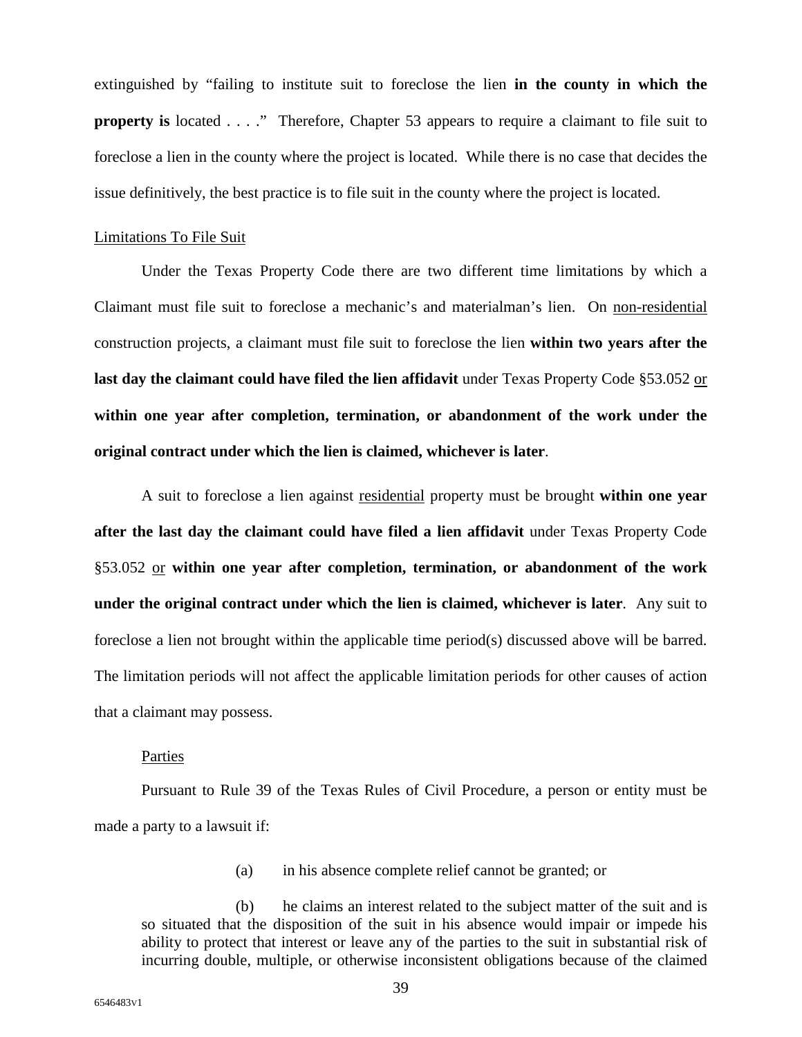extinguished by "failing to institute suit to foreclose the lien **in the county in which the property is** located . . . ." Therefore, Chapter 53 appears to require a claimant to file suit to foreclose a lien in the county where the project is located. While there is no case that decides the issue definitively, the best practice is to file suit in the county where the project is located.

Limitations To File Suit

Under the Texas Property Code there are two different time limitations by which a Claimant must file suit to foreclose a mechanic's and materialman's lien. On non-residential construction projects, a claimant must file suit to foreclose the lien **within two years after the last day the claimant could have filed the lien affidavit** under Texas Property Code §53.052 or **within one year after completion, termination, or abandonment of the work under the original contract under which the lien is claimed, whichever is later**.

A suit to foreclose a lien against residential property must be brought **within one year after the last day the claimant could have filed a lien affidavit** under Texas Property Code §53.052 or **within one year after completion, termination, or abandonment of the work under the original contract under which the lien is claimed, whichever is later**. Any suit to foreclose a lien not brought within the applicable time period(s) discussed above will be barred. The limitation periods will not affect the applicable limitation periods for other causes of action that a claimant may possess.

Parties

Pursuant to Rule 39 of the Texas Rules of Civil Procedure, a person or entity must be made a party to a lawsuit if:

> (a) in his absence complete relief cannot be granted; or
>
> (b) he claims an interest related to the subject matter of the suit and is so situated that the disposition of the suit in his absence would impair or impede his ability to protect that interest or leave any of the parties to the suit in substantial risk of incurring double, multiple, or otherwise inconsistent obligations because of the claimed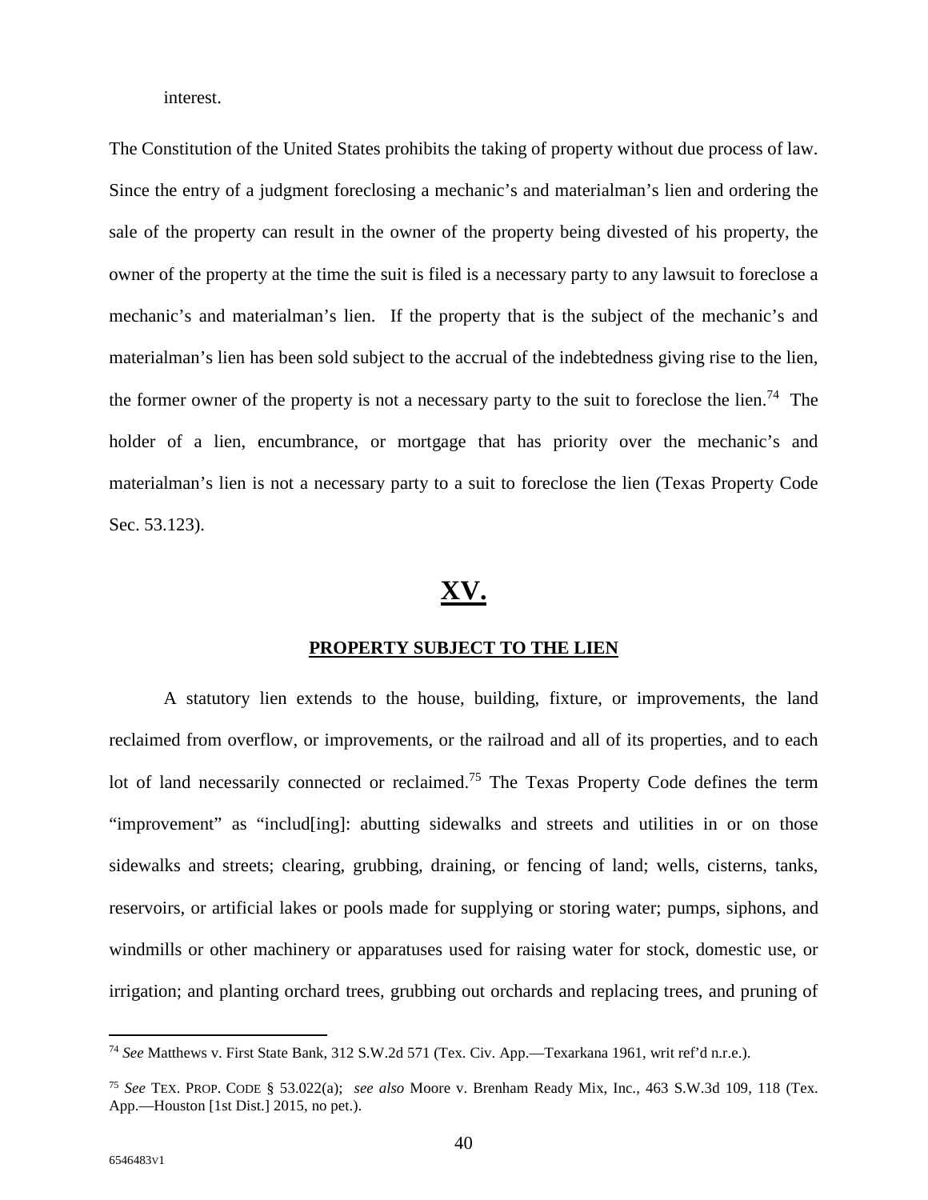interest.

The Constitution of the United States prohibits the taking of property without due process of law. Since the entry of a judgment foreclosing a mechanic's and materialman's lien and ordering the sale of the property can result in the owner of the property being divested of his property, the owner of the property at the time the suit is filed is a necessary party to any lawsuit to foreclose a mechanic's and materialman's lien. If the property that is the subject of the mechanic's and materialman's lien has been sold subject to the accrual of the indebtedness giving rise to the lien, the former owner of the property is not a necessary party to the suit to foreclose the lien.[74] The holder of a lien, encumbrance, or mortgage that has priority over the mechanic's and materialman's lien is not a necessary party to a suit to foreclose the lien (Texas Property Code Sec. 53.123).

# XV.

## PROPERTY SUBJECT TO THE LIEN

A statutory lien extends to the house, building, fixture, or improvements, the land reclaimed from overflow, or improvements, or the railroad and all of its properties, and to each lot of land necessarily connected or reclaimed.[75] The Texas Property Code defines the term "improvement" as "includ[ing]: abutting sidewalks and streets and utilities in or on those sidewalks and streets; clearing, grubbing, draining, or fencing of land; wells, cisterns, tanks, reservoirs, or artificial lakes or pools made for supplying or storing water; pumps, siphons, and windmills or other machinery or apparatuses used for raising water for stock, domestic use, or irrigation; and planting orchard trees, grubbing out orchards and replacing trees, and pruning of

---

[74] *See* Matthews v. First State Bank, 312 S.W.2d 571 (Tex. Civ. App.—Texarkana 1961, writ ref'd n.r.e.).

[75] *See* TEX. PROP. CODE § 53.022(a); *see also* Moore v. Brenham Ready Mix, Inc., 463 S.W.3d 109, 118 (Tex. App.—Houston [1st Dist.] 2015, no pet.).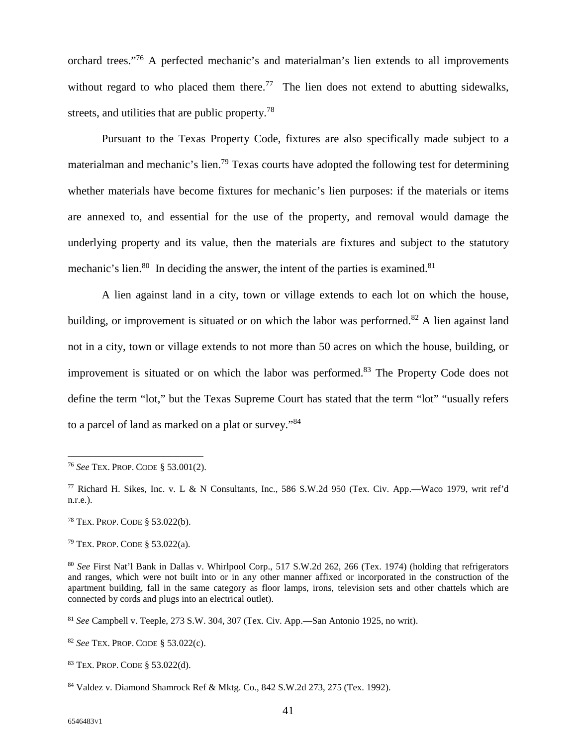orchard trees."[76] A perfected mechanic's and materialman's lien extends to all improvements without regard to who placed them there.[77] The lien does not extend to abutting sidewalks, streets, and utilities that are public property.[78]

Pursuant to the Texas Property Code, fixtures are also specifically made subject to a materialman and mechanic's lien.[79] Texas courts have adopted the following test for determining whether materials have become fixtures for mechanic's lien purposes: if the materials or items are annexed to, and essential for the use of the property, and removal would damage the underlying property and its value, then the materials are fixtures and subject to the statutory mechanic's lien.[80] In deciding the answer, the intent of the parties is examined.[81]

A lien against land in a city, town or village extends to each lot on which the house, building, or improvement is situated or on which the labor was perforrned.[82] A lien against land not in a city, town or village extends to not more than 50 acres on which the house, building, or improvement is situated or on which the labor was performed.[83] The Property Code does not define the term "lot," but the Texas Supreme Court has stated that the term "lot" "usually refers to a parcel of land as marked on a plat or survey."[84]

---

[76] *See* TEX. PROP. CODE § 53.001(2).

[77] Richard H. Sikes, Inc. v. L & N Consultants, Inc., 586 S.W.2d 950 (Tex. Civ. App.—Waco 1979, writ ref'd n.r.e.).

[78] TEX. PROP. CODE § 53.022(b).

[79] TEX. PROP. CODE § 53.022(a).

[80] *See* First Nat'l Bank in Dallas v. Whirlpool Corp., 517 S.W.2d 262, 266 (Tex. 1974) (holding that refrigerators and ranges, which were not built into or in any other manner affixed or incorporated in the construction of the apartment building, fall in the same category as floor lamps, irons, television sets and other chattels which are connected by cords and plugs into an electrical outlet).

[81] *See* Campbell v. Teeple, 273 S.W. 304, 307 (Tex. Civ. App.—San Antonio 1925, no writ).

[82] *See* TEX. PROP. CODE § 53.022(c).

[83] TEX. PROP. CODE § 53.022(d).

[84] Valdez v. Diamond Shamrock Ref & Mktg. Co., 842 S.W.2d 273, 275 (Tex. 1992).

6546483v1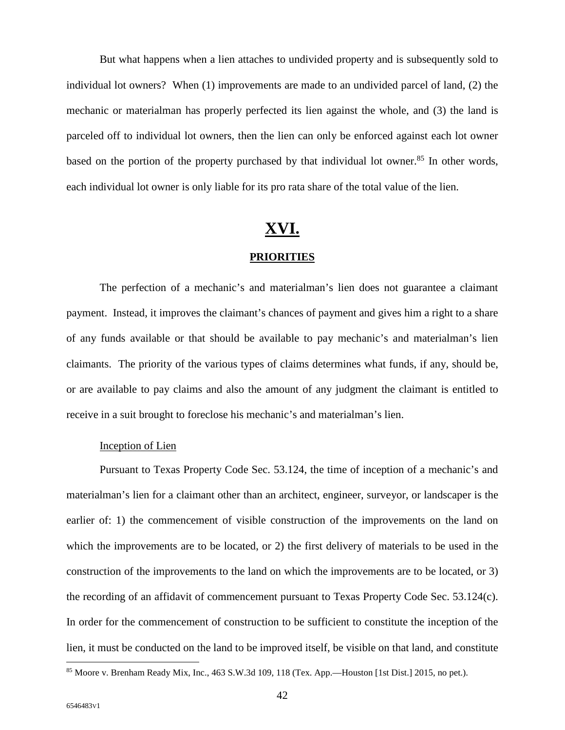But what happens when a lien attaches to undivided property and is subsequently sold to individual lot owners? When (1) improvements are made to an undivided parcel of land, (2) the mechanic or materialman has properly perfected its lien against the whole, and (3) the land is parceled off to individual lot owners, then the lien can only be enforced against each lot owner based on the portion of the property purchased by that individual lot owner.[85] In other words, each individual lot owner is only liable for its pro rata share of the total value of the lien.

# XVI.

## PRIORITIES

The perfection of a mechanic's and materialman's lien does not guarantee a claimant payment. Instead, it improves the claimant's chances of payment and gives him a right to a share of any funds available or that should be available to pay mechanic's and materialman's lien claimants. The priority of the various types of claims determines what funds, if any, should be, or are available to pay claims and also the amount of any judgment the claimant is entitled to receive in a suit brought to foreclose his mechanic's and materialman's lien.

### Inception of Lien

Pursuant to Texas Property Code Sec. 53.124, the time of inception of a mechanic's and materialman's lien for a claimant other than an architect, engineer, surveyor, or landscaper is the earlier of: 1) the commencement of visible construction of the improvements on the land on which the improvements are to be located, or 2) the first delivery of materials to be used in the construction of the improvements to the land on which the improvements are to be located, or 3) the recording of an affidavit of commencement pursuant to Texas Property Code Sec. 53.124(c). In order for the commencement of construction to be sufficient to constitute the inception of the lien, it must be conducted on the land to be improved itself, be visible on that land, and constitute

[85] Moore v. Brenham Ready Mix, Inc., 463 S.W.3d 109, 118 (Tex. App.—Houston [1st Dist.] 2015, no pet.).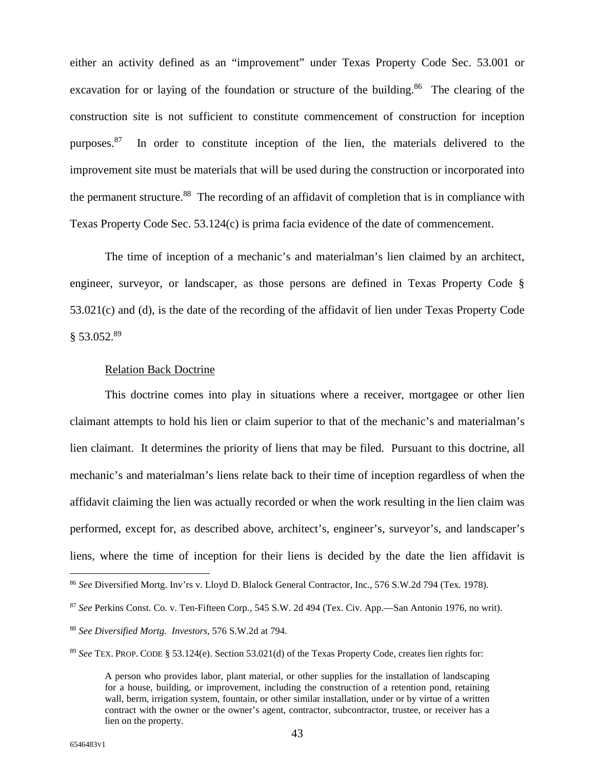either an activity defined as an "improvement" under Texas Property Code Sec. 53.001 or excavation for or laying of the foundation or structure of the building.[86] The clearing of the construction site is not sufficient to constitute commencement of construction for inception purposes.[87] In order to constitute inception of the lien, the materials delivered to the improvement site must be materials that will be used during the construction or incorporated into the permanent structure.[88] The recording of an affidavit of completion that is in compliance with Texas Property Code Sec. 53.124(c) is prima facia evidence of the date of commencement.

The time of inception of a mechanic's and materialman's lien claimed by an architect, engineer, surveyor, or landscaper, as those persons are defined in Texas Property Code § 53.021(c) and (d), is the date of the recording of the affidavit of lien under Texas Property Code § 53.052.[89]

Relation Back Doctrine

This doctrine comes into play in situations where a receiver, mortgagee or other lien claimant attempts to hold his lien or claim superior to that of the mechanic's and materialman's lien claimant. It determines the priority of liens that may be filed. Pursuant to this doctrine, all mechanic's and materialman's liens relate back to their time of inception regardless of when the affidavit claiming the lien was actually recorded or when the work resulting in the lien claim was performed, except for, as described above, architect's, engineer's, surveyor's, and landscaper's liens, where the time of inception for their liens is decided by the date the lien affidavit is

---

[86] *See* Diversified Mortg. Inv'rs v. Lloyd D. Blalock General Contractor, Inc., 576 S.W.2d 794 (Tex. 1978).

[87] *See* Perkins Const. Co. v. Ten-Fifteen Corp., 545 S.W. 2d 494 (Tex. Civ. App.—San Antonio 1976, no writ).

[88] *See Diversified Mortg. Investors*, 576 S.W.2d at 794.

[89] *See* TEX. PROP. CODE § 53.124(e). Section 53.021(d) of the Texas Property Code, creates lien rights for:

> A person who provides labor, plant material, or other supplies for the installation of landscaping for a house, building, or improvement, including the construction of a retention pond, retaining wall, berm, irrigation system, fountain, or other similar installation, under or by virtue of a written contract with the owner or the owner's agent, contractor, subcontractor, trustee, or receiver has a lien on the property.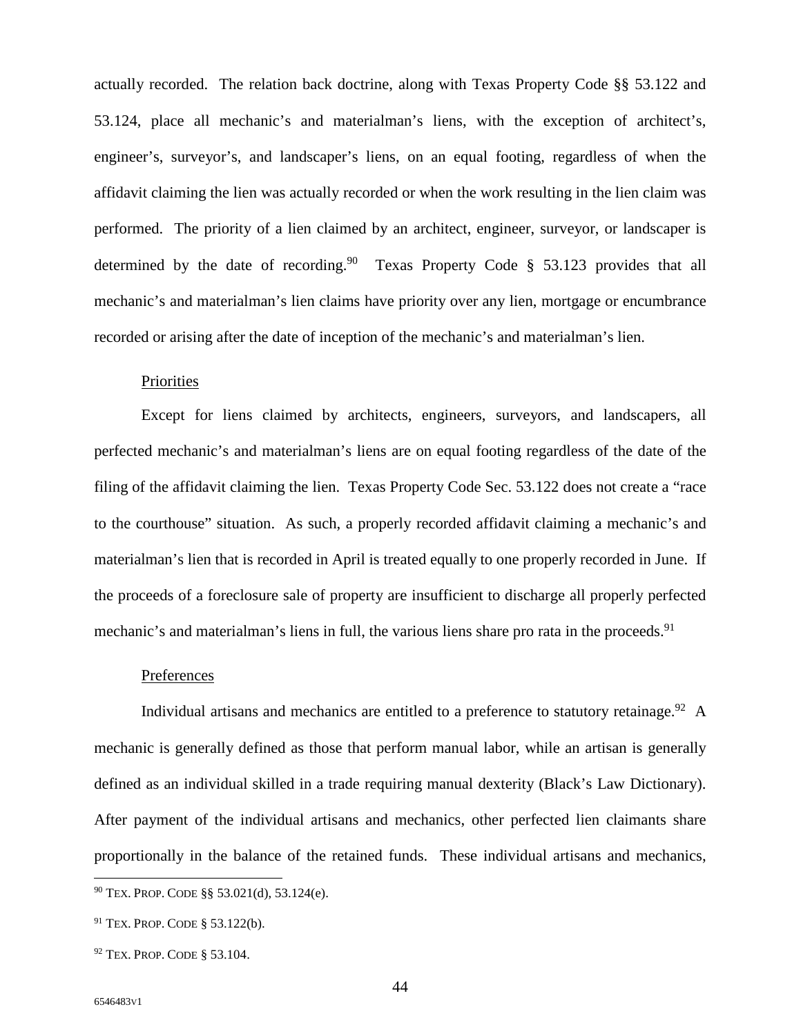actually recorded. The relation back doctrine, along with Texas Property Code §§ 53.122 and 53.124, place all mechanic's and materialman's liens, with the exception of architect's, engineer's, surveyor's, and landscaper's liens, on an equal footing, regardless of when the affidavit claiming the lien was actually recorded or when the work resulting in the lien claim was performed. The priority of a lien claimed by an architect, engineer, surveyor, or landscaper is determined by the date of recording.[90] Texas Property Code § 53.123 provides that all mechanic's and materialman's lien claims have priority over any lien, mortgage or encumbrance recorded or arising after the date of inception of the mechanic's and materialman's lien.

<u>Priorities</u>

Except for liens claimed by architects, engineers, surveyors, and landscapers, all perfected mechanic's and materialman's liens are on equal footing regardless of the date of the filing of the affidavit claiming the lien. Texas Property Code Sec. 53.122 does not create a "race to the courthouse" situation. As such, a properly recorded affidavit claiming a mechanic's and materialman's lien that is recorded in April is treated equally to one properly recorded in June. If the proceeds of a foreclosure sale of property are insufficient to discharge all properly perfected mechanic's and materialman's liens in full, the various liens share pro rata in the proceeds.[91]

<u>Preferences</u>

Individual artisans and mechanics are entitled to a preference to statutory retainage.[92] A mechanic is generally defined as those that perform manual labor, while an artisan is generally defined as an individual skilled in a trade requiring manual dexterity (Black's Law Dictionary). After payment of the individual artisans and mechanics, other perfected lien claimants share proportionally in the balance of the retained funds. These individual artisans and mechanics,

---

[90] TEX. PROP. CODE §§ 53.021(d), 53.124(e).

[91] TEX. PROP. CODE § 53.122(b).

[92] TEX. PROP. CODE § 53.104.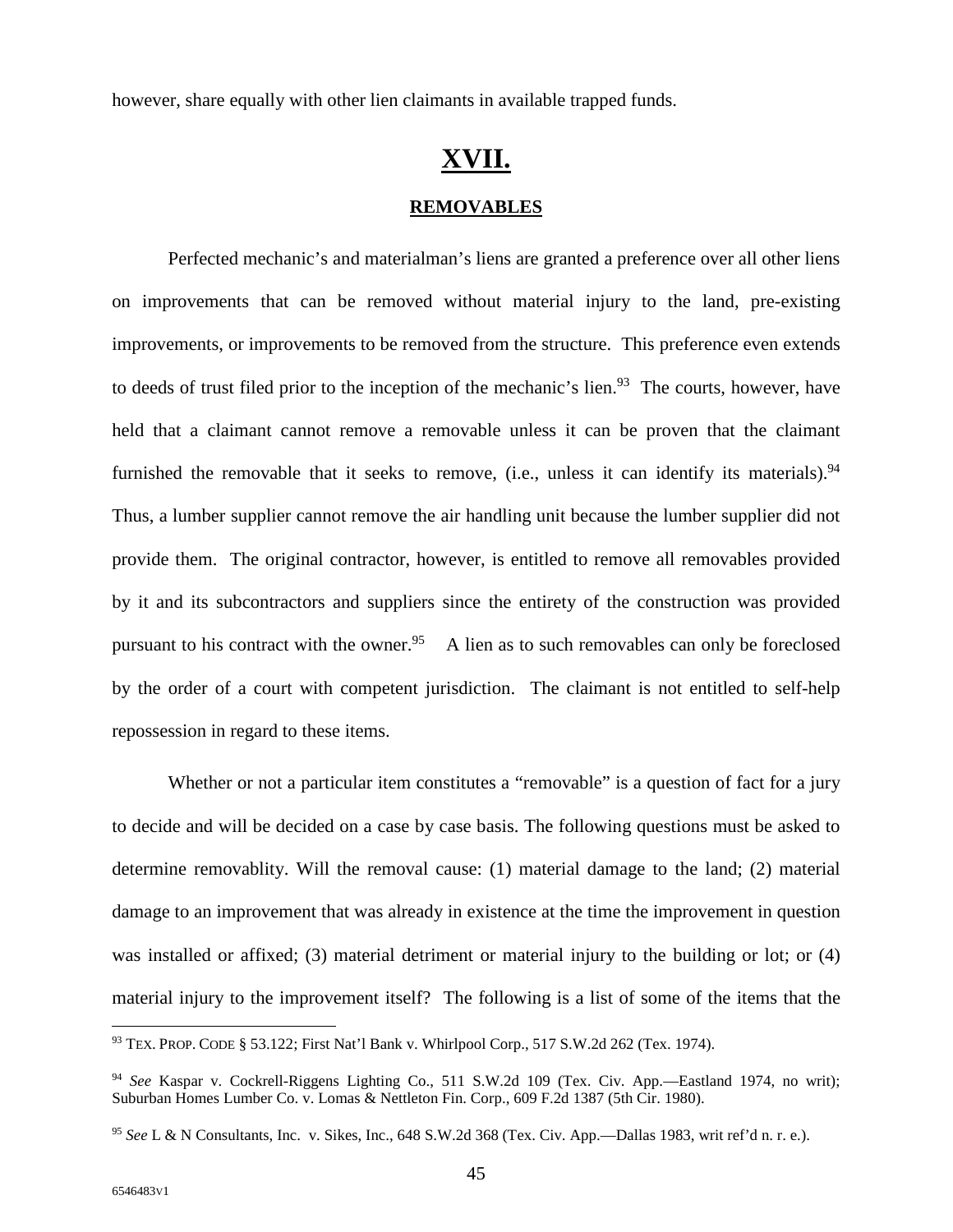however, share equally with other lien claimants in available trapped funds.

# XVII.

## REMOVABLES

Perfected mechanic's and materialman's liens are granted a preference over all other liens on improvements that can be removed without material injury to the land, pre-existing improvements, or improvements to be removed from the structure. This preference even extends to deeds of trust filed prior to the inception of the mechanic's lien.[93] The courts, however, have held that a claimant cannot remove a removable unless it can be proven that the claimant furnished the removable that it seeks to remove, (i.e., unless it can identify its materials).[94] Thus, a lumber supplier cannot remove the air handling unit because the lumber supplier did not provide them. The original contractor, however, is entitled to remove all removables provided by it and its subcontractors and suppliers since the entirety of the construction was provided pursuant to his contract with the owner.[95] A lien as to such removables can only be foreclosed by the order of a court with competent jurisdiction. The claimant is not entitled to self-help repossession in regard to these items.

Whether or not a particular item constitutes a "removable" is a question of fact for a jury to decide and will be decided on a case by case basis. The following questions must be asked to determine removablity. Will the removal cause: (1) material damage to the land; (2) material damage to an improvement that was already in existence at the time the improvement in question was installed or affixed; (3) material detriment or material injury to the building or lot; or (4) material injury to the improvement itself? The following is a list of some of the items that the

---

[93] TEX. PROP. CODE § 53.122; First Nat'l Bank v. Whirlpool Corp., 517 S.W.2d 262 (Tex. 1974).

[94] *See* Kaspar v. Cockrell-Riggens Lighting Co., 511 S.W.2d 109 (Tex. Civ. App.—Eastland 1974, no writ); Suburban Homes Lumber Co. v. Lomas & Nettleton Fin. Corp., 609 F.2d 1387 (5th Cir. 1980).

[95] *See* L & N Consultants, Inc. v. Sikes, Inc., 648 S.W.2d 368 (Tex. Civ. App.—Dallas 1983, writ ref'd n. r. e.).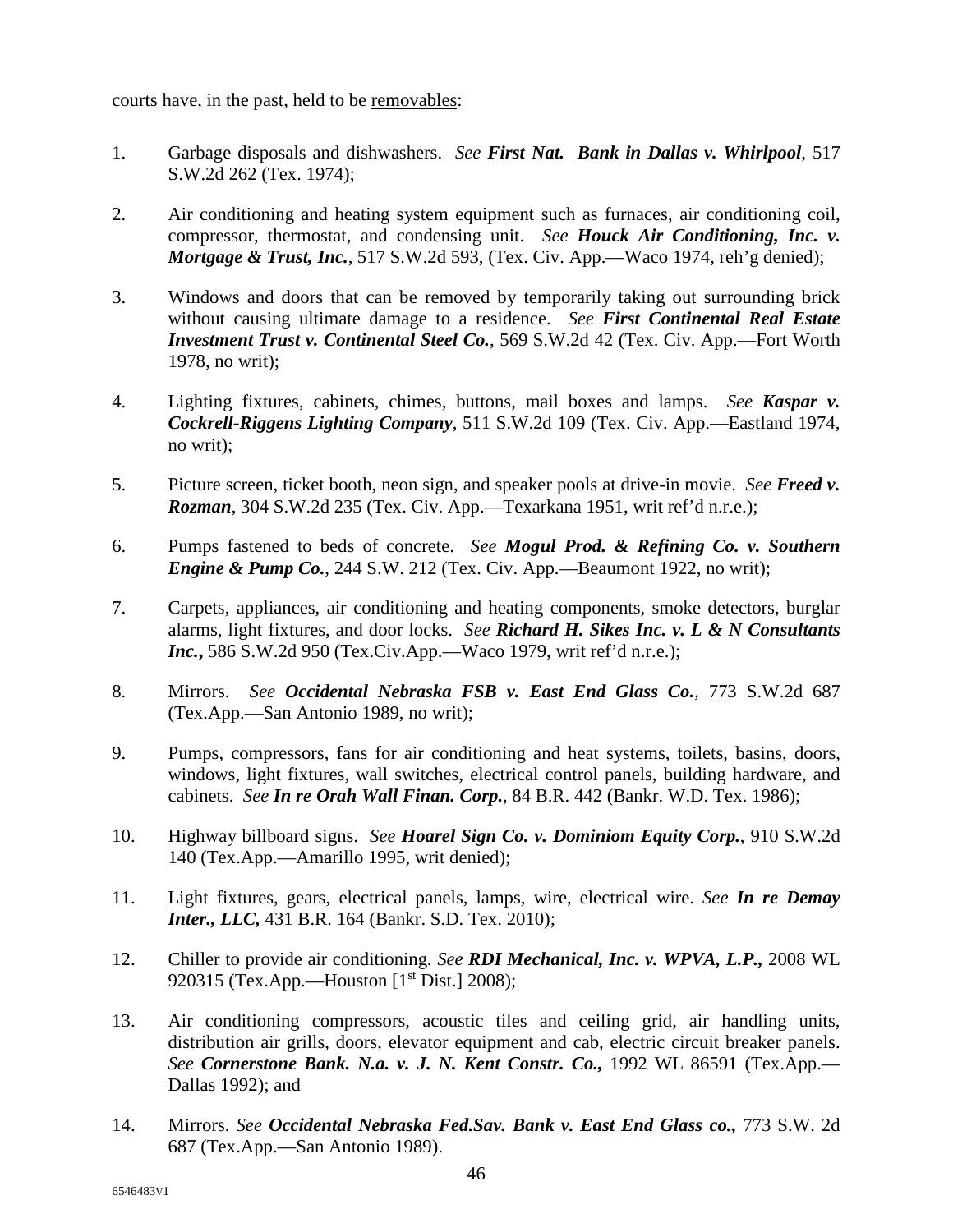courts have, in the past, held to be <u>removables</u>:

1. Garbage disposals and dishwashers. *See* ***First Nat. Bank in Dallas v. Whirlpool***, 517 S.W.2d 262 (Tex. 1974);

2. Air conditioning and heating system equipment such as furnaces, air conditioning coil, compressor, thermostat, and condensing unit. *See* ***Houck Air Conditioning, Inc. v. Mortgage & Trust, Inc.***, 517 S.W.2d 593, (Tex. Civ. App.—Waco 1974, reh'g denied);

3. Windows and doors that can be removed by temporarily taking out surrounding brick without causing ultimate damage to a residence. *See* ***First Continental Real Estate Investment Trust v. Continental Steel Co.***, 569 S.W.2d 42 (Tex. Civ. App.—Fort Worth 1978, no writ);

4. Lighting fixtures, cabinets, chimes, buttons, mail boxes and lamps. *See* ***Kaspar v. Cockrell-Riggens Lighting Company***, 511 S.W.2d 109 (Tex. Civ. App.—Eastland 1974, no writ);

5. Picture screen, ticket booth, neon sign, and speaker pools at drive-in movie. *See* ***Freed v. Rozman***, 304 S.W.2d 235 (Tex. Civ. App.—Texarkana 1951, writ ref'd n.r.e.);

6. Pumps fastened to beds of concrete. *See* ***Mogul Prod. & Refining Co. v. Southern Engine & Pump Co.***, 244 S.W. 212 (Tex. Civ. App.—Beaumont 1922, no writ);

7. Carpets, appliances, air conditioning and heating components, smoke detectors, burglar alarms, light fixtures, and door locks. *See* ***Richard H. Sikes Inc. v. L & N Consultants Inc.***, 586 S.W.2d 950 (Tex.Civ.App.—Waco 1979, writ ref'd n.r.e.);

8. Mirrors. *See* ***Occidental Nebraska FSB v. East End Glass Co.***, 773 S.W.2d 687 (Tex.App.—San Antonio 1989, no writ);

9. Pumps, compressors, fans for air conditioning and heat systems, toilets, basins, doors, windows, light fixtures, wall switches, electrical control panels, building hardware, and cabinets. *See* ***In re Orah Wall Finan. Corp.***, 84 B.R. 442 (Bankr. W.D. Tex. 1986);

10. Highway billboard signs. *See* ***Hoarel Sign Co. v. Dominiom Equity Corp.***, 910 S.W.2d 140 (Tex.App.—Amarillo 1995, writ denied);

11. Light fixtures, gears, electrical panels, lamps, wire, electrical wire. *See* ***In re Demay Inter., LLC,*** 431 B.R. 164 (Bankr. S.D. Tex. 2010);

12. Chiller to provide air conditioning. *See* ***RDI Mechanical, Inc. v. WPVA, L.P.,*** 2008 WL 920315 (Tex.App.—Houston [1st Dist.] 2008);

13. Air conditioning compressors, acoustic tiles and ceiling grid, air handling units, distribution air grills, doors, elevator equipment and cab, electric circuit breaker panels. *See* ***Cornerstone Bank. N.a. v. J. N. Kent Constr. Co.,*** 1992 WL 86591 (Tex.App.—Dallas 1992); and

14. Mirrors. *See* ***Occidental Nebraska Fed.Sav. Bank v. East End Glass co.,*** 773 S.W. 2d 687 (Tex.App.—San Antonio 1989).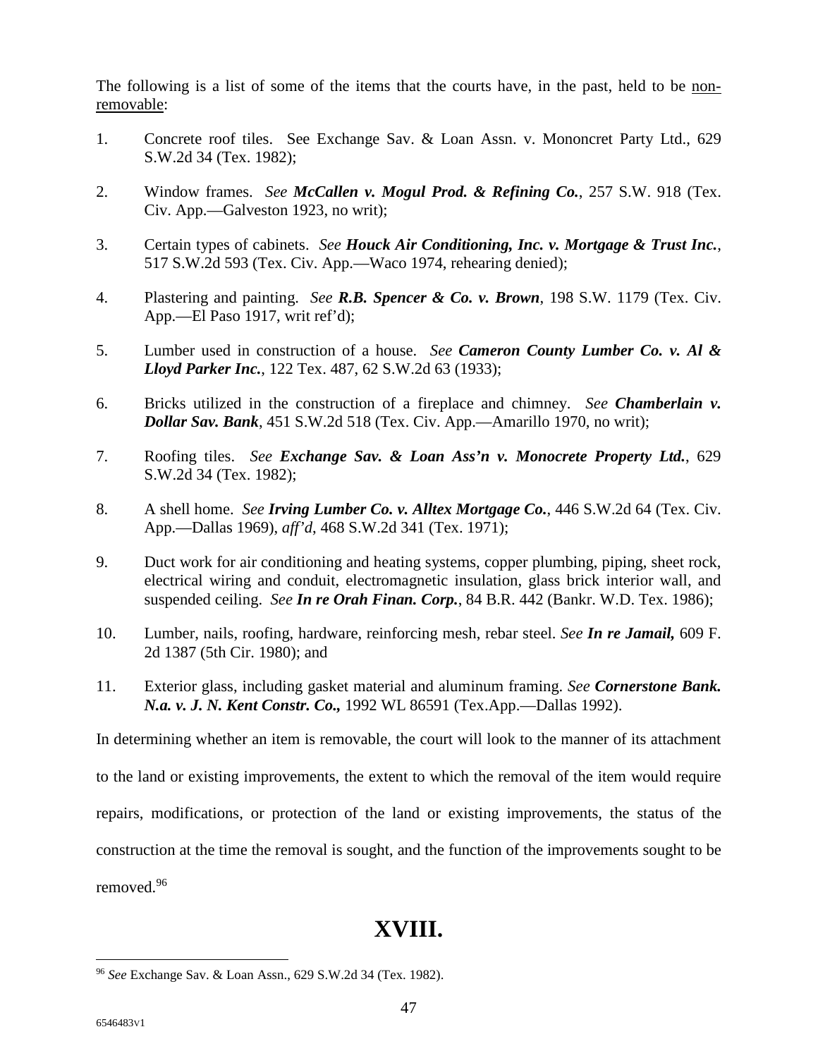The following is a list of some of the items that the courts have, in the past, held to be non-removable:

1. Concrete roof tiles. See Exchange Sav. & Loan Assn. v. Mononcret Party Ltd., 629 S.W.2d 34 (Tex. 1982);

2. Window frames. *See* ***McCallen v. Mogul Prod. & Refining Co.***, 257 S.W. 918 (Tex. Civ. App.—Galveston 1923, no writ);

3. Certain types of cabinets. *See* ***Houck Air Conditioning, Inc. v. Mortgage & Trust Inc.***, 517 S.W.2d 593 (Tex. Civ. App.—Waco 1974, rehearing denied);

4. Plastering and painting. *See* ***R.B. Spencer & Co. v. Brown***, 198 S.W. 1179 (Tex. Civ. App.—El Paso 1917, writ ref'd);

5. Lumber used in construction of a house. *See* ***Cameron County Lumber Co. v. Al & Lloyd Parker Inc.***, 122 Tex. 487, 62 S.W.2d 63 (1933);

6. Bricks utilized in the construction of a fireplace and chimney. *See* ***Chamberlain v. Dollar Sav. Bank***, 451 S.W.2d 518 (Tex. Civ. App.—Amarillo 1970, no writ);

7. Roofing tiles. *See* ***Exchange Sav. & Loan Ass'n v. Monocrete Property Ltd.***, 629 S.W.2d 34 (Tex. 1982);

8. A shell home. *See* ***Irving Lumber Co. v. Alltex Mortgage Co.***, 446 S.W.2d 64 (Tex. Civ. App.—Dallas 1969), *aff'd*, 468 S.W.2d 341 (Tex. 1971);

9. Duct work for air conditioning and heating systems, copper plumbing, piping, sheet rock, electrical wiring and conduit, electromagnetic insulation, glass brick interior wall, and suspended ceiling. *See* ***In re Orah Finan. Corp.***, 84 B.R. 442 (Bankr. W.D. Tex. 1986);

10. Lumber, nails, roofing, hardware, reinforcing mesh, rebar steel. *See* ***In re Jamail,*** 609 F. 2d 1387 (5th Cir. 1980); and

11. Exterior glass, including gasket material and aluminum framing. *See* ***Cornerstone Bank. N.a. v. J. N. Kent Constr. Co.,*** 1992 WL 86591 (Tex.App.—Dallas 1992).

In determining whether an item is removable, the court will look to the manner of its attachment to the land or existing improvements, the extent to which the removal of the item would require repairs, modifications, or protection of the land or existing improvements, the status of the construction at the time the removal is sought, and the function of the improvements sought to be removed.[96]

# XVIII.

[96] *See* Exchange Sav. & Loan Assn., 629 S.W.2d 34 (Tex. 1982).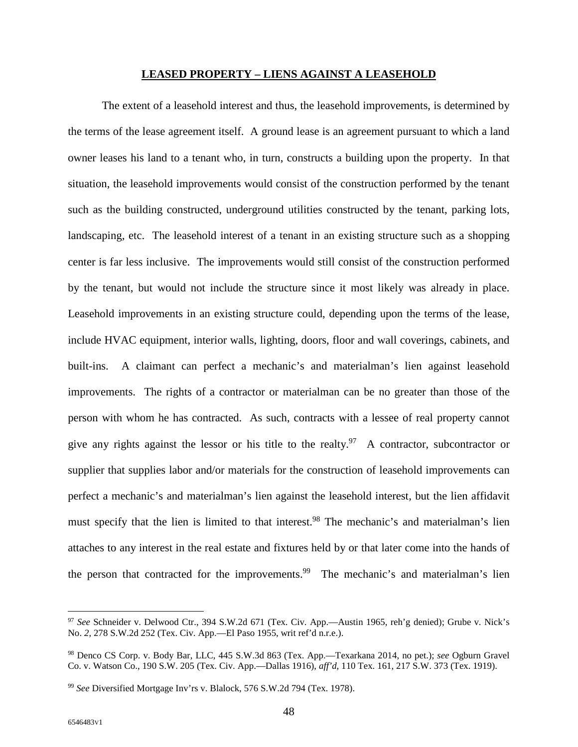## LEASED PROPERTY – LIENS AGAINST A LEASEHOLD

The extent of a leasehold interest and thus, the leasehold improvements, is determined by the terms of the lease agreement itself. A ground lease is an agreement pursuant to which a land owner leases his land to a tenant who, in turn, constructs a building upon the property. In that situation, the leasehold improvements would consist of the construction performed by the tenant such as the building constructed, underground utilities constructed by the tenant, parking lots, landscaping, etc. The leasehold interest of a tenant in an existing structure such as a shopping center is far less inclusive. The improvements would still consist of the construction performed by the tenant, but would not include the structure since it most likely was already in place. Leasehold improvements in an existing structure could, depending upon the terms of the lease, include HVAC equipment, interior walls, lighting, doors, floor and wall coverings, cabinets, and built-ins. A claimant can perfect a mechanic's and materialman's lien against leasehold improvements. The rights of a contractor or materialman can be no greater than those of the person with whom he has contracted. As such, contracts with a lessee of real property cannot give any rights against the lessor or his title to the realty.[97] A contractor, subcontractor or supplier that supplies labor and/or materials for the construction of leasehold improvements can perfect a mechanic's and materialman's lien against the leasehold interest, but the lien affidavit must specify that the lien is limited to that interest.[98] The mechanic's and materialman's lien attaches to any interest in the real estate and fixtures held by or that later come into the hands of the person that contracted for the improvements.[99] The mechanic's and materialman's lien

---

[97] *See* Schneider v. Delwood Ctr., 394 S.W.2d 671 (Tex. Civ. App.—Austin 1965, reh'g denied); Grube v. Nick's No. *2*, 278 S.W.2d 252 (Tex. Civ. App.—El Paso 1955, writ ref'd n.r.e.).

[98] Denco CS Corp. v. Body Bar, LLC, 445 S.W.3d 863 (Tex. App.—Texarkana 2014, no pet.); *see* Ogburn Gravel Co. v. Watson Co., 190 S.W. 205 (Tex. Civ. App.—Dallas 1916), *aff'd*, 110 Tex. 161, 217 S.W. 373 (Tex. 1919).

[99] *See* Diversified Mortgage Inv'rs v. Blalock, 576 S.W.2d 794 (Tex. 1978).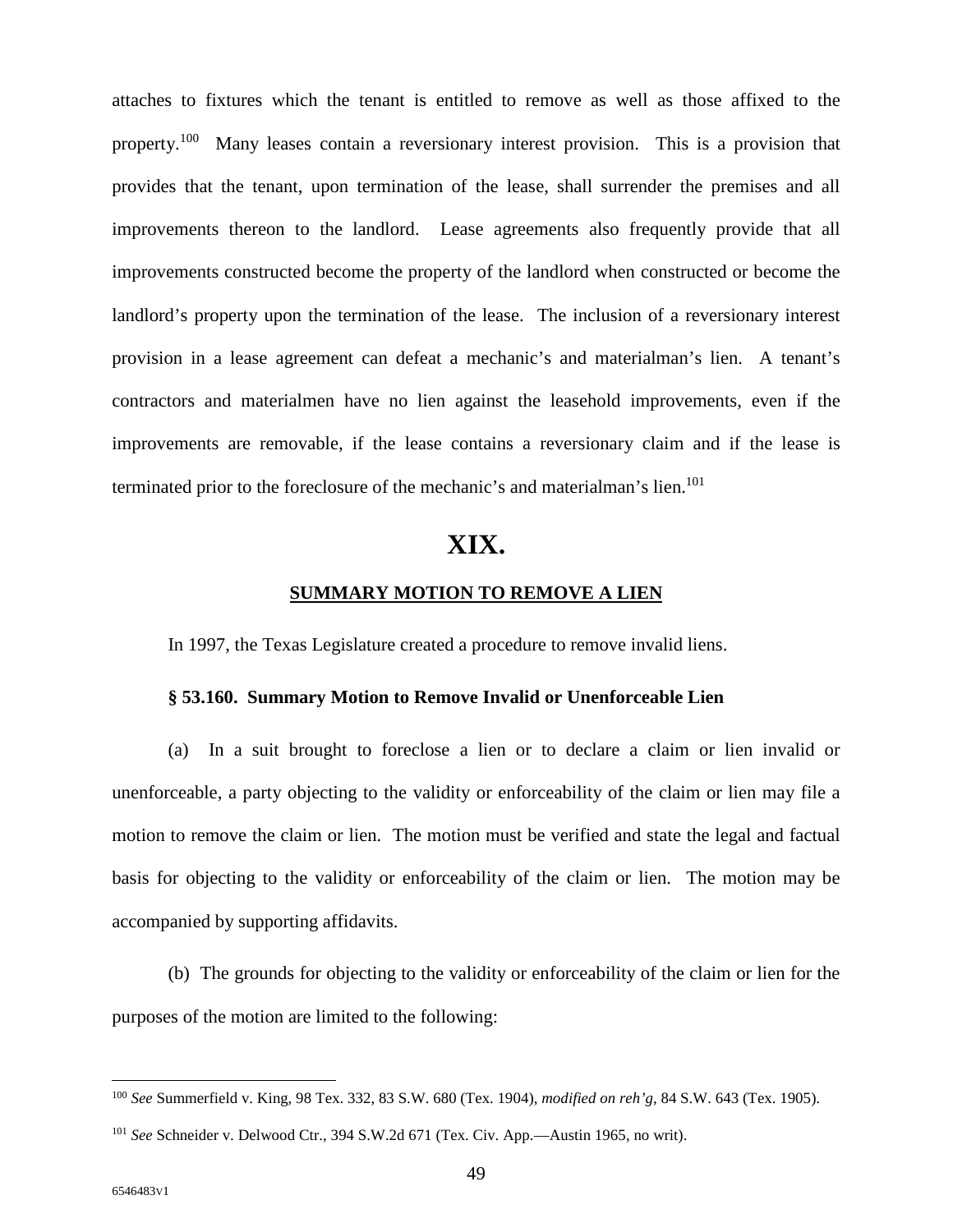attaches to fixtures which the tenant is entitled to remove as well as those affixed to the property.[100] Many leases contain a reversionary interest provision. This is a provision that provides that the tenant, upon termination of the lease, shall surrender the premises and all improvements thereon to the landlord. Lease agreements also frequently provide that all improvements constructed become the property of the landlord when constructed or become the landlord's property upon the termination of the lease. The inclusion of a reversionary interest provision in a lease agreement can defeat a mechanic's and materialman's lien. A tenant's contractors and materialmen have no lien against the leasehold improvements, even if the improvements are removable, if the lease contains a reversionary claim and if the lease is terminated prior to the foreclosure of the mechanic's and materialman's lien.[101]

# XIX.

## SUMMARY MOTION TO REMOVE A LIEN

In 1997, the Texas Legislature created a procedure to remove invalid liens.

**§ 53.160. Summary Motion to Remove Invalid or Unenforceable Lien**

(a) In a suit brought to foreclose a lien or to declare a claim or lien invalid or unenforceable, a party objecting to the validity or enforceability of the claim or lien may file a motion to remove the claim or lien. The motion must be verified and state the legal and factual basis for objecting to the validity or enforceability of the claim or lien. The motion may be accompanied by supporting affidavits.

(b) The grounds for objecting to the validity or enforceability of the claim or lien for the purposes of the motion are limited to the following:

---

[100] *See* Summerfield v. King, 98 Tex. 332, 83 S.W. 680 (Tex. 1904), *modified on reh'g*, 84 S.W. 643 (Tex. 1905).

[101] *See* Schneider v. Delwood Ctr., 394 S.W.2d 671 (Tex. Civ. App.—Austin 1965, no writ).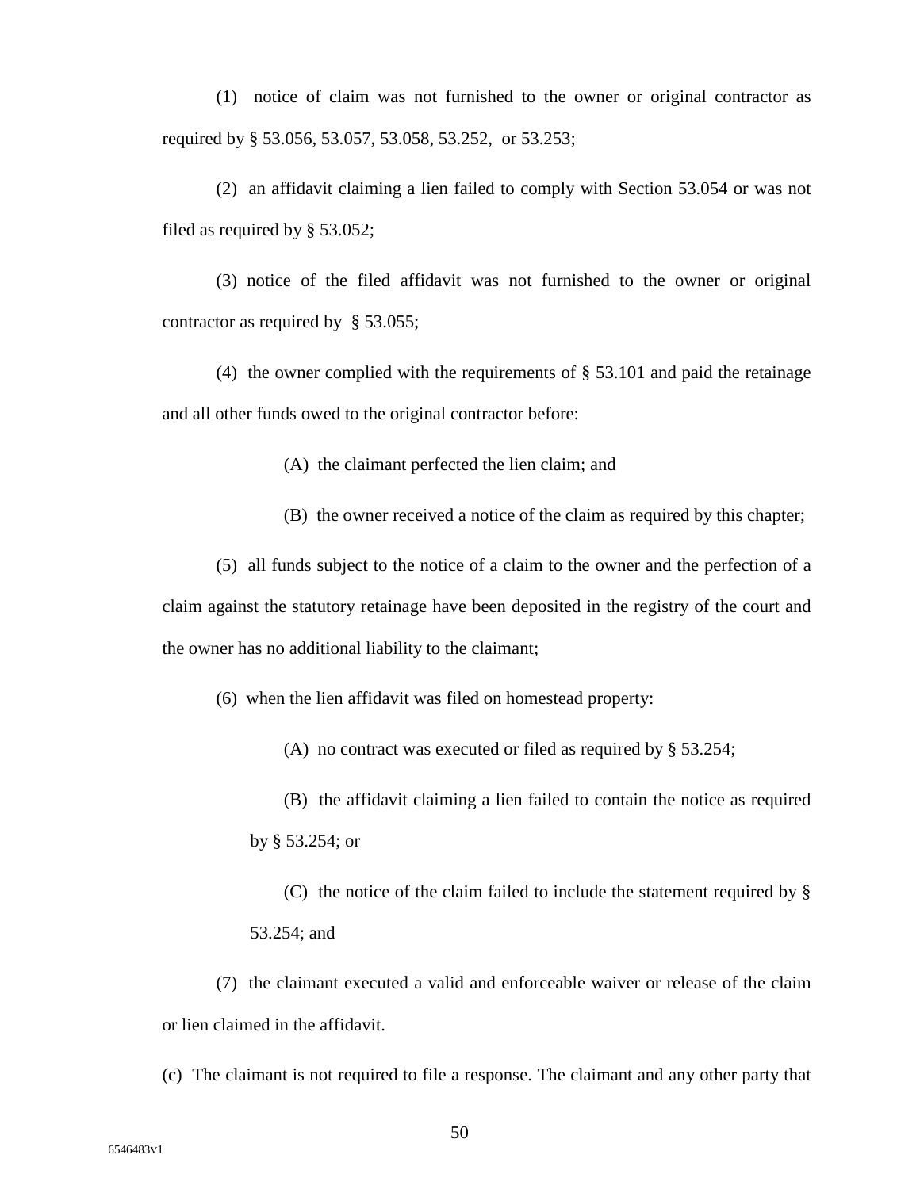(1) notice of claim was not furnished to the owner or original contractor as required by § 53.056, 53.057, 53.058, 53.252, or 53.253;

(2) an affidavit claiming a lien failed to comply with Section 53.054 or was not filed as required by § 53.052;

(3) notice of the filed affidavit was not furnished to the owner or original contractor as required by § 53.055;

(4) the owner complied with the requirements of § 53.101 and paid the retainage and all other funds owed to the original contractor before:

> (A) the claimant perfected the lien claim; and
>
> (B) the owner received a notice of the claim as required by this chapter;

(5) all funds subject to the notice of a claim to the owner and the perfection of a claim against the statutory retainage have been deposited in the registry of the court and the owner has no additional liability to the claimant;

(6) when the lien affidavit was filed on homestead property:

> (A) no contract was executed or filed as required by § 53.254;
>
> (B) the affidavit claiming a lien failed to contain the notice as required by § 53.254; or
>
> (C) the notice of the claim failed to include the statement required by § 53.254; and

(7) the claimant executed a valid and enforceable waiver or release of the claim or lien claimed in the affidavit.

(c) The claimant is not required to file a response. The claimant and any other party that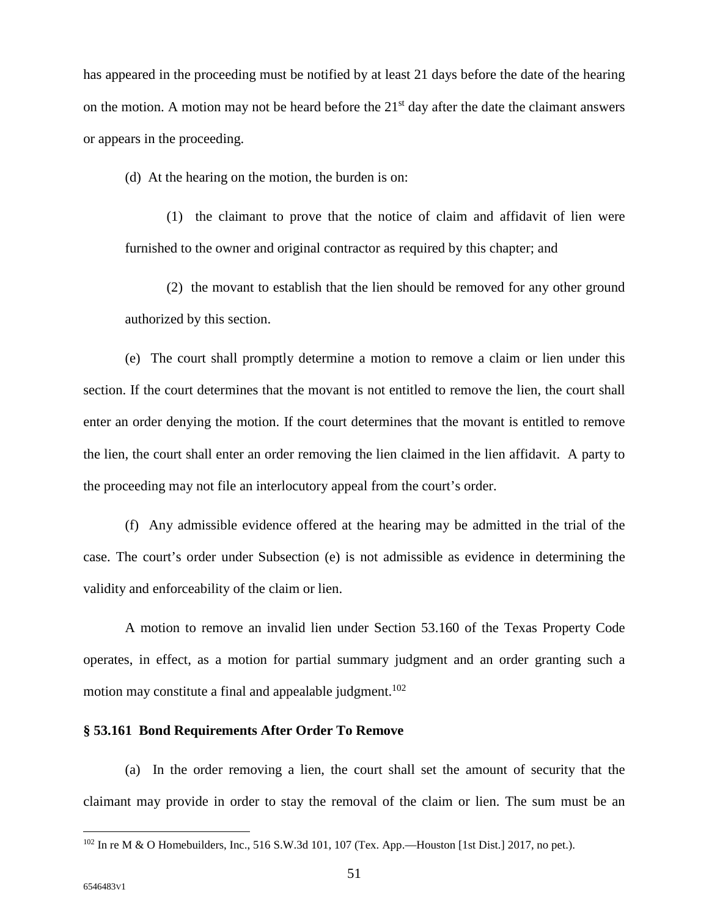has appeared in the proceeding must be notified by at least 21 days before the date of the hearing on the motion. A motion may not be heard before the 21st day after the date the claimant answers or appears in the proceeding.

(d) At the hearing on the motion, the burden is on:

(1) the claimant to prove that the notice of claim and affidavit of lien were furnished to the owner and original contractor as required by this chapter; and

(2) the movant to establish that the lien should be removed for any other ground authorized by this section.

(e) The court shall promptly determine a motion to remove a claim or lien under this section. If the court determines that the movant is not entitled to remove the lien, the court shall enter an order denying the motion. If the court determines that the movant is entitled to remove the lien, the court shall enter an order removing the lien claimed in the lien affidavit. A party to the proceeding may not file an interlocutory appeal from the court's order.

(f) Any admissible evidence offered at the hearing may be admitted in the trial of the case. The court's order under Subsection (e) is not admissible as evidence in determining the validity and enforceability of the claim or lien.

A motion to remove an invalid lien under Section 53.160 of the Texas Property Code operates, in effect, as a motion for partial summary judgment and an order granting such a motion may constitute a final and appealable judgment.[102]

**§ 53.161 Bond Requirements After Order To Remove**

(a) In the order removing a lien, the court shall set the amount of security that the claimant may provide in order to stay the removal of the claim or lien. The sum must be an

---

[102] In re M & O Homebuilders, Inc., 516 S.W.3d 101, 107 (Tex. App.—Houston [1st Dist.] 2017, no pet.).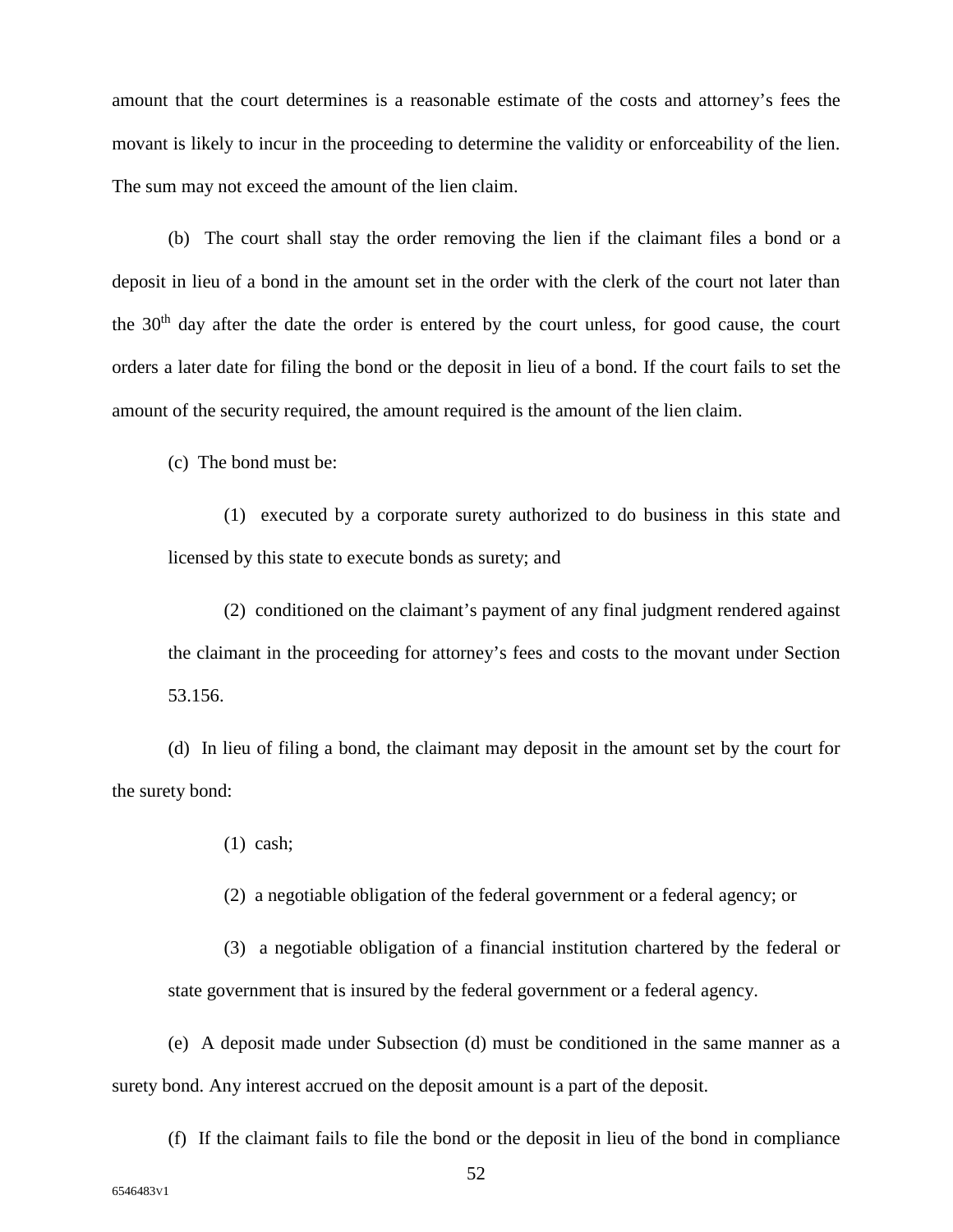amount that the court determines is a reasonable estimate of the costs and attorney's fees the movant is likely to incur in the proceeding to determine the validity or enforceability of the lien. The sum may not exceed the amount of the lien claim.

(b) The court shall stay the order removing the lien if the claimant files a bond or a deposit in lieu of a bond in the amount set in the order with the clerk of the court not later than the 30th day after the date the order is entered by the court unless, for good cause, the court orders a later date for filing the bond or the deposit in lieu of a bond. If the court fails to set the amount of the security required, the amount required is the amount of the lien claim.

(c) The bond must be:

(1) executed by a corporate surety authorized to do business in this state and licensed by this state to execute bonds as surety; and

(2) conditioned on the claimant's payment of any final judgment rendered against the claimant in the proceeding for attorney's fees and costs to the movant under Section 53.156.

(d) In lieu of filing a bond, the claimant may deposit in the amount set by the court for the surety bond:

(1) cash;

(2) a negotiable obligation of the federal government or a federal agency; or

(3) a negotiable obligation of a financial institution chartered by the federal or state government that is insured by the federal government or a federal agency.

(e) A deposit made under Subsection (d) must be conditioned in the same manner as a surety bond. Any interest accrued on the deposit amount is a part of the deposit.

(f) If the claimant fails to file the bond or the deposit in lieu of the bond in compliance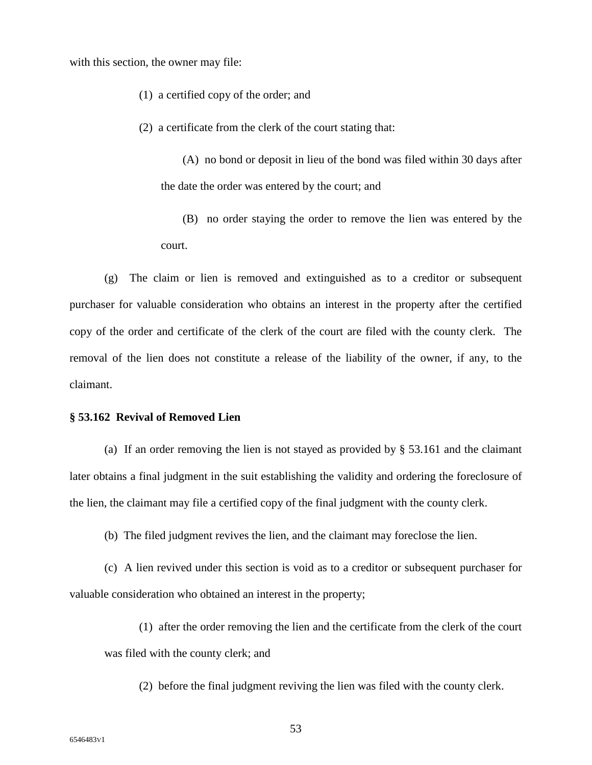with this section, the owner may file:

(1) a certified copy of the order; and

(2) a certificate from the clerk of the court stating that:

(A) no bond or deposit in lieu of the bond was filed within 30 days after the date the order was entered by the court; and

(B) no order staying the order to remove the lien was entered by the court.

(g) The claim or lien is removed and extinguished as to a creditor or subsequent purchaser for valuable consideration who obtains an interest in the property after the certified copy of the order and certificate of the clerk of the court are filed with the county clerk. The removal of the lien does not constitute a release of the liability of the owner, if any, to the claimant.

**§ 53.162 Revival of Removed Lien**

(a) If an order removing the lien is not stayed as provided by § 53.161 and the claimant later obtains a final judgment in the suit establishing the validity and ordering the foreclosure of the lien, the claimant may file a certified copy of the final judgment with the county clerk.

(b) The filed judgment revives the lien, and the claimant may foreclose the lien.

(c) A lien revived under this section is void as to a creditor or subsequent purchaser for valuable consideration who obtained an interest in the property;

(1) after the order removing the lien and the certificate from the clerk of the court was filed with the county clerk; and

(2) before the final judgment reviving the lien was filed with the county clerk.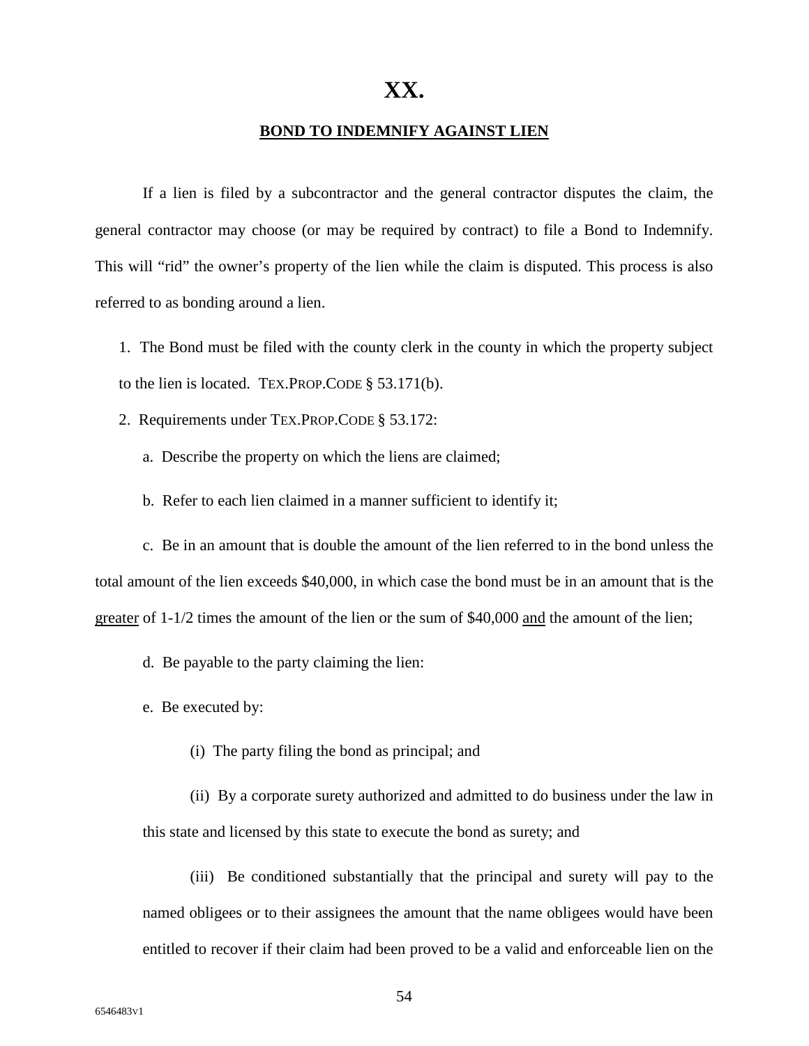# XX.

## BOND TO INDEMNIFY AGAINST LIEN

If a lien is filed by a subcontractor and the general contractor disputes the claim, the general contractor may choose (or may be required by contract) to file a Bond to Indemnify. This will "rid" the owner's property of the lien while the claim is disputed. This process is also referred to as bonding around a lien.

1. The Bond must be filed with the county clerk in the county in which the property subject to the lien is located. TEX.PROP.CODE § 53.171(b).

2. Requirements under TEX.PROP.CODE § 53.172:

   a. Describe the property on which the liens are claimed;

   b. Refer to each lien claimed in a manner sufficient to identify it;

   c. Be in an amount that is double the amount of the lien referred to in the bond unless the total amount of the lien exceeds $40,000, in which case the bond must be in an amount that is the <u>greater</u> of 1-1/2 times the amount of the lien or the sum of $40,000 <u>and</u> the amount of the lien;

   d. Be payable to the party claiming the lien:

   e. Be executed by:

      (i) The party filing the bond as principal; and

      (ii) By a corporate surety authorized and admitted to do business under the law in this state and licensed by this state to execute the bond as surety; and

      (iii) Be conditioned substantially that the principal and surety will pay to the named obligees or to their assignees the amount that the name obligees would have been entitled to recover if their claim had been proved to be a valid and enforceable lien on the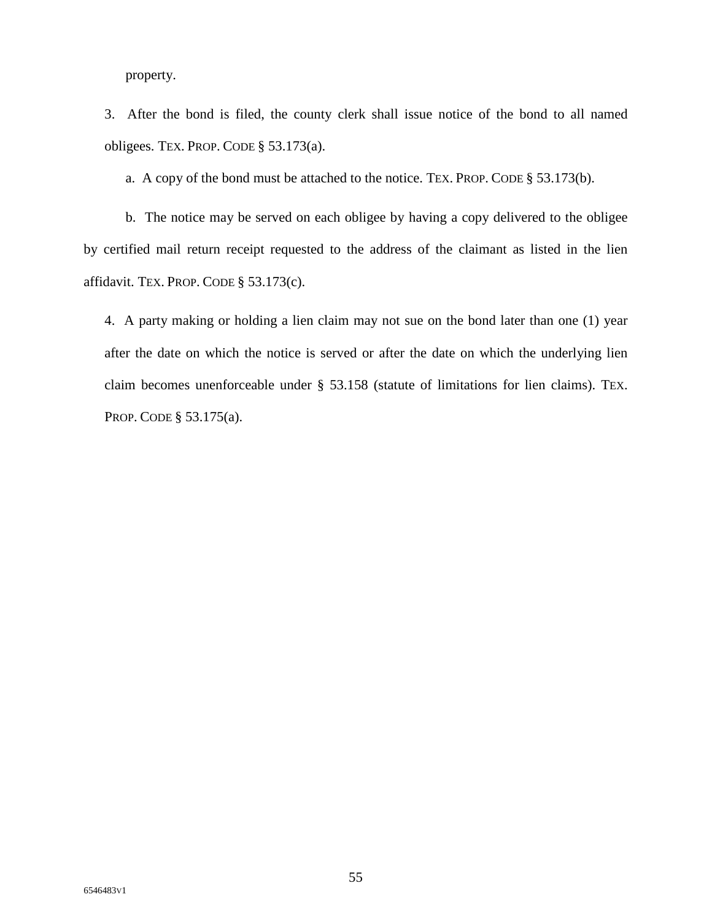property.

3. After the bond is filed, the county clerk shall issue notice of the bond to all named obligees. TEX. PROP. CODE § 53.173(a).

   a. A copy of the bond must be attached to the notice. TEX. PROP. CODE § 53.173(b).

   b. The notice may be served on each obligee by having a copy delivered to the obligee by certified mail return receipt requested to the address of the claimant as listed in the lien affidavit. TEX. PROP. CODE § 53.173(c).

4. A party making or holding a lien claim may not sue on the bond later than one (1) year after the date on which the notice is served or after the date on which the underlying lien claim becomes unenforceable under § 53.158 (statute of limitations for lien claims). TEX. PROP. CODE § 53.175(a).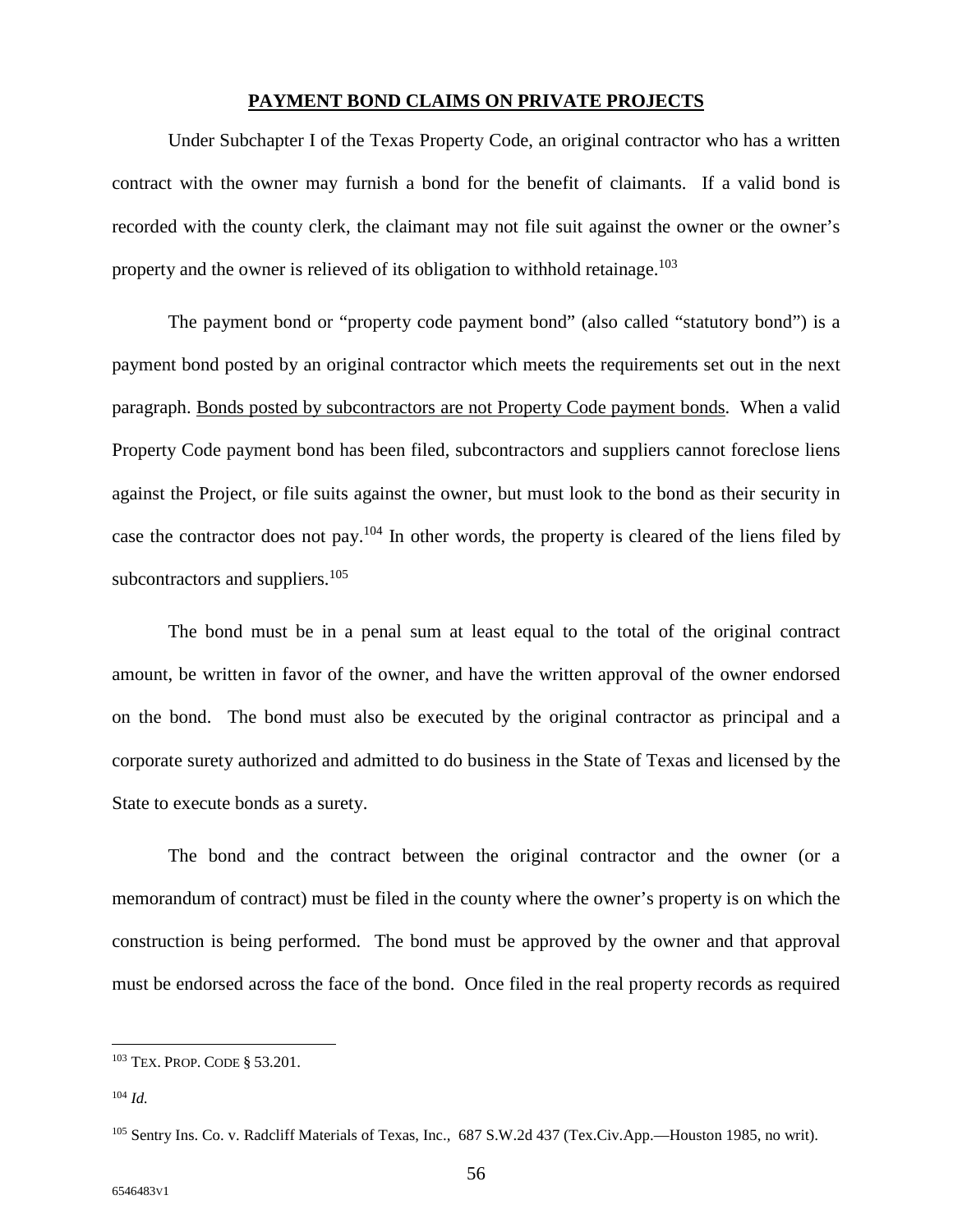## PAYMENT BOND CLAIMS ON PRIVATE PROJECTS

Under Subchapter I of the Texas Property Code, an original contractor who has a written contract with the owner may furnish a bond for the benefit of claimants. If a valid bond is recorded with the county clerk, the claimant may not file suit against the owner or the owner's property and the owner is relieved of its obligation to withhold retainage.[103]

The payment bond or "property code payment bond" (also called "statutory bond") is a payment bond posted by an original contractor which meets the requirements set out in the next paragraph. <u>Bonds posted by subcontractors are not Property Code payment bonds</u>. When a valid Property Code payment bond has been filed, subcontractors and suppliers cannot foreclose liens against the Project, or file suits against the owner, but must look to the bond as their security in case the contractor does not pay.[104] In other words, the property is cleared of the liens filed by subcontractors and suppliers.[105]

The bond must be in a penal sum at least equal to the total of the original contract amount, be written in favor of the owner, and have the written approval of the owner endorsed on the bond. The bond must also be executed by the original contractor as principal and a corporate surety authorized and admitted to do business in the State of Texas and licensed by the State to execute bonds as a surety.

The bond and the contract between the original contractor and the owner (or a memorandum of contract) must be filed in the county where the owner's property is on which the construction is being performed. The bond must be approved by the owner and that approval must be endorsed across the face of the bond. Once filed in the real property records as required

---

[103] TEX. PROP. CODE § 53.201.

[104] *Id.*

[105] Sentry Ins. Co. v. Radcliff Materials of Texas, Inc., 687 S.W.2d 437 (Tex.Civ.App.—Houston 1985, no writ).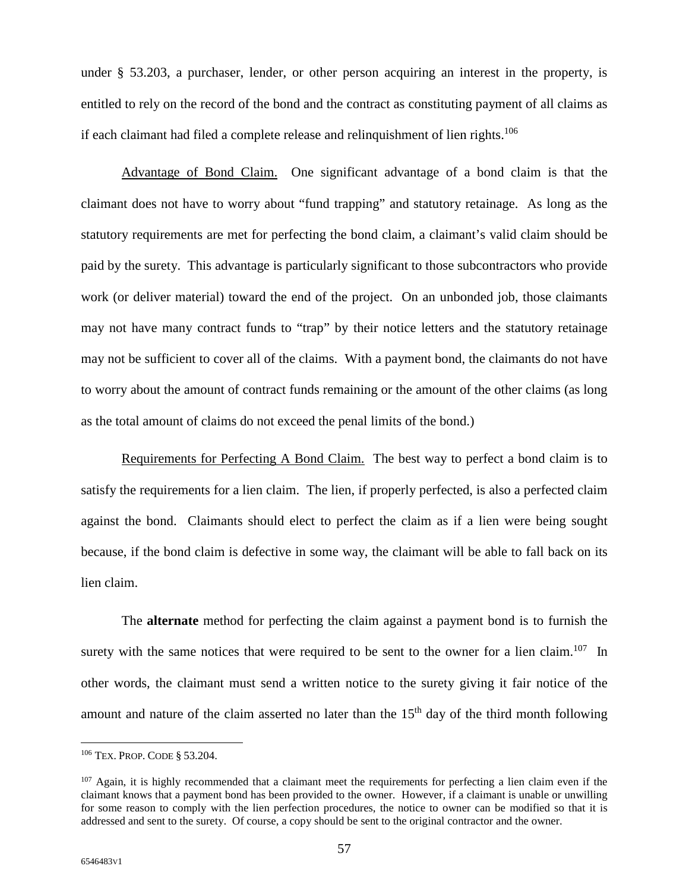under § 53.203, a purchaser, lender, or other person acquiring an interest in the property, is entitled to rely on the record of the bond and the contract as constituting payment of all claims as if each claimant had filed a complete release and relinquishment of lien rights.[106]

Advantage of Bond Claim. One significant advantage of a bond claim is that the claimant does not have to worry about "fund trapping" and statutory retainage. As long as the statutory requirements are met for perfecting the bond claim, a claimant's valid claim should be paid by the surety. This advantage is particularly significant to those subcontractors who provide work (or deliver material) toward the end of the project. On an unbonded job, those claimants may not have many contract funds to "trap" by their notice letters and the statutory retainage may not be sufficient to cover all of the claims. With a payment bond, the claimants do not have to worry about the amount of contract funds remaining or the amount of the other claims (as long as the total amount of claims do not exceed the penal limits of the bond.)

Requirements for Perfecting A Bond Claim. The best way to perfect a bond claim is to satisfy the requirements for a lien claim. The lien, if properly perfected, is also a perfected claim against the bond. Claimants should elect to perfect the claim as if a lien were being sought because, if the bond claim is defective in some way, the claimant will be able to fall back on its lien claim.

The **alternate** method for perfecting the claim against a payment bond is to furnish the surety with the same notices that were required to be sent to the owner for a lien claim.[107] In other words, the claimant must send a written notice to the surety giving it fair notice of the amount and nature of the claim asserted no later than the 15th day of the third month following

---

[106] TEX. PROP. CODE § 53.204.

[107] Again, it is highly recommended that a claimant meet the requirements for perfecting a lien claim even if the claimant knows that a payment bond has been provided to the owner. However, if a claimant is unable or unwilling for some reason to comply with the lien perfection procedures, the notice to owner can be modified so that it is addressed and sent to the surety. Of course, a copy should be sent to the original contractor and the owner.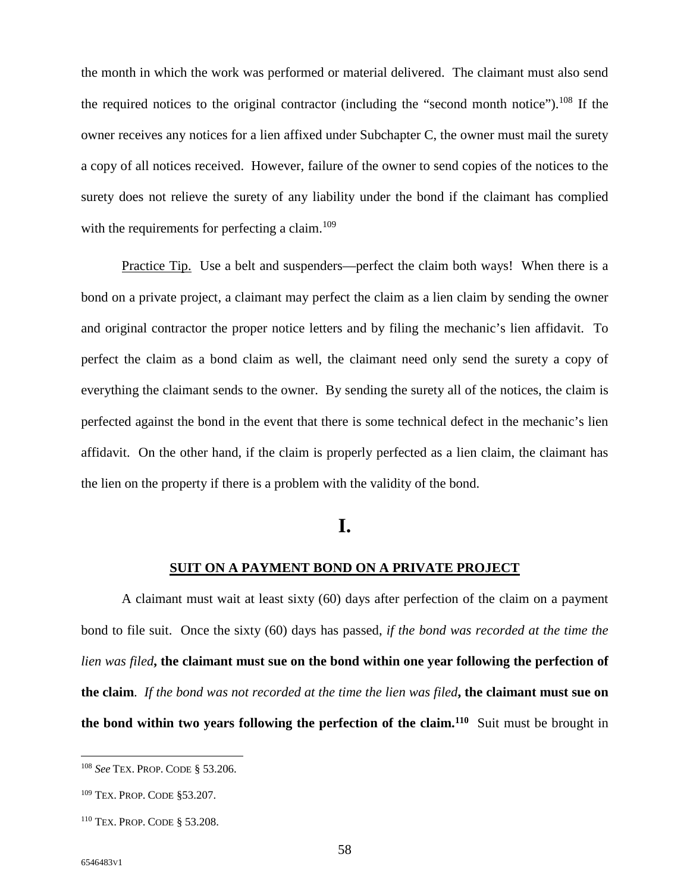the month in which the work was performed or material delivered. The claimant must also send the required notices to the original contractor (including the "second month notice").[108] If the owner receives any notices for a lien affixed under Subchapter C, the owner must mail the surety a copy of all notices received. However, failure of the owner to send copies of the notices to the surety does not relieve the surety of any liability under the bond if the claimant has complied with the requirements for perfecting a claim.[109]

Practice Tip. Use a belt and suspenders—perfect the claim both ways! When there is a bond on a private project, a claimant may perfect the claim as a lien claim by sending the owner and original contractor the proper notice letters and by filing the mechanic's lien affidavit. To perfect the claim as a bond claim as well, the claimant need only send the surety a copy of everything the claimant sends to the owner. By sending the surety all of the notices, the claim is perfected against the bond in the event that there is some technical defect in the mechanic's lien affidavit. On the other hand, if the claim is properly perfected as a lien claim, the claimant has the lien on the property if there is a problem with the validity of the bond.

# I.

## SUIT ON A PAYMENT BOND ON A PRIVATE PROJECT

A claimant must wait at least sixty (60) days after perfection of the claim on a payment bond to file suit. Once the sixty (60) days has passed, *if the bond was recorded at the time the lien was filed*, **the claimant must sue on the bond within one year following the perfection of the claim**. *If the bond was not recorded at the time the lien was filed*, **the claimant must sue on the bond within two years following the perfection of the claim.[110]** Suit must be brought in

---

[108] *See* TEX. PROP. CODE § 53.206.

[109] TEX. PROP. CODE §53.207.

[110] TEX. PROP. CODE § 53.208.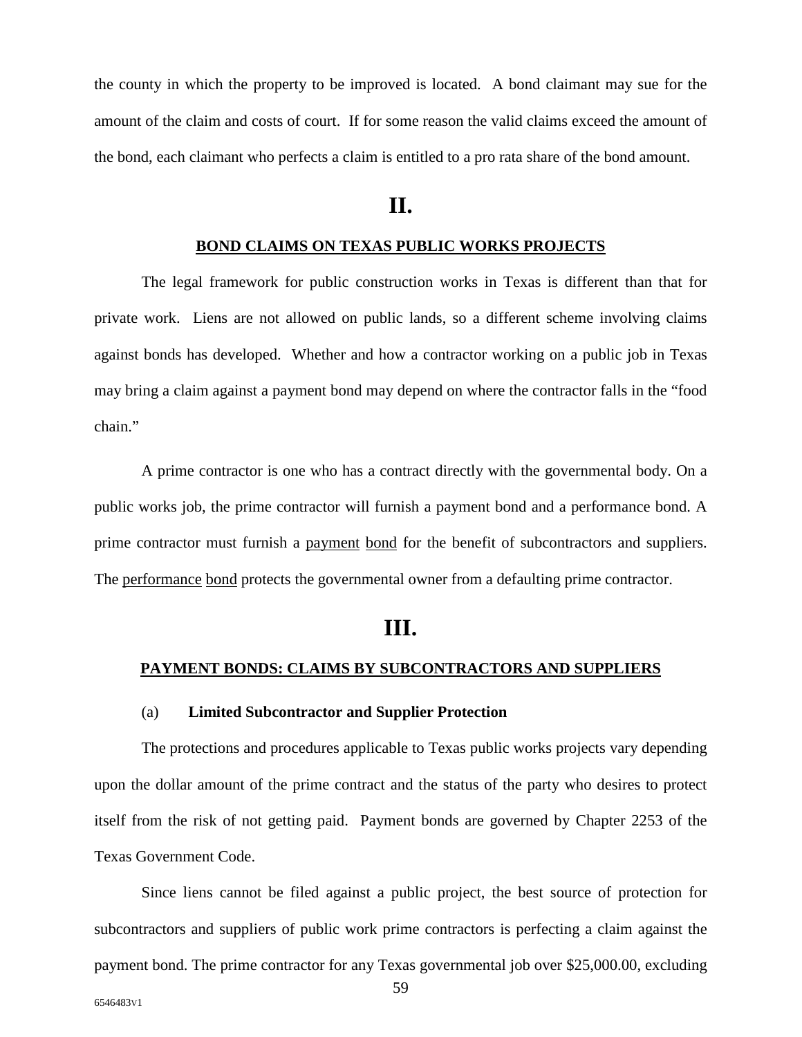the county in which the property to be improved is located. A bond claimant may sue for the amount of the claim and costs of court. If for some reason the valid claims exceed the amount of the bond, each claimant who perfects a claim is entitled to a pro rata share of the bond amount.

# II.

## BOND CLAIMS ON TEXAS PUBLIC WORKS PROJECTS

The legal framework for public construction works in Texas is different than that for private work. Liens are not allowed on public lands, so a different scheme involving claims against bonds has developed. Whether and how a contractor working on a public job in Texas may bring a claim against a payment bond may depend on where the contractor falls in the "food chain."

A prime contractor is one who has a contract directly with the governmental body. On a public works job, the prime contractor will furnish a payment bond and a performance bond. A prime contractor must furnish a payment bond for the benefit of subcontractors and suppliers. The performance bond protects the governmental owner from a defaulting prime contractor.

# III.

## PAYMENT BONDS: CLAIMS BY SUBCONTRACTORS AND SUPPLIERS

### (a) Limited Subcontractor and Supplier Protection

The protections and procedures applicable to Texas public works projects vary depending upon the dollar amount of the prime contract and the status of the party who desires to protect itself from the risk of not getting paid. Payment bonds are governed by Chapter 2253 of the Texas Government Code.

Since liens cannot be filed against a public project, the best source of protection for subcontractors and suppliers of public work prime contractors is perfecting a claim against the payment bond. The prime contractor for any Texas governmental job over $25,000.00, excluding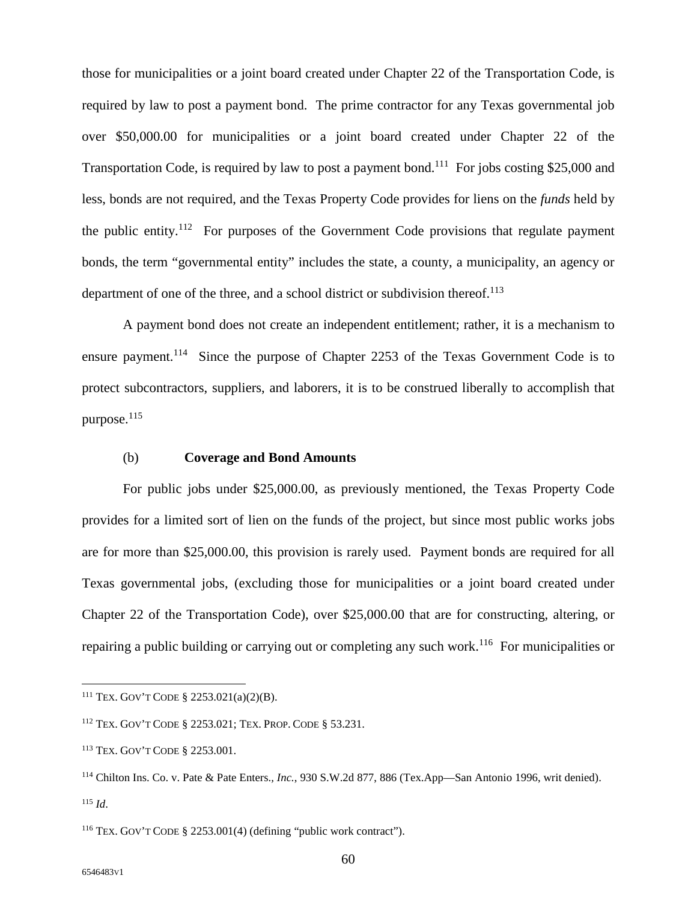those for municipalities or a joint board created under Chapter 22 of the Transportation Code, is required by law to post a payment bond. The prime contractor for any Texas governmental job over $50,000.00 for municipalities or a joint board created under Chapter 22 of the Transportation Code, is required by law to post a payment bond.[111] For jobs costing $25,000 and less, bonds are not required, and the Texas Property Code provides for liens on the *funds* held by the public entity.[112] For purposes of the Government Code provisions that regulate payment bonds, the term "governmental entity" includes the state, a county, a municipality, an agency or department of one of the three, and a school district or subdivision thereof.[113]

A payment bond does not create an independent entitlement; rather, it is a mechanism to ensure payment.[114] Since the purpose of Chapter 2253 of the Texas Government Code is to protect subcontractors, suppliers, and laborers, it is to be construed liberally to accomplish that purpose.[115]

(b) **Coverage and Bond Amounts**

For public jobs under $25,000.00, as previously mentioned, the Texas Property Code provides for a limited sort of lien on the funds of the project, but since most public works jobs are for more than $25,000.00, this provision is rarely used. Payment bonds are required for all Texas governmental jobs, (excluding those for municipalities or a joint board created under Chapter 22 of the Transportation Code), over $25,000.00 that are for constructing, altering, or repairing a public building or carrying out or completing any such work.[116] For municipalities or

---

[111] TEX. GOV'T CODE § 2253.021(a)(2)(B).

[112] TEX. GOV'T CODE § 2253.021; TEX. PROP. CODE § 53.231.

[113] TEX. GOV'T CODE § 2253.001.

[114] Chilton Ins. Co. v. Pate & Pate Enters., *Inc.*, 930 S.W.2d 877, 886 (Tex.App—San Antonio 1996, writ denied).

[115] *Id*.

[116] TEX. GOV'T CODE § 2253.001(4) (defining "public work contract").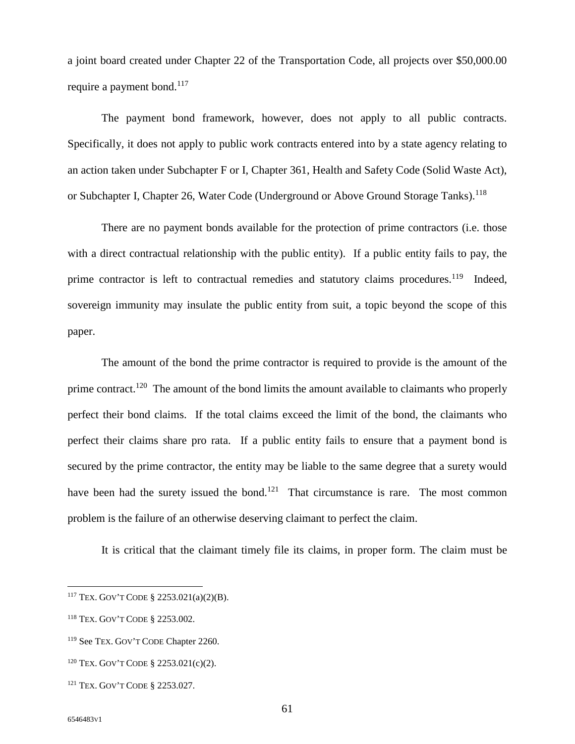a joint board created under Chapter 22 of the Transportation Code, all projects over $50,000.00 require a payment bond.[117]

The payment bond framework, however, does not apply to all public contracts. Specifically, it does not apply to public work contracts entered into by a state agency relating to an action taken under Subchapter F or I, Chapter 361, Health and Safety Code (Solid Waste Act), or Subchapter I, Chapter 26, Water Code (Underground or Above Ground Storage Tanks).[118]

There are no payment bonds available for the protection of prime contractors (i.e. those with a direct contractual relationship with the public entity). If a public entity fails to pay, the prime contractor is left to contractual remedies and statutory claims procedures.[119] Indeed, sovereign immunity may insulate the public entity from suit, a topic beyond the scope of this paper.

The amount of the bond the prime contractor is required to provide is the amount of the prime contract.[120] The amount of the bond limits the amount available to claimants who properly perfect their bond claims. If the total claims exceed the limit of the bond, the claimants who perfect their claims share pro rata. If a public entity fails to ensure that a payment bond is secured by the prime contractor, the entity may be liable to the same degree that a surety would have been had the surety issued the bond.[121] That circumstance is rare. The most common problem is the failure of an otherwise deserving claimant to perfect the claim.

It is critical that the claimant timely file its claims, in proper form. The claim must be

---

[117] TEX. GOV'T CODE § 2253.021(a)(2)(B).

[118] TEX. GOV'T CODE § 2253.002.

[119] See TEX. GOV'T CODE Chapter 2260.

[120] TEX. GOV'T CODE § 2253.021(c)(2).

[121] TEX. GOV'T CODE § 2253.027.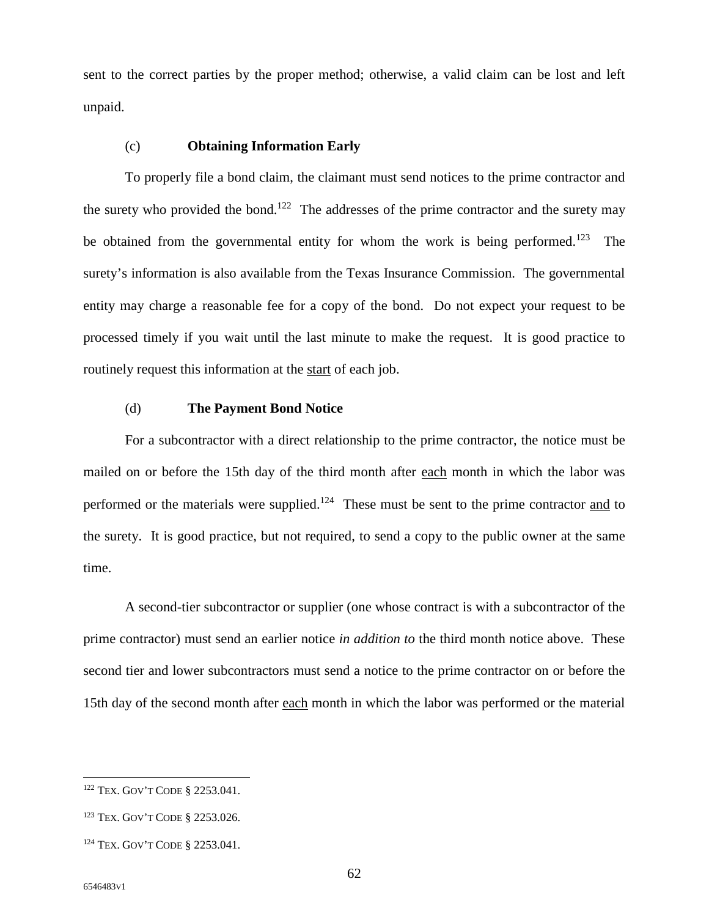sent to the correct parties by the proper method; otherwise, a valid claim can be lost and left unpaid.

### (c) **Obtaining Information Early**

To properly file a bond claim, the claimant must send notices to the prime contractor and the surety who provided the bond.[122] The addresses of the prime contractor and the surety may be obtained from the governmental entity for whom the work is being performed.[123] The surety's information is also available from the Texas Insurance Commission. The governmental entity may charge a reasonable fee for a copy of the bond. Do not expect your request to be processed timely if you wait until the last minute to make the request. It is good practice to routinely request this information at the <u>start</u> of each job.

### (d) **The Payment Bond Notice**

For a subcontractor with a direct relationship to the prime contractor, the notice must be mailed on or before the 15th day of the third month after <u>each</u> month in which the labor was performed or the materials were supplied.[124] These must be sent to the prime contractor <u>and</u> to the surety. It is good practice, but not required, to send a copy to the public owner at the same time.

A second-tier subcontractor or supplier (one whose contract is with a subcontractor of the prime contractor) must send an earlier notice *in addition to* the third month notice above. These second tier and lower subcontractors must send a notice to the prime contractor on or before the 15th day of the second month after <u>each</u> month in which the labor was performed or the material

---

[122] TEX. GOV'T CODE § 2253.041.

[123] TEX. GOV'T CODE § 2253.026.

[124] TEX. GOV'T CODE § 2253.041.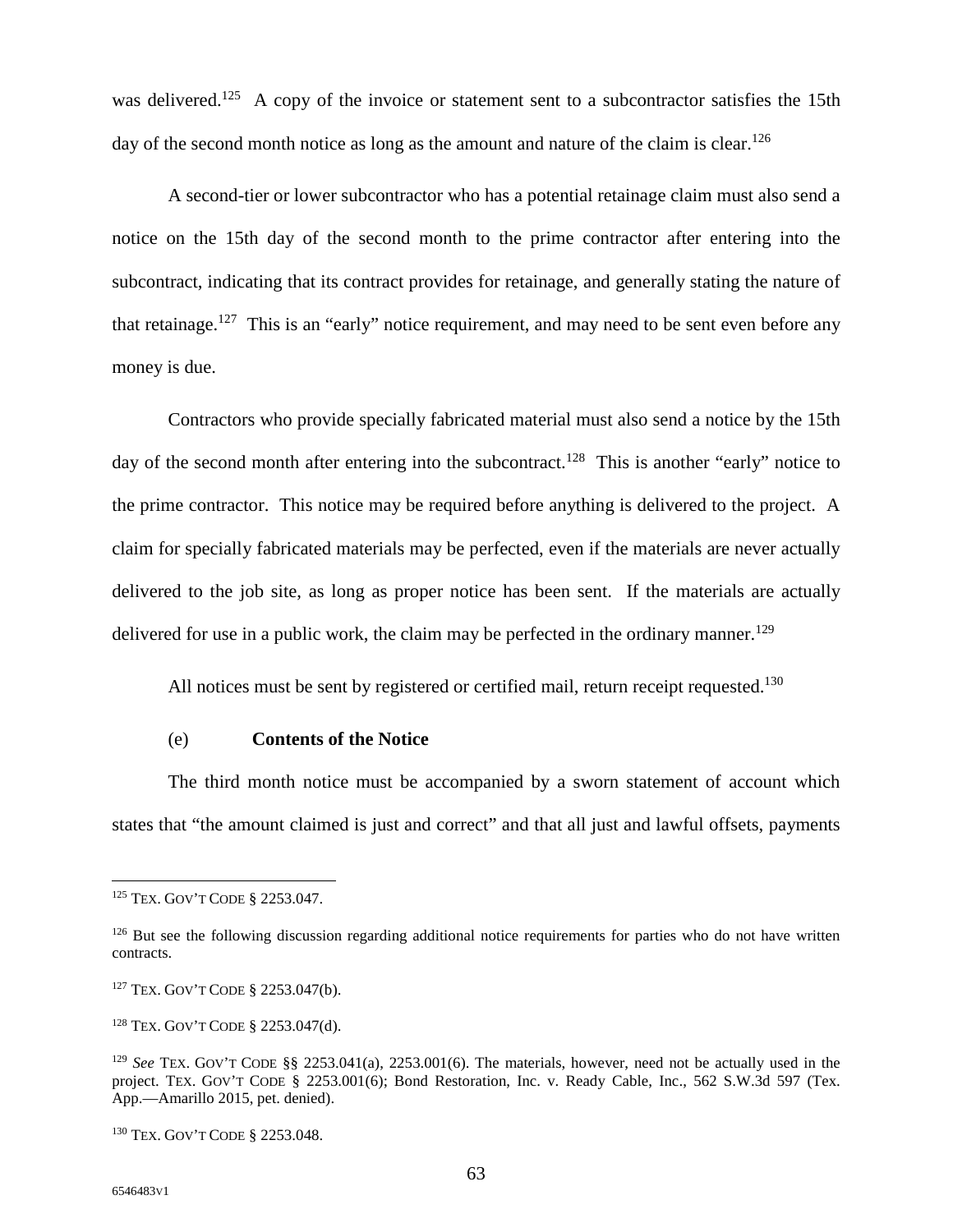was delivered.[125] A copy of the invoice or statement sent to a subcontractor satisfies the 15th day of the second month notice as long as the amount and nature of the claim is clear.[126]

A second-tier or lower subcontractor who has a potential retainage claim must also send a notice on the 15th day of the second month to the prime contractor after entering into the subcontract, indicating that its contract provides for retainage, and generally stating the nature of that retainage.[127] This is an "early" notice requirement, and may need to be sent even before any money is due.

Contractors who provide specially fabricated material must also send a notice by the 15th day of the second month after entering into the subcontract.[128] This is another "early" notice to the prime contractor. This notice may be required before anything is delivered to the project. A claim for specially fabricated materials may be perfected, even if the materials are never actually delivered to the job site, as long as proper notice has been sent. If the materials are actually delivered for use in a public work, the claim may be perfected in the ordinary manner.[129]

All notices must be sent by registered or certified mail, return receipt requested.[130]

(e) **Contents of the Notice**

The third month notice must be accompanied by a sworn statement of account which states that "the amount claimed is just and correct" and that all just and lawful offsets, payments

---

[125] TEX. GOV'T CODE § 2253.047.

[126] But see the following discussion regarding additional notice requirements for parties who do not have written contracts.

[127] TEX. GOV'T CODE § 2253.047(b).

[128] TEX. GOV'T CODE § 2253.047(d).

[129] *See* TEX. GOV'T CODE §§ 2253.041(a), 2253.001(6). The materials, however, need not be actually used in the project. TEX. GOV'T CODE § 2253.001(6); Bond Restoration, Inc. v. Ready Cable, Inc., 562 S.W.3d 597 (Tex. App.—Amarillo 2015, pet. denied).

[130] TEX. GOV'T CODE § 2253.048.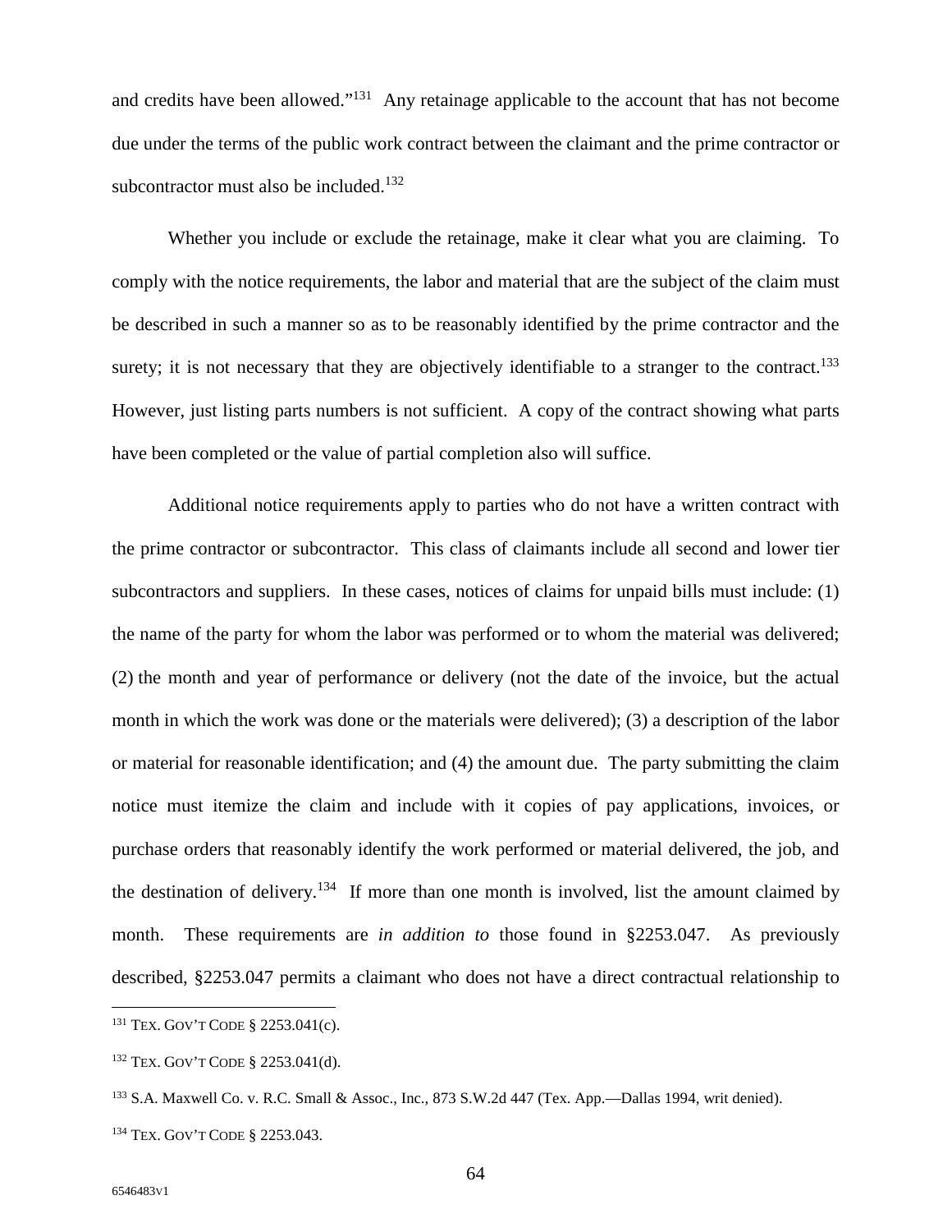and credits have been allowed."[131] Any retainage applicable to the account that has not become due under the terms of the public work contract between the claimant and the prime contractor or subcontractor must also be included.[132]

Whether you include or exclude the retainage, make it clear what you are claiming. To comply with the notice requirements, the labor and material that are the subject of the claim must be described in such a manner so as to be reasonably identified by the prime contractor and the surety; it is not necessary that they are objectively identifiable to a stranger to the contract.[133] However, just listing parts numbers is not sufficient. A copy of the contract showing what parts have been completed or the value of partial completion also will suffice.

Additional notice requirements apply to parties who do not have a written contract with the prime contractor or subcontractor. This class of claimants include all second and lower tier subcontractors and suppliers. In these cases, notices of claims for unpaid bills must include: (1) the name of the party for whom the labor was performed or to whom the material was delivered; (2) the month and year of performance or delivery (not the date of the invoice, but the actual month in which the work was done or the materials were delivered); (3) a description of the labor or material for reasonable identification; and (4) the amount due. The party submitting the claim notice must itemize the claim and include with it copies of pay applications, invoices, or purchase orders that reasonably identify the work performed or material delivered, the job, and the destination of delivery.[134] If more than one month is involved, list the amount claimed by month. These requirements are *in addition to* those found in §2253.047. As previously described, §2253.047 permits a claimant who does not have a direct contractual relationship to

---

[131] TEX. GOV'T CODE § 2253.041(c).

[132] TEX. GOV'T CODE § 2253.041(d).

[133] S.A. Maxwell Co. v. R.C. Small & Assoc., Inc., 873 S.W.2d 447 (Tex. App.—Dallas 1994, writ denied).

[134] TEX. GOV'T CODE § 2253.043.

6546483v1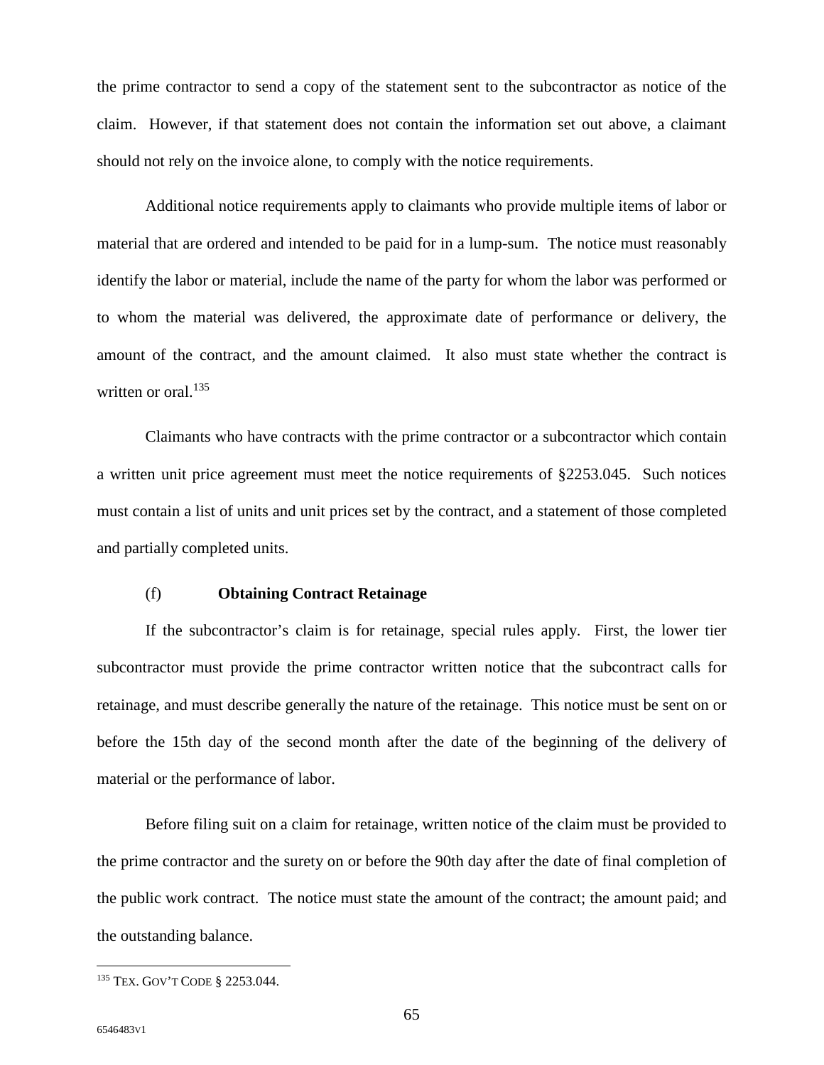the prime contractor to send a copy of the statement sent to the subcontractor as notice of the claim. However, if that statement does not contain the information set out above, a claimant should not rely on the invoice alone, to comply with the notice requirements.

Additional notice requirements apply to claimants who provide multiple items of labor or material that are ordered and intended to be paid for in a lump-sum. The notice must reasonably identify the labor or material, include the name of the party for whom the labor was performed or to whom the material was delivered, the approximate date of performance or delivery, the amount of the contract, and the amount claimed. It also must state whether the contract is written or oral.[135]

Claimants who have contracts with the prime contractor or a subcontractor which contain a written unit price agreement must meet the notice requirements of §2253.045. Such notices must contain a list of units and unit prices set by the contract, and a statement of those completed and partially completed units.

(f) **Obtaining Contract Retainage**

If the subcontractor's claim is for retainage, special rules apply. First, the lower tier subcontractor must provide the prime contractor written notice that the subcontract calls for retainage, and must describe generally the nature of the retainage. This notice must be sent on or before the 15th day of the second month after the date of the beginning of the delivery of material or the performance of labor.

Before filing suit on a claim for retainage, written notice of the claim must be provided to the prime contractor and the surety on or before the 90th day after the date of final completion of the public work contract. The notice must state the amount of the contract; the amount paid; and the outstanding balance.

---

[135] TEX. GOV'T CODE § 2253.044.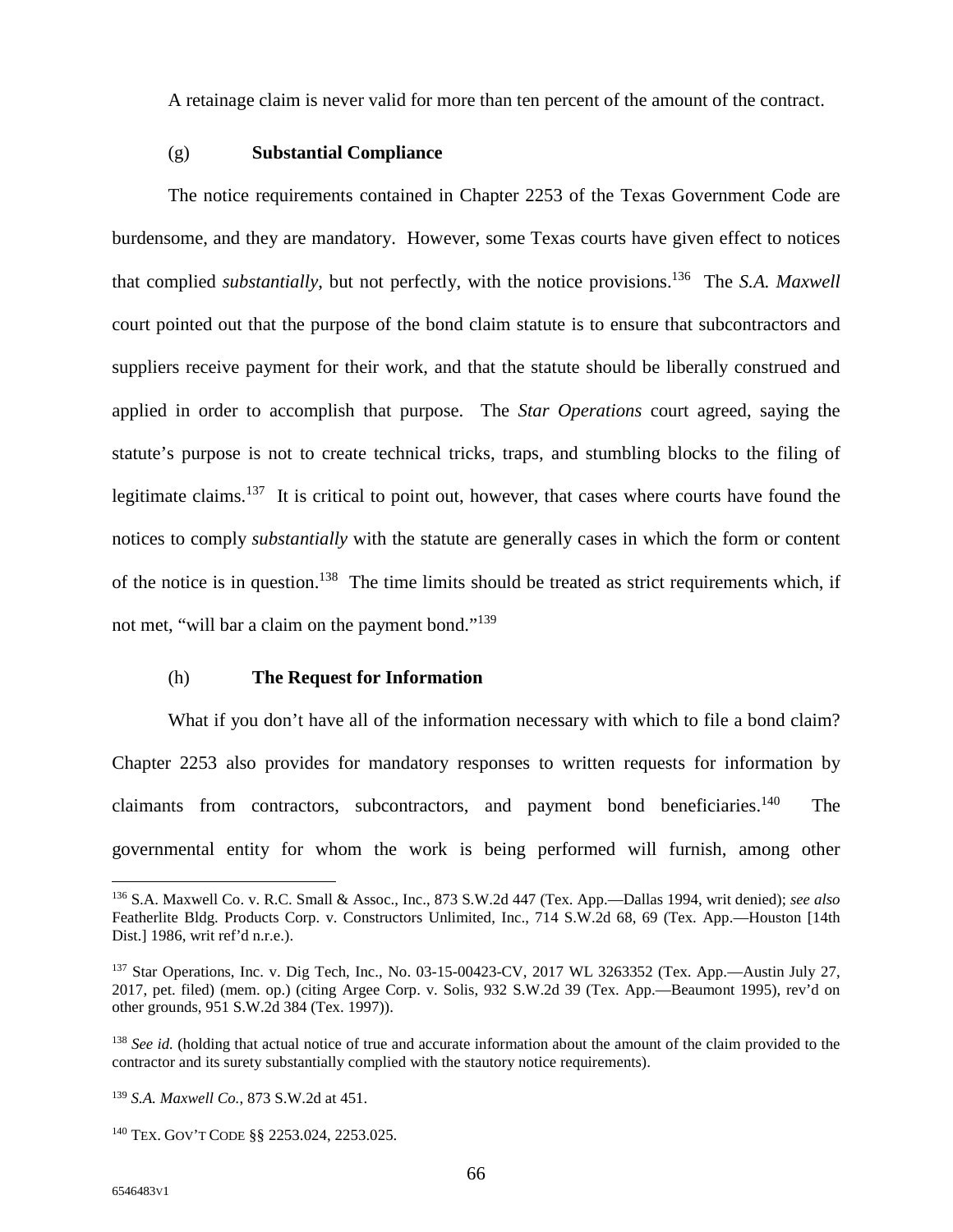A retainage claim is never valid for more than ten percent of the amount of the contract.

#### (g) **Substantial Compliance**

The notice requirements contained in Chapter 2253 of the Texas Government Code are burdensome, and they are mandatory. However, some Texas courts have given effect to notices that complied *substantially*, but not perfectly, with the notice provisions.[136] The *S.A. Maxwell* court pointed out that the purpose of the bond claim statute is to ensure that subcontractors and suppliers receive payment for their work, and that the statute should be liberally construed and applied in order to accomplish that purpose. The *Star Operations* court agreed, saying the statute's purpose is not to create technical tricks, traps, and stumbling blocks to the filing of legitimate claims.[137] It is critical to point out, however, that cases where courts have found the notices to comply *substantially* with the statute are generally cases in which the form or content of the notice is in question.[138] The time limits should be treated as strict requirements which, if not met, "will bar a claim on the payment bond."[139]

#### (h) **The Request for Information**

What if you don't have all of the information necessary with which to file a bond claim? Chapter 2253 also provides for mandatory responses to written requests for information by claimants from contractors, subcontractors, and payment bond beneficiaries.[140] The governmental entity for whom the work is being performed will furnish, among other

---

[136] S.A. Maxwell Co. v. R.C. Small & Assoc., Inc., 873 S.W.2d 447 (Tex. App.—Dallas 1994, writ denied); *see also* Featherlite Bldg. Products Corp. v. Constructors Unlimited, Inc., 714 S.W.2d 68, 69 (Tex. App.—Houston [14th Dist.] 1986, writ ref'd n.r.e.).

[137] Star Operations, Inc. v. Dig Tech, Inc., No. 03-15-00423-CV, 2017 WL 3263352 (Tex. App.—Austin July 27, 2017, pet. filed) (mem. op.) (citing Argee Corp. v. Solis, 932 S.W.2d 39 (Tex. App.—Beaumont 1995), rev'd on other grounds, 951 S.W.2d 384 (Tex. 1997)).

[138] *See id.* (holding that actual notice of true and accurate information about the amount of the claim provided to the contractor and its surety substantially complied with the stautory notice requirements).

[139] *S.A. Maxwell Co.*, 873 S.W.2d at 451.

[140] TEX. GOV'T CODE §§ 2253.024, 2253.025.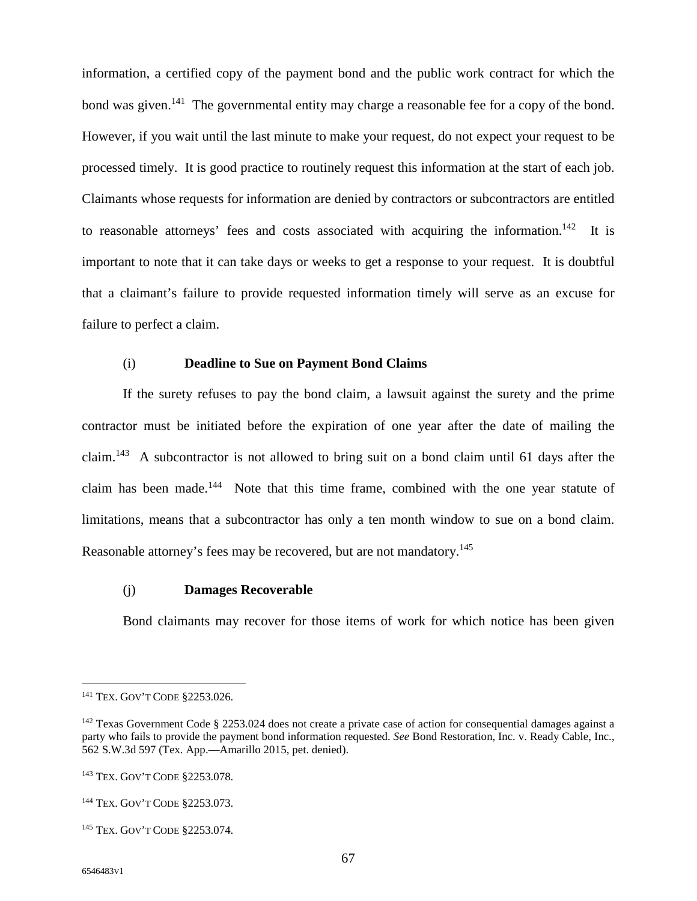information, a certified copy of the payment bond and the public work contract for which the bond was given.[141] The governmental entity may charge a reasonable fee for a copy of the bond. However, if you wait until the last minute to make your request, do not expect your request to be processed timely. It is good practice to routinely request this information at the start of each job. Claimants whose requests for information are denied by contractors or subcontractors are entitled to reasonable attorneys' fees and costs associated with acquiring the information.[142] It is important to note that it can take days or weeks to get a response to your request. It is doubtful that a claimant's failure to provide requested information timely will serve as an excuse for failure to perfect a claim.

### (i) **Deadline to Sue on Payment Bond Claims**

If the surety refuses to pay the bond claim, a lawsuit against the surety and the prime contractor must be initiated before the expiration of one year after the date of mailing the claim.[143] A subcontractor is not allowed to bring suit on a bond claim until 61 days after the claim has been made.[144] Note that this time frame, combined with the one year statute of limitations, means that a subcontractor has only a ten month window to sue on a bond claim. Reasonable attorney's fees may be recovered, but are not mandatory.[145]

### (j) **Damages Recoverable**

Bond claimants may recover for those items of work for which notice has been given

---

[141] TEX. GOV'T CODE §2253.026.

[142] Texas Government Code § 2253.024 does not create a private case of action for consequential damages against a party who fails to provide the payment bond information requested. *See* Bond Restoration, Inc. v. Ready Cable, Inc., 562 S.W.3d 597 (Tex. App.—Amarillo 2015, pet. denied).

[143] TEX. GOV'T CODE §2253.078.

[144] TEX. GOV'T CODE §2253.073.

[145] TEX. GOV'T CODE §2253.074.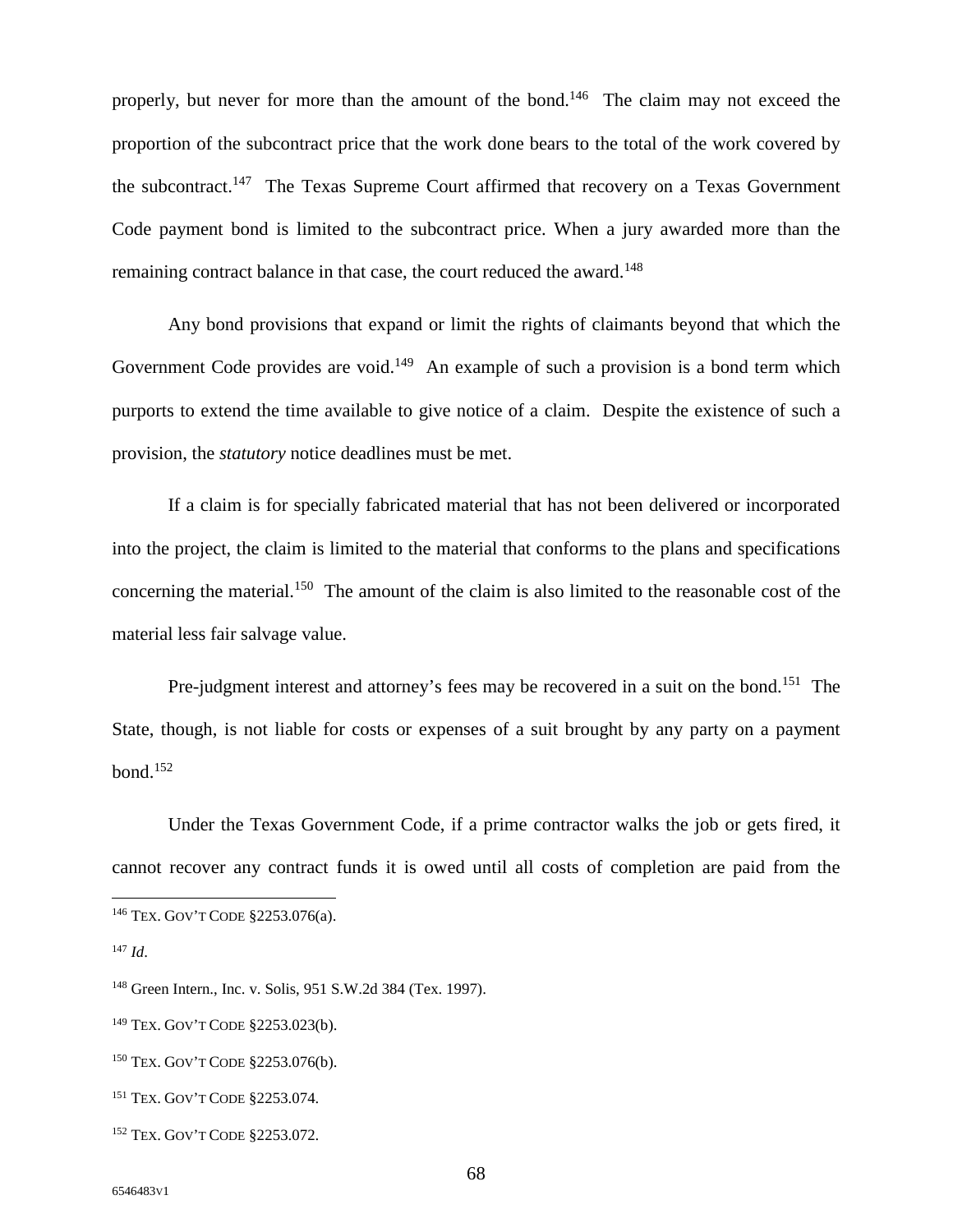properly, but never for more than the amount of the bond.[146] The claim may not exceed the proportion of the subcontract price that the work done bears to the total of the work covered by the subcontract.[147] The Texas Supreme Court affirmed that recovery on a Texas Government Code payment bond is limited to the subcontract price. When a jury awarded more than the remaining contract balance in that case, the court reduced the award.[148]

Any bond provisions that expand or limit the rights of claimants beyond that which the Government Code provides are void.[149] An example of such a provision is a bond term which purports to extend the time available to give notice of a claim. Despite the existence of such a provision, the *statutory* notice deadlines must be met.

If a claim is for specially fabricated material that has not been delivered or incorporated into the project, the claim is limited to the material that conforms to the plans and specifications concerning the material.[150] The amount of the claim is also limited to the reasonable cost of the material less fair salvage value.

Pre-judgment interest and attorney's fees may be recovered in a suit on the bond.[151] The State, though, is not liable for costs or expenses of a suit brought by any party on a payment bond.[152]

Under the Texas Government Code, if a prime contractor walks the job or gets fired, it cannot recover any contract funds it is owed until all costs of completion are paid from the

---

[146] TEX. GOV'T CODE §2253.076(a).

[147] *Id*.

[148] Green Intern., Inc. v. Solis, 951 S.W.2d 384 (Tex. 1997).

[149] TEX. GOV'T CODE §2253.023(b).

[150] TEX. GOV'T CODE §2253.076(b).

[151] TEX. GOV'T CODE §2253.074.

[152] TEX. GOV'T CODE §2253.072.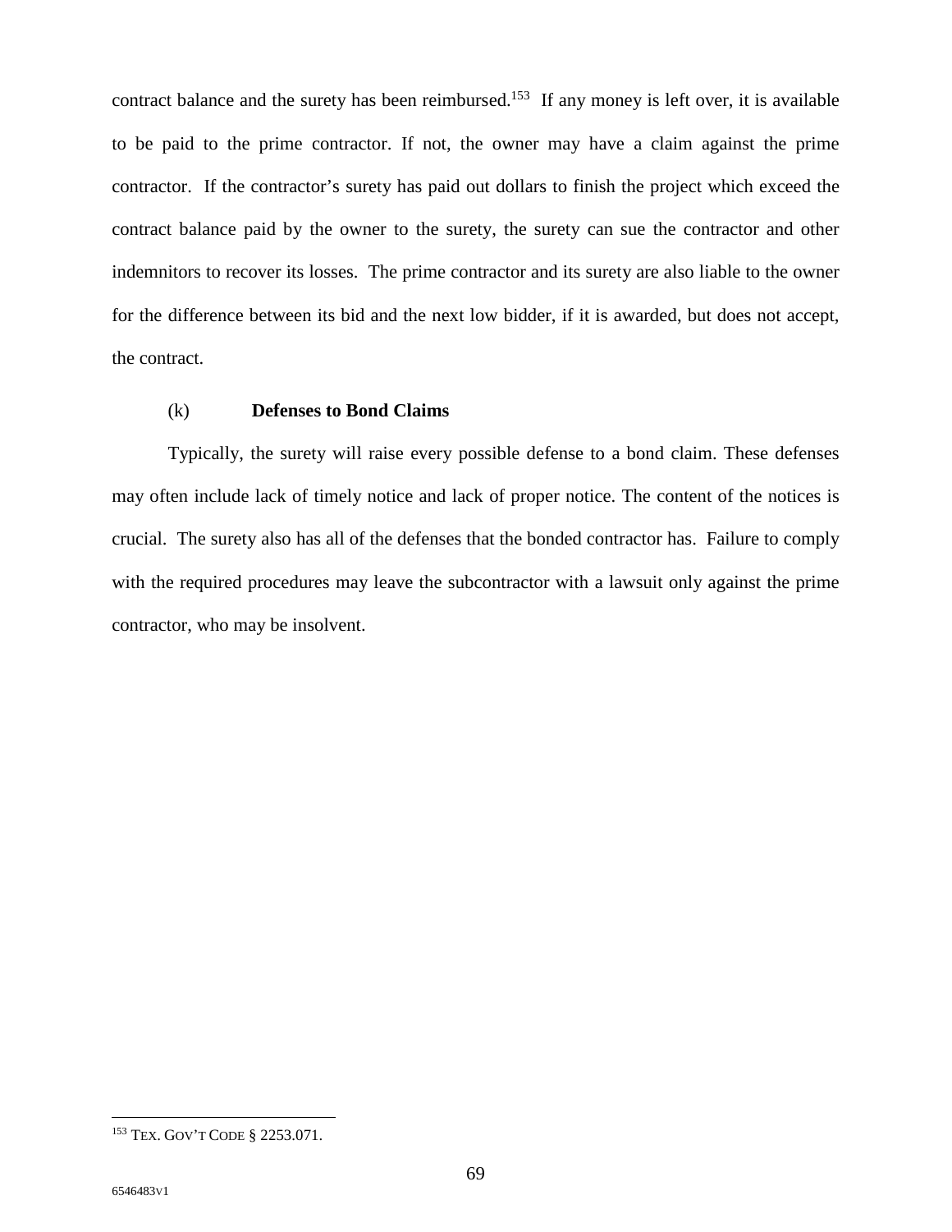contract balance and the surety has been reimbursed.[153] If any money is left over, it is available to be paid to the prime contractor. If not, the owner may have a claim against the prime contractor. If the contractor's surety has paid out dollars to finish the project which exceed the contract balance paid by the owner to the surety, the surety can sue the contractor and other indemnitors to recover its losses. The prime contractor and its surety are also liable to the owner for the difference between its bid and the next low bidder, if it is awarded, but does not accept, the contract.

### (k) **Defenses to Bond Claims**

Typically, the surety will raise every possible defense to a bond claim. These defenses may often include lack of timely notice and lack of proper notice. The content of the notices is crucial. The surety also has all of the defenses that the bonded contractor has. Failure to comply with the required procedures may leave the subcontractor with a lawsuit only against the prime contractor, who may be insolvent.

---

[153] TEX. GOV'T CODE § 2253.071.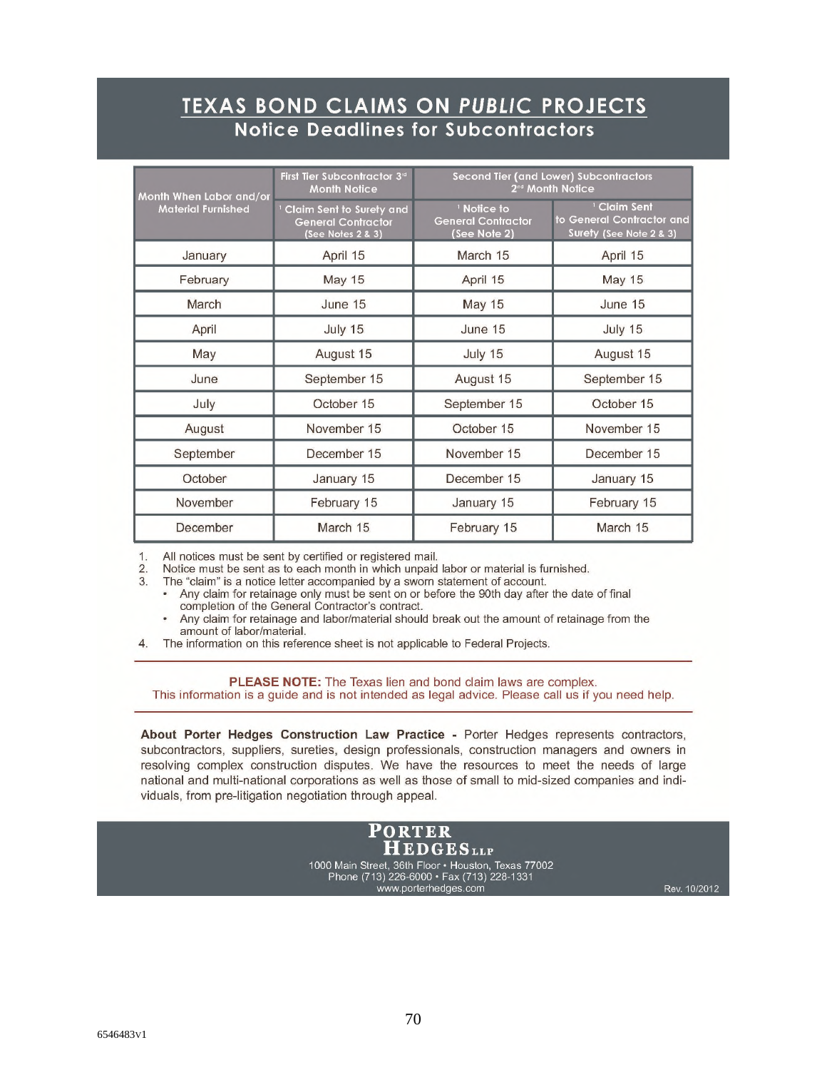# TEXAS BOND CLAIMS ON *PUBLIC* PROJECTS

## Notice Deadlines for Subcontractors

| Month When Labor and/or Material Furnished | First Tier Subcontractor 3rd Month Notice | Second Tier (and Lower) Subcontractors 2nd Month Notice | |
|---|---|---|---|
| | [1] Claim Sent to Surety and General Contractor (See Notes 2 & 3) | [1] Notice to General Contractor (See Note 2) | [1] Claim Sent to General Contractor and Surety (See Note 2 & 3) |
| January | April 15 | March 15 | April 15 |
| February | May 15 | April 15 | May 15 |
| March | June 15 | May 15 | June 15 |
| April | July 15 | June 15 | July 15 |
| May | August 15 | July 15 | August 15 |
| June | September 15 | August 15 | September 15 |
| July | October 15 | September 15 | October 15 |
| August | November 15 | October 15 | November 15 |
| September | December 15 | November 15 | December 15 |
| October | January 15 | December 15 | January 15 |
| November | February 15 | January 15 | February 15 |
| December | March 15 | February 15 | March 15 |

1. All notices must be sent by certified or registered mail.
2. Notice must be sent as to each month in which unpaid labor or material is furnished.
3. The "claim" is a notice letter accompanied by a sworn statement of account.
   - Any claim for retainage only must be sent on or before the 90th day after the date of final completion of the General Contractor's contract.
   - Any claim for retainage and labor/material should break out the amount of retainage from the amount of labor/material.
4. The information on this reference sheet is not applicable to Federal Projects.

**PLEASE NOTE:** The Texas lien and bond claim laws are complex.
This information is a guide and is not intended as legal advice. Please call us if you need help.

**About Porter Hedges Construction Law Practice -** Porter Hedges represents contractors, subcontractors, suppliers, sureties, design professionals, construction managers and owners in resolving complex construction disputes. We have the resources to meet the needs of large national and multi-national corporations as well as those of small to mid-sized companies and individuals, from pre-litigation negotiation through appeal.

**PORTER HEDGES LLP**
1000 Main Street, 36th Floor • Houston, Texas 77002
Phone (713) 226-6000 • Fax (713) 228-1331
www.porterhedges.com

Rev. 10/2012

6546483v1